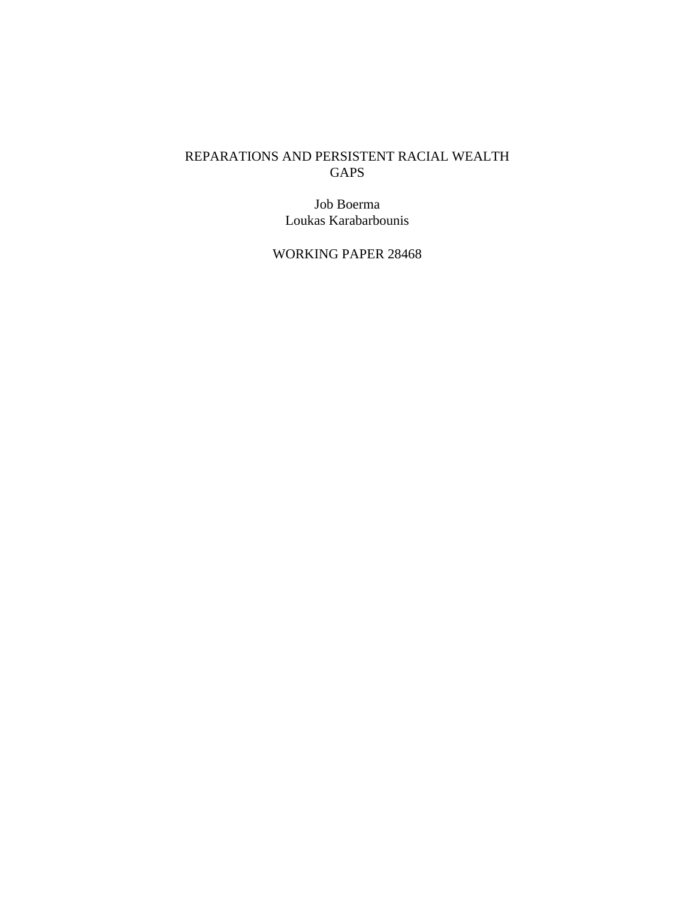# REPARATIONS AND PERSISTENT RACIAL WEALTH GAPS

Job Boerma
Loukas Karabarbounis

WORKING PAPER 28468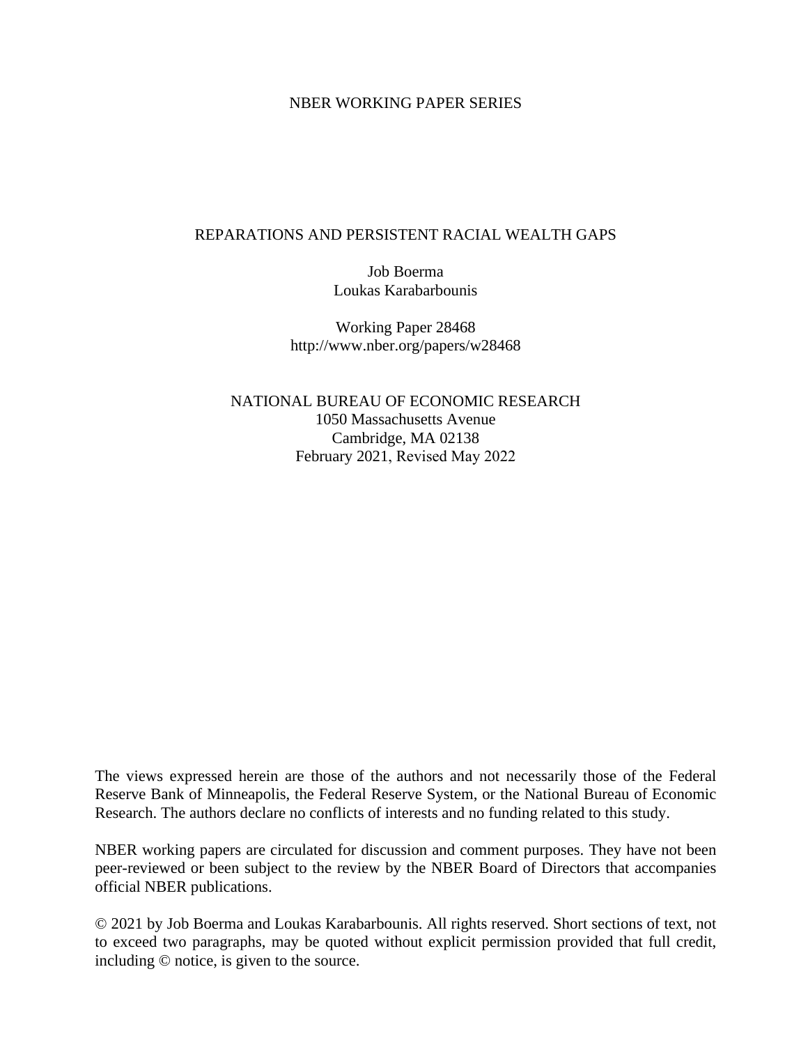NBER WORKING PAPER SERIES

# REPARATIONS AND PERSISTENT RACIAL WEALTH GAPS

Job Boerma
Loukas Karabarbounis

Working Paper 28468
http://www.nber.org/papers/w28468

NATIONAL BUREAU OF ECONOMIC RESEARCH
1050 Massachusetts Avenue
Cambridge, MA 02138
February 2021, Revised May 2022

The views expressed herein are those of the authors and not necessarily those of the Federal Reserve Bank of Minneapolis, the Federal Reserve System, or the National Bureau of Economic Research. The authors declare no conflicts of interests and no funding related to this study.

NBER working papers are circulated for discussion and comment purposes. They have not been peer-reviewed or been subject to the review by the NBER Board of Directors that accompanies official NBER publications.

© 2021 by Job Boerma and Loukas Karabarbounis. All rights reserved. Short sections of text, not to exceed two paragraphs, may be quoted without explicit permission provided that full credit, including © notice, is given to the source.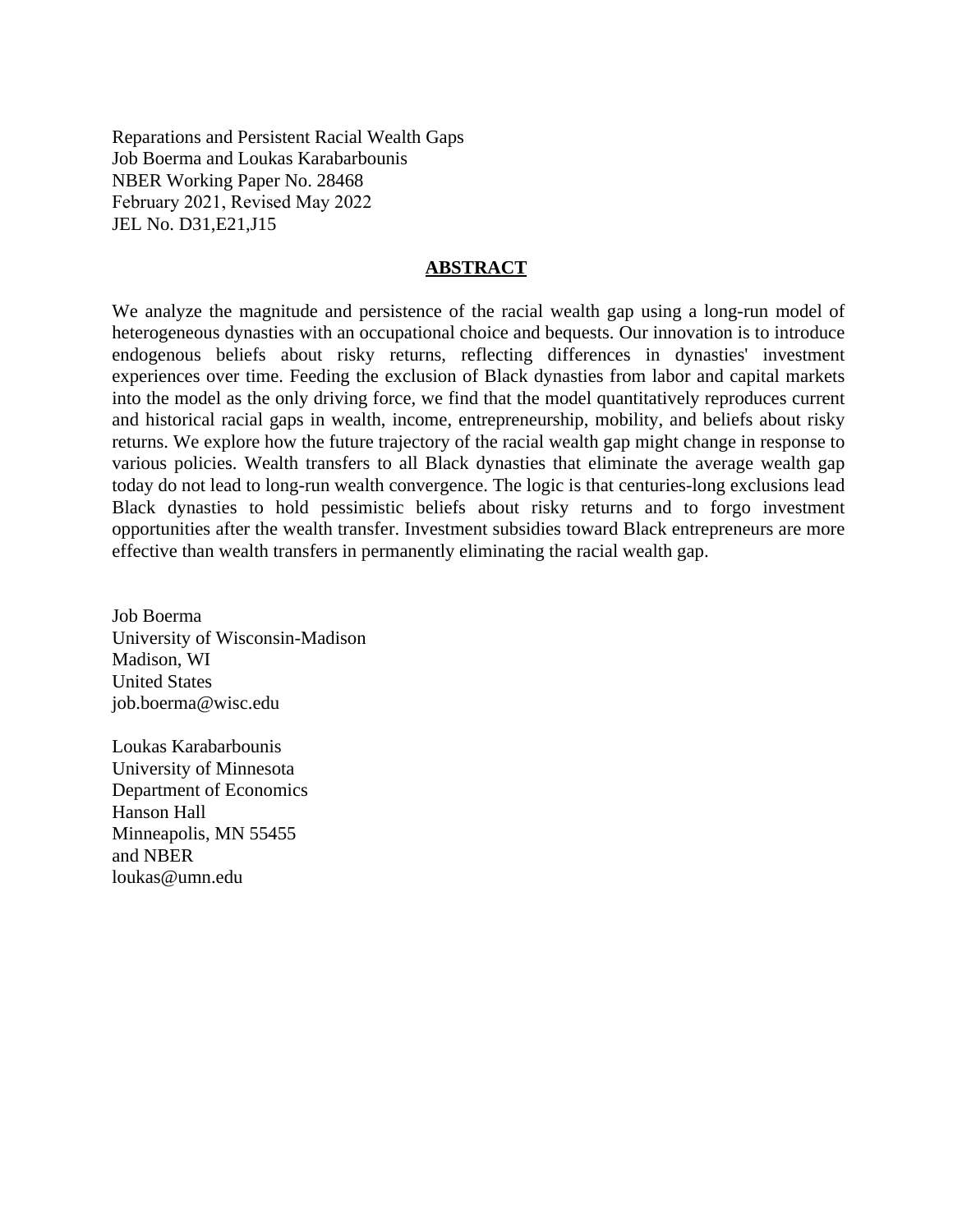Reparations and Persistent Racial Wealth Gaps
Job Boerma and Loukas Karabarbounis
NBER Working Paper No. 28468
February 2021, Revised May 2022
JEL No. D31,E21,J15

## ABSTRACT

We analyze the magnitude and persistence of the racial wealth gap using a long-run model of heterogeneous dynasties with an occupational choice and bequests. Our innovation is to introduce endogenous beliefs about risky returns, reflecting differences in dynasties' investment experiences over time. Feeding the exclusion of Black dynasties from labor and capital markets into the model as the only driving force, we find that the model quantitatively reproduces current and historical racial gaps in wealth, income, entrepreneurship, mobility, and beliefs about risky returns. We explore how the future trajectory of the racial wealth gap might change in response to various policies. Wealth transfers to all Black dynasties that eliminate the average wealth gap today do not lead to long-run wealth convergence. The logic is that centuries-long exclusions lead Black dynasties to hold pessimistic beliefs about risky returns and to forgo investment opportunities after the wealth transfer. Investment subsidies toward Black entrepreneurs are more effective than wealth transfers in permanently eliminating the racial wealth gap.

Job Boerma
University of Wisconsin-Madison
Madison, WI
United States
job.boerma@wisc.edu

Loukas Karabarbounis
University of Minnesota
Department of Economics
Hanson Hall
Minneapolis, MN 55455
and NBER
loukas@umn.edu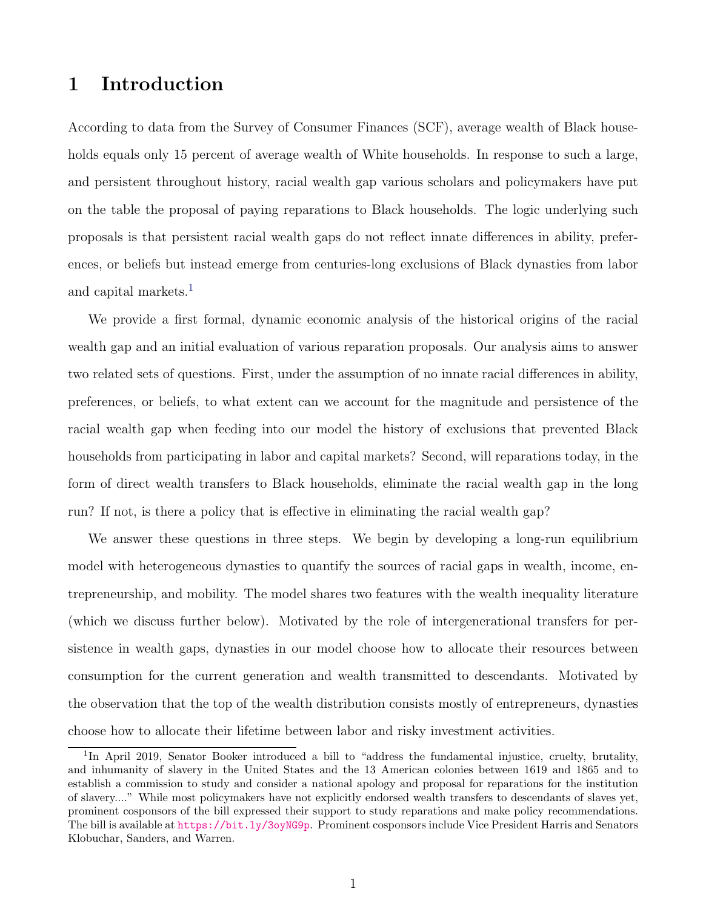# 1 Introduction

According to data from the Survey of Consumer Finances (SCF), average wealth of Black households equals only 15 percent of average wealth of White households. In response to such a large, and persistent throughout history, racial wealth gap various scholars and policymakers have put on the table the proposal of paying reparations to Black households. The logic underlying such proposals is that persistent racial wealth gaps do not reflect innate differences in ability, preferences, or beliefs but instead emerge from centuries-long exclusions of Black dynasties from labor and capital markets.[1]

We provide a first formal, dynamic economic analysis of the historical origins of the racial wealth gap and an initial evaluation of various reparation proposals. Our analysis aims to answer two related sets of questions. First, under the assumption of no innate racial differences in ability, preferences, or beliefs, to what extent can we account for the magnitude and persistence of the racial wealth gap when feeding into our model the history of exclusions that prevented Black households from participating in labor and capital markets? Second, will reparations today, in the form of direct wealth transfers to Black households, eliminate the racial wealth gap in the long run? If not, is there a policy that is effective in eliminating the racial wealth gap?

We answer these questions in three steps. We begin by developing a long-run equilibrium model with heterogeneous dynasties to quantify the sources of racial gaps in wealth, income, entrepreneurship, and mobility. The model shares two features with the wealth inequality literature (which we discuss further below). Motivated by the role of intergenerational transfers for persistence in wealth gaps, dynasties in our model choose how to allocate their resources between consumption for the current generation and wealth transmitted to descendants. Motivated by the observation that the top of the wealth distribution consists mostly of entrepreneurs, dynasties choose how to allocate their lifetime between labor and risky investment activities.

[1] In April 2019, Senator Booker introduced a bill to "address the fundamental injustice, cruelty, brutality, and inhumanity of slavery in the United States and the 13 American colonies between 1619 and 1865 and to establish a commission to study and consider a national apology and proposal for reparations for the institution of slavery...." While most policymakers have not explicitly endorsed wealth transfers to descendants of slaves yet, prominent cosponsors of the bill expressed their support to study reparations and make policy recommendations. The bill is available at https://bit.ly/3oyNG9p. Prominent cosponsors include Vice President Harris and Senators Klobuchar, Sanders, and Warren.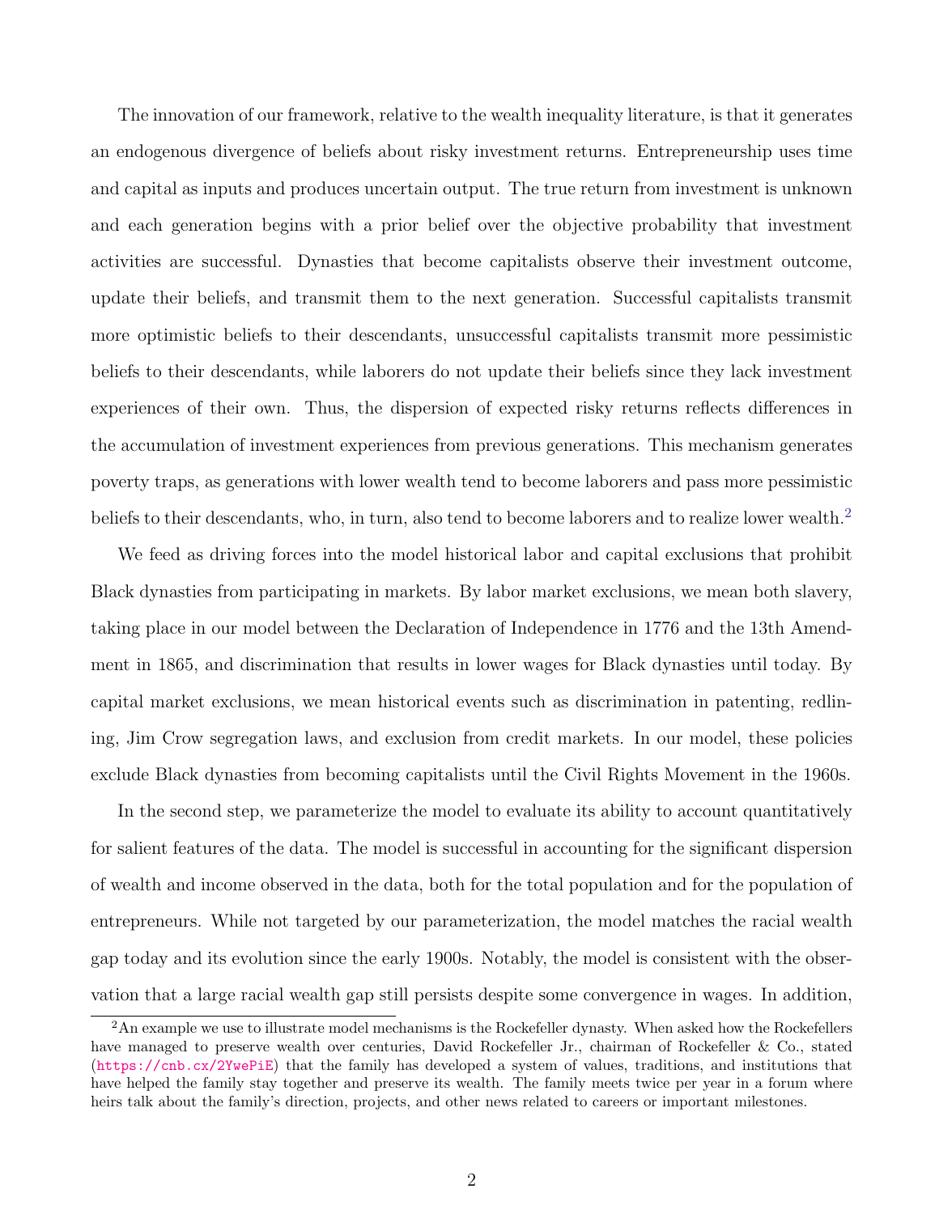The innovation of our framework, relative to the wealth inequality literature, is that it generates an endogenous divergence of beliefs about risky investment returns. Entrepreneurship uses time and capital as inputs and produces uncertain output. The true return from investment is unknown and each generation begins with a prior belief over the objective probability that investment activities are successful. Dynasties that become capitalists observe their investment outcome, update their beliefs, and transmit them to the next generation. Successful capitalists transmit more optimistic beliefs to their descendants, unsuccessful capitalists transmit more pessimistic beliefs to their descendants, while laborers do not update their beliefs since they lack investment experiences of their own. Thus, the dispersion of expected risky returns reflects differences in the accumulation of investment experiences from previous generations. This mechanism generates poverty traps, as generations with lower wealth tend to become laborers and pass more pessimistic beliefs to their descendants, who, in turn, also tend to become laborers and to realize lower wealth.[2]

We feed as driving forces into the model historical labor and capital exclusions that prohibit Black dynasties from participating in markets. By labor market exclusions, we mean both slavery, taking place in our model between the Declaration of Independence in 1776 and the 13th Amendment in 1865, and discrimination that results in lower wages for Black dynasties until today. By capital market exclusions, we mean historical events such as discrimination in patenting, redlining, Jim Crow segregation laws, and exclusion from credit markets. In our model, these policies exclude Black dynasties from becoming capitalists until the Civil Rights Movement in the 1960s.

In the second step, we parameterize the model to evaluate its ability to account quantitatively for salient features of the data. The model is successful in accounting for the significant dispersion of wealth and income observed in the data, both for the total population and for the population of entrepreneurs. While not targeted by our parameterization, the model matches the racial wealth gap today and its evolution since the early 1900s. Notably, the model is consistent with the observation that a large racial wealth gap still persists despite some convergence in wages. In addition,

[2] An example we use to illustrate model mechanisms is the Rockefeller dynasty. When asked how the Rockefellers have managed to preserve wealth over centuries, David Rockefeller Jr., chairman of Rockefeller & Co., stated (https://cnb.cx/2YwePiE) that the family has developed a system of values, traditions, and institutions that have helped the family stay together and preserve its wealth. The family meets twice per year in a forum where heirs talk about the family's direction, projects, and other news related to careers or important milestones.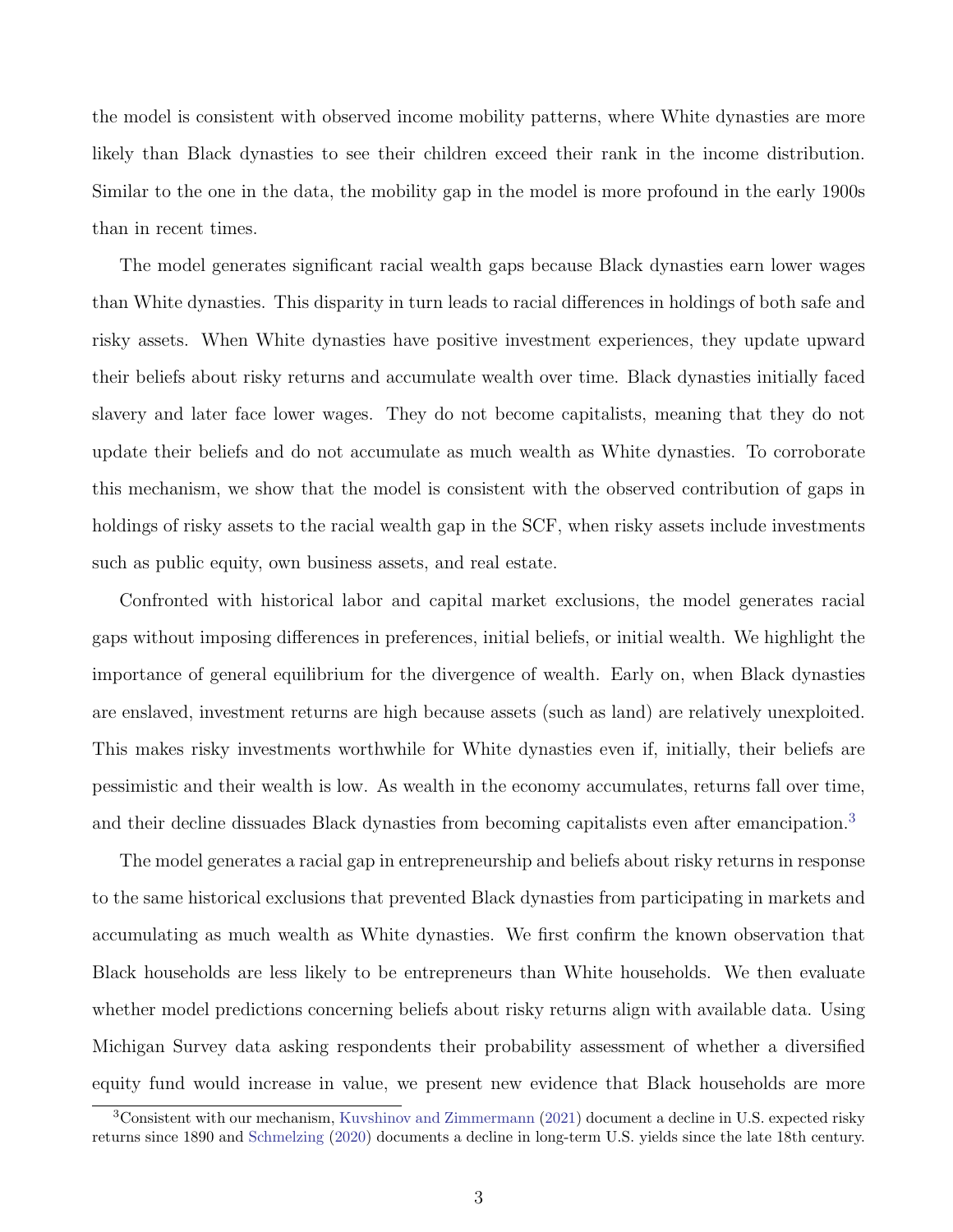the model is consistent with observed income mobility patterns, where White dynasties are more likely than Black dynasties to see their children exceed their rank in the income distribution. Similar to the one in the data, the mobility gap in the model is more profound in the early 1900s than in recent times.

The model generates significant racial wealth gaps because Black dynasties earn lower wages than White dynasties. This disparity in turn leads to racial differences in holdings of both safe and risky assets. When White dynasties have positive investment experiences, they update upward their beliefs about risky returns and accumulate wealth over time. Black dynasties initially faced slavery and later face lower wages. They do not become capitalists, meaning that they do not update their beliefs and do not accumulate as much wealth as White dynasties. To corroborate this mechanism, we show that the model is consistent with the observed contribution of gaps in holdings of risky assets to the racial wealth gap in the SCF, when risky assets include investments such as public equity, own business assets, and real estate.

Confronted with historical labor and capital market exclusions, the model generates racial gaps without imposing differences in preferences, initial beliefs, or initial wealth. We highlight the importance of general equilibrium for the divergence of wealth. Early on, when Black dynasties are enslaved, investment returns are high because assets (such as land) are relatively unexploited. This makes risky investments worthwhile for White dynasties even if, initially, their beliefs are pessimistic and their wealth is low. As wealth in the economy accumulates, returns fall over time, and their decline dissuades Black dynasties from becoming capitalists even after emancipation.[3]

The model generates a racial gap in entrepreneurship and beliefs about risky returns in response to the same historical exclusions that prevented Black dynasties from participating in markets and accumulating as much wealth as White dynasties. We first confirm the known observation that Black households are less likely to be entrepreneurs than White households. We then evaluate whether model predictions concerning beliefs about risky returns align with available data. Using Michigan Survey data asking respondents their probability assessment of whether a diversified equity fund would increase in value, we present new evidence that Black households are more

[3] Consistent with our mechanism, Kuvshinov and Zimmermann (2021) document a decline in U.S. expected risky returns since 1890 and Schmelzing (2020) documents a decline in long-term U.S. yields since the late 18th century.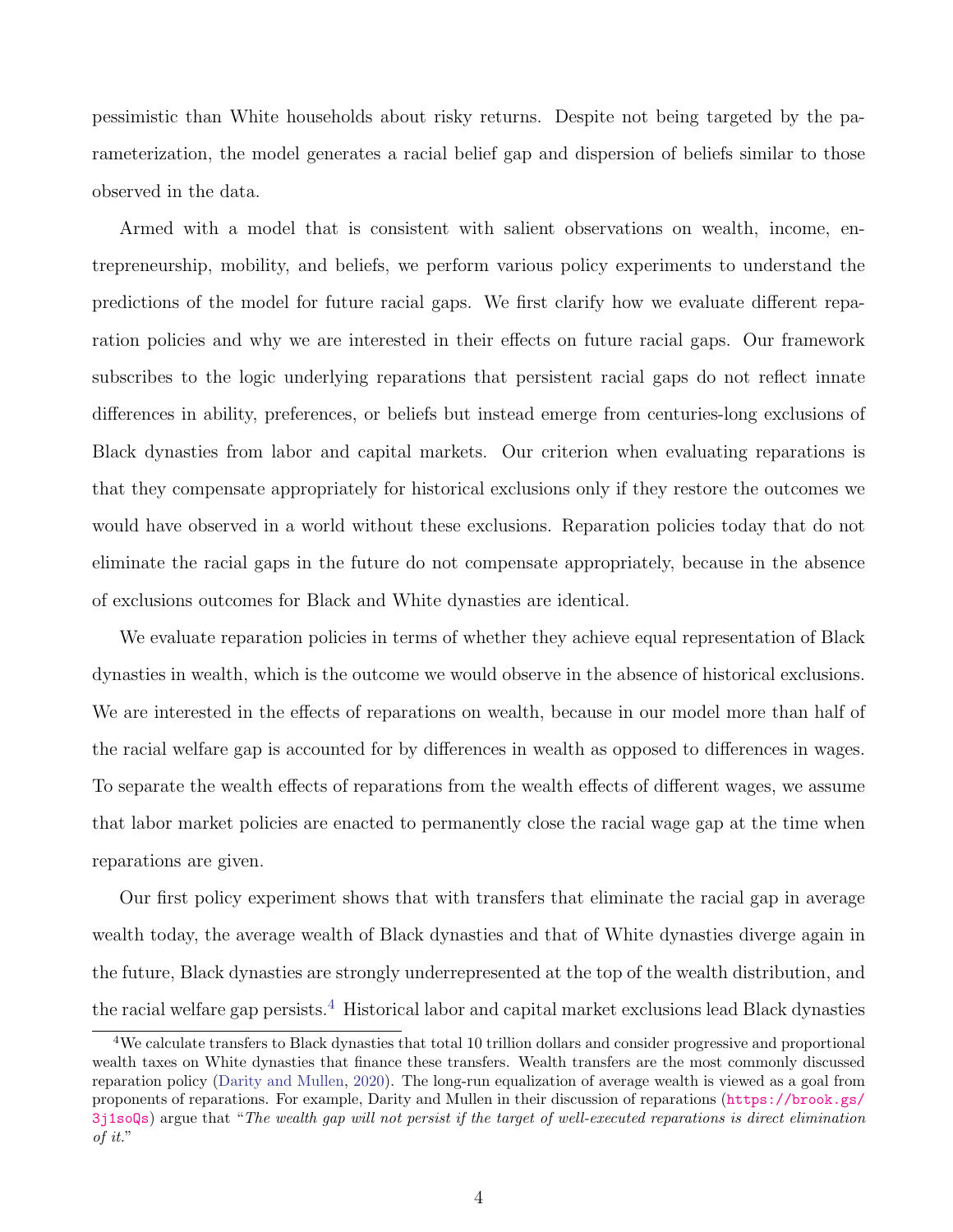pessimistic than White households about risky returns. Despite not being targeted by the parameterization, the model generates a racial belief gap and dispersion of beliefs similar to those observed in the data.

Armed with a model that is consistent with salient observations on wealth, income, entrepreneurship, mobility, and beliefs, we perform various policy experiments to understand the predictions of the model for future racial gaps. We first clarify how we evaluate different reparation policies and why we are interested in their effects on future racial gaps. Our framework subscribes to the logic underlying reparations that persistent racial gaps do not reflect innate differences in ability, preferences, or beliefs but instead emerge from centuries-long exclusions of Black dynasties from labor and capital markets. Our criterion when evaluating reparations is that they compensate appropriately for historical exclusions only if they restore the outcomes we would have observed in a world without these exclusions. Reparation policies today that do not eliminate the racial gaps in the future do not compensate appropriately, because in the absence of exclusions outcomes for Black and White dynasties are identical.

We evaluate reparation policies in terms of whether they achieve equal representation of Black dynasties in wealth, which is the outcome we would observe in the absence of historical exclusions. We are interested in the effects of reparations on wealth, because in our model more than half of the racial welfare gap is accounted for by differences in wealth as opposed to differences in wages. To separate the wealth effects of reparations from the wealth effects of different wages, we assume that labor market policies are enacted to permanently close the racial wage gap at the time when reparations are given.

Our first policy experiment shows that with transfers that eliminate the racial gap in average wealth today, the average wealth of Black dynasties and that of White dynasties diverge again in the future, Black dynasties are strongly underrepresented at the top of the wealth distribution, and the racial welfare gap persists.[4] Historical labor and capital market exclusions lead Black dynasties

[4] We calculate transfers to Black dynasties that total 10 trillion dollars and consider progressive and proportional wealth taxes on White dynasties that finance these transfers. Wealth transfers are the most commonly discussed reparation policy (Darity and Mullen, 2020). The long-run equalization of average wealth is viewed as a goal from proponents of reparations. For example, Darity and Mullen in their discussion of reparations (https://brook.gs/3j1soQs) argue that "*The wealth gap will not persist if the target of well-executed reparations is direct elimination of it.*"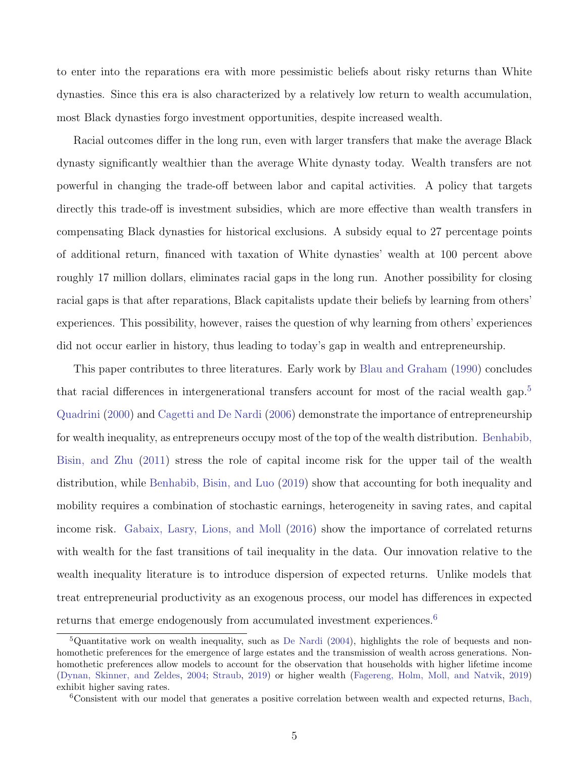to enter into the reparations era with more pessimistic beliefs about risky returns than White dynasties. Since this era is also characterized by a relatively low return to wealth accumulation, most Black dynasties forgo investment opportunities, despite increased wealth.

Racial outcomes differ in the long run, even with larger transfers that make the average Black dynasty significantly wealthier than the average White dynasty today. Wealth transfers are not powerful in changing the trade-off between labor and capital activities. A policy that targets directly this trade-off is investment subsidies, which are more effective than wealth transfers in compensating Black dynasties for historical exclusions. A subsidy equal to 27 percentage points of additional return, financed with taxation of White dynasties' wealth at 100 percent above roughly 17 million dollars, eliminates racial gaps in the long run. Another possibility for closing racial gaps is that after reparations, Black capitalists update their beliefs by learning from others' experiences. This possibility, however, raises the question of why learning from others' experiences did not occur earlier in history, thus leading to today's gap in wealth and entrepreneurship.

This paper contributes to three literatures. Early work by Blau and Graham (1990) concludes that racial differences in intergenerational transfers account for most of the racial wealth gap.[5] Quadrini (2000) and Cagetti and De Nardi (2006) demonstrate the importance of entrepreneurship for wealth inequality, as entrepreneurs occupy most of the top of the wealth distribution. Benhabib, Bisin, and Zhu (2011) stress the role of capital income risk for the upper tail of the wealth distribution, while Benhabib, Bisin, and Luo (2019) show that accounting for both inequality and mobility requires a combination of stochastic earnings, heterogeneity in saving rates, and capital income risk. Gabaix, Lasry, Lions, and Moll (2016) show the importance of correlated returns with wealth for the fast transitions of tail inequality in the data. Our innovation relative to the wealth inequality literature is to introduce dispersion of expected returns. Unlike models that treat entrepreneurial productivity as an exogenous process, our model has differences in expected returns that emerge endogenously from accumulated investment experiences.[6]

[5] Quantitative work on wealth inequality, such as De Nardi (2004), highlights the role of bequests and non-homothetic preferences for the emergence of large estates and the transmission of wealth across generations. Non-homothetic preferences allow models to account for the observation that households with higher lifetime income (Dynan, Skinner, and Zeldes, 2004; Straub, 2019) or higher wealth (Fagereng, Holm, Moll, and Natvik, 2019) exhibit higher saving rates.

[6] Consistent with our model that generates a positive correlation between wealth and expected returns, Bach,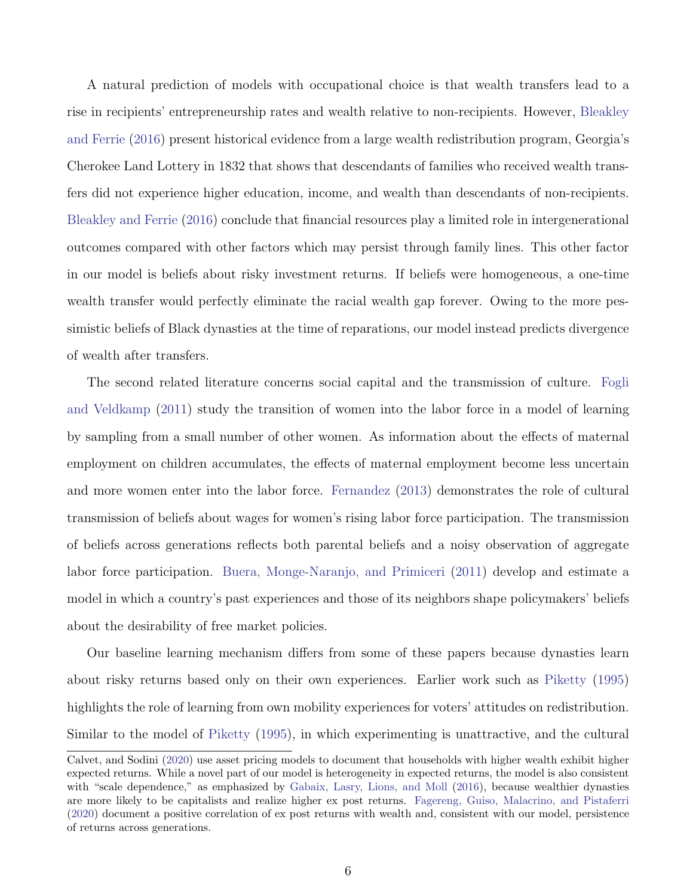A natural prediction of models with occupational choice is that wealth transfers lead to a rise in recipients' entrepreneurship rates and wealth relative to non-recipients. However, Bleakley and Ferrie (2016) present historical evidence from a large wealth redistribution program, Georgia's Cherokee Land Lottery in 1832 that shows that descendants of families who received wealth transfers did not experience higher education, income, and wealth than descendants of non-recipients. Bleakley and Ferrie (2016) conclude that financial resources play a limited role in intergenerational outcomes compared with other factors which may persist through family lines. This other factor in our model is beliefs about risky investment returns. If beliefs were homogeneous, a one-time wealth transfer would perfectly eliminate the racial wealth gap forever. Owing to the more pessimistic beliefs of Black dynasties at the time of reparations, our model instead predicts divergence of wealth after transfers.

The second related literature concerns social capital and the transmission of culture. Fogli and Veldkamp (2011) study the transition of women into the labor force in a model of learning by sampling from a small number of other women. As information about the effects of maternal employment on children accumulates, the effects of maternal employment become less uncertain and more women enter into the labor force. Fernandez (2013) demonstrates the role of cultural transmission of beliefs about wages for women's rising labor force participation. The transmission of beliefs across generations reflects both parental beliefs and a noisy observation of aggregate labor force participation. Buera, Monge-Naranjo, and Primiceri (2011) develop and estimate a model in which a country's past experiences and those of its neighbors shape policymakers' beliefs about the desirability of free market policies.

Our baseline learning mechanism differs from some of these papers because dynasties learn about risky returns based only on their own experiences. Earlier work such as Piketty (1995) highlights the role of learning from own mobility experiences for voters' attitudes on redistribution. Similar to the model of Piketty (1995), in which experimenting is unattractive, and the cultural

---

Calvet, and Sodini (2020) use asset pricing models to document that households with higher wealth exhibit higher expected returns. While a novel part of our model is heterogeneity in expected returns, the model is also consistent with "scale dependence," as emphasized by Gabaix, Lasry, Lions, and Moll (2016), because wealthier dynasties are more likely to be capitalists and realize higher ex post returns. Fagereng, Guiso, Malacrino, and Pistaferri (2020) document a positive correlation of ex post returns with wealth and, consistent with our model, persistence of returns across generations.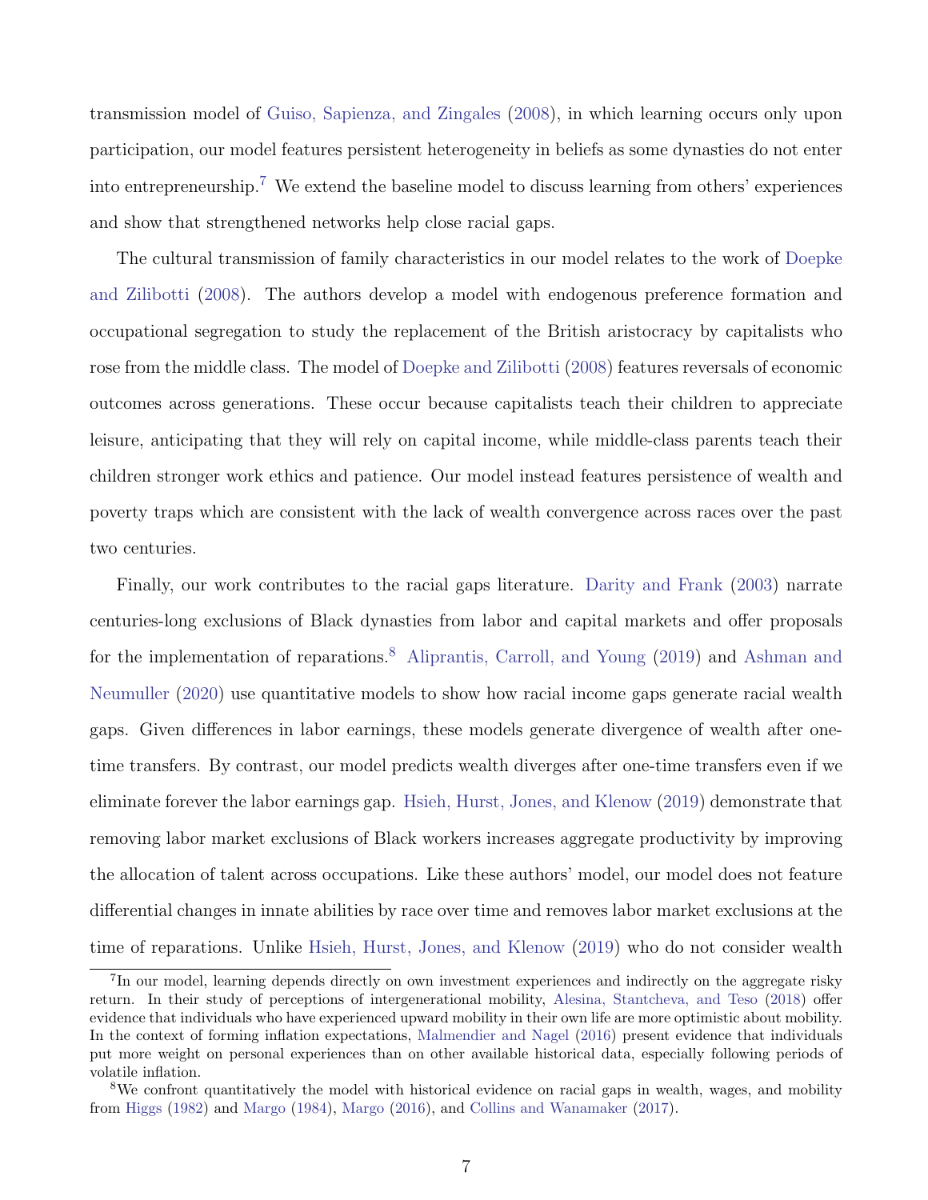transmission model of Guiso, Sapienza, and Zingales (2008), in which learning occurs only upon participation, our model features persistent heterogeneity in beliefs as some dynasties do not enter into entrepreneurship.[7] We extend the baseline model to discuss learning from others' experiences and show that strengthened networks help close racial gaps.

The cultural transmission of family characteristics in our model relates to the work of Doepke and Zilibotti (2008). The authors develop a model with endogenous preference formation and occupational segregation to study the replacement of the British aristocracy by capitalists who rose from the middle class. The model of Doepke and Zilibotti (2008) features reversals of economic outcomes across generations. These occur because capitalists teach their children to appreciate leisure, anticipating that they will rely on capital income, while middle-class parents teach their children stronger work ethics and patience. Our model instead features persistence of wealth and poverty traps which are consistent with the lack of wealth convergence across races over the past two centuries.

Finally, our work contributes to the racial gaps literature. Darity and Frank (2003) narrate centuries-long exclusions of Black dynasties from labor and capital markets and offer proposals for the implementation of reparations.[8] Aliprantis, Carroll, and Young (2019) and Ashman and Neumuller (2020) use quantitative models to show how racial income gaps generate racial wealth gaps. Given differences in labor earnings, these models generate divergence of wealth after one-time transfers. By contrast, our model predicts wealth diverges after one-time transfers even if we eliminate forever the labor earnings gap. Hsieh, Hurst, Jones, and Klenow (2019) demonstrate that removing labor market exclusions of Black workers increases aggregate productivity by improving the allocation of talent across occupations. Like these authors' model, our model does not feature differential changes in innate abilities by race over time and removes labor market exclusions at the time of reparations. Unlike Hsieh, Hurst, Jones, and Klenow (2019) who do not consider wealth

[7] In our model, learning depends directly on own investment experiences and indirectly on the aggregate risky return. In their study of perceptions of intergenerational mobility, Alesina, Stantcheva, and Teso (2018) offer evidence that individuals who have experienced upward mobility in their own life are more optimistic about mobility. In the context of forming inflation expectations, Malmendier and Nagel (2016) present evidence that individuals put more weight on personal experiences than on other available historical data, especially following periods of volatile inflation.

[8] We confront quantitatively the model with historical evidence on racial gaps in wealth, wages, and mobility from Higgs (1982) and Margo (1984), Margo (2016), and Collins and Wanamaker (2017).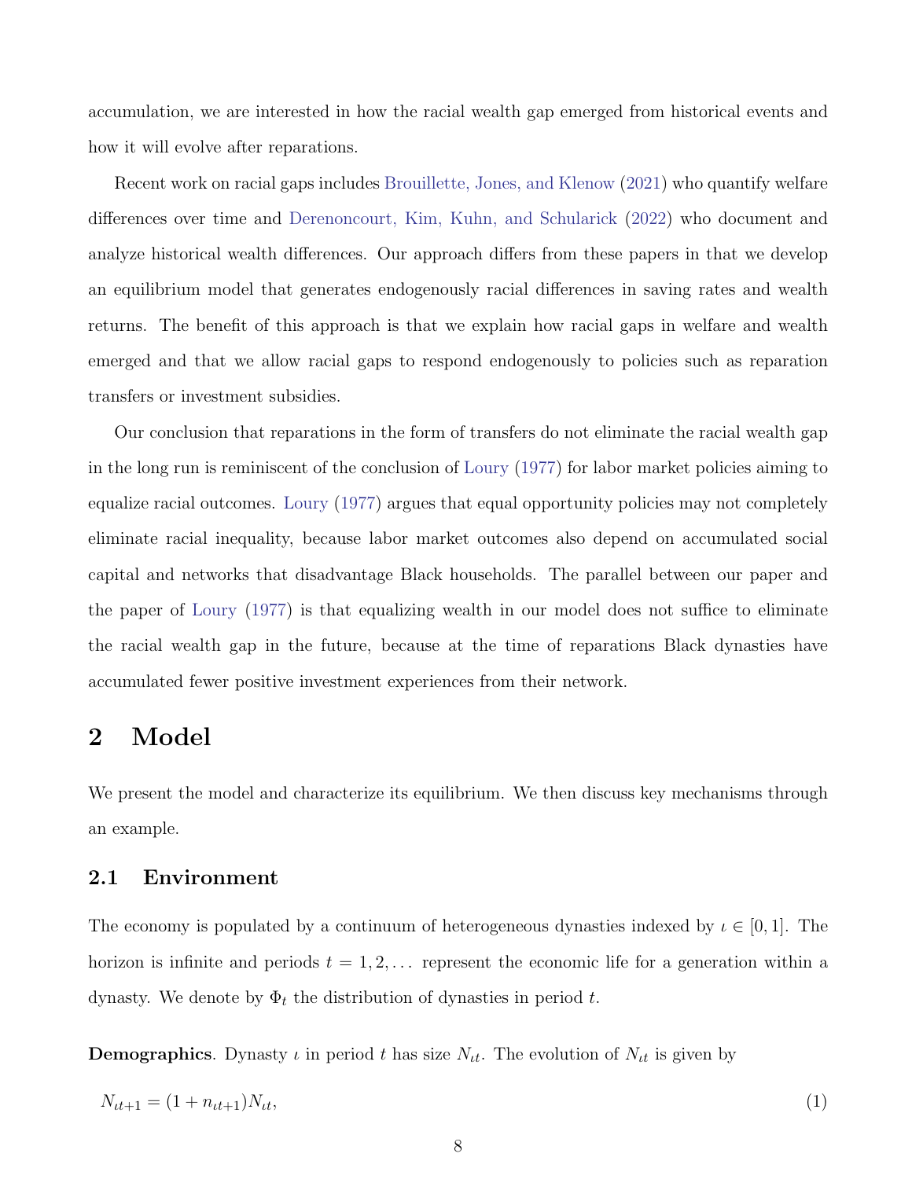accumulation, we are interested in how the racial wealth gap emerged from historical events and how it will evolve after reparations.

Recent work on racial gaps includes Brouillette, Jones, and Klenow (2021) who quantify welfare differences over time and Derenoncourt, Kim, Kuhn, and Schularick (2022) who document and analyze historical wealth differences. Our approach differs from these papers in that we develop an equilibrium model that generates endogenously racial differences in saving rates and wealth returns. The benefit of this approach is that we explain how racial gaps in welfare and wealth emerged and that we allow racial gaps to respond endogenously to policies such as reparation transfers or investment subsidies.

Our conclusion that reparations in the form of transfers do not eliminate the racial wealth gap in the long run is reminiscent of the conclusion of Loury (1977) for labor market policies aiming to equalize racial outcomes. Loury (1977) argues that equal opportunity policies may not completely eliminate racial inequality, because labor market outcomes also depend on accumulated social capital and networks that disadvantage Black households. The parallel between our paper and the paper of Loury (1977) is that equalizing wealth in our model does not suffice to eliminate the racial wealth gap in the future, because at the time of reparations Black dynasties have accumulated fewer positive investment experiences from their network.

# 2 Model

We present the model and characterize its equilibrium. We then discuss key mechanisms through an example.

## 2.1 Environment

The economy is populated by a continuum of heterogeneous dynasties indexed by $\iota \in [0, 1]$. The horizon is infinite and periods $t = 1, 2, \ldots$ represent the economic life for a generation within a dynasty. We denote by $\Phi_t$ the distribution of dynasties in period $t$.

**Demographics**. Dynasty $\iota$ in period $t$ has size $N_{\iota t}$. The evolution of $N_{\iota t}$ is given by

$$N_{\iota t+1} = (1 + n_{\iota t+1})N_{\iota t}, \tag{1}$$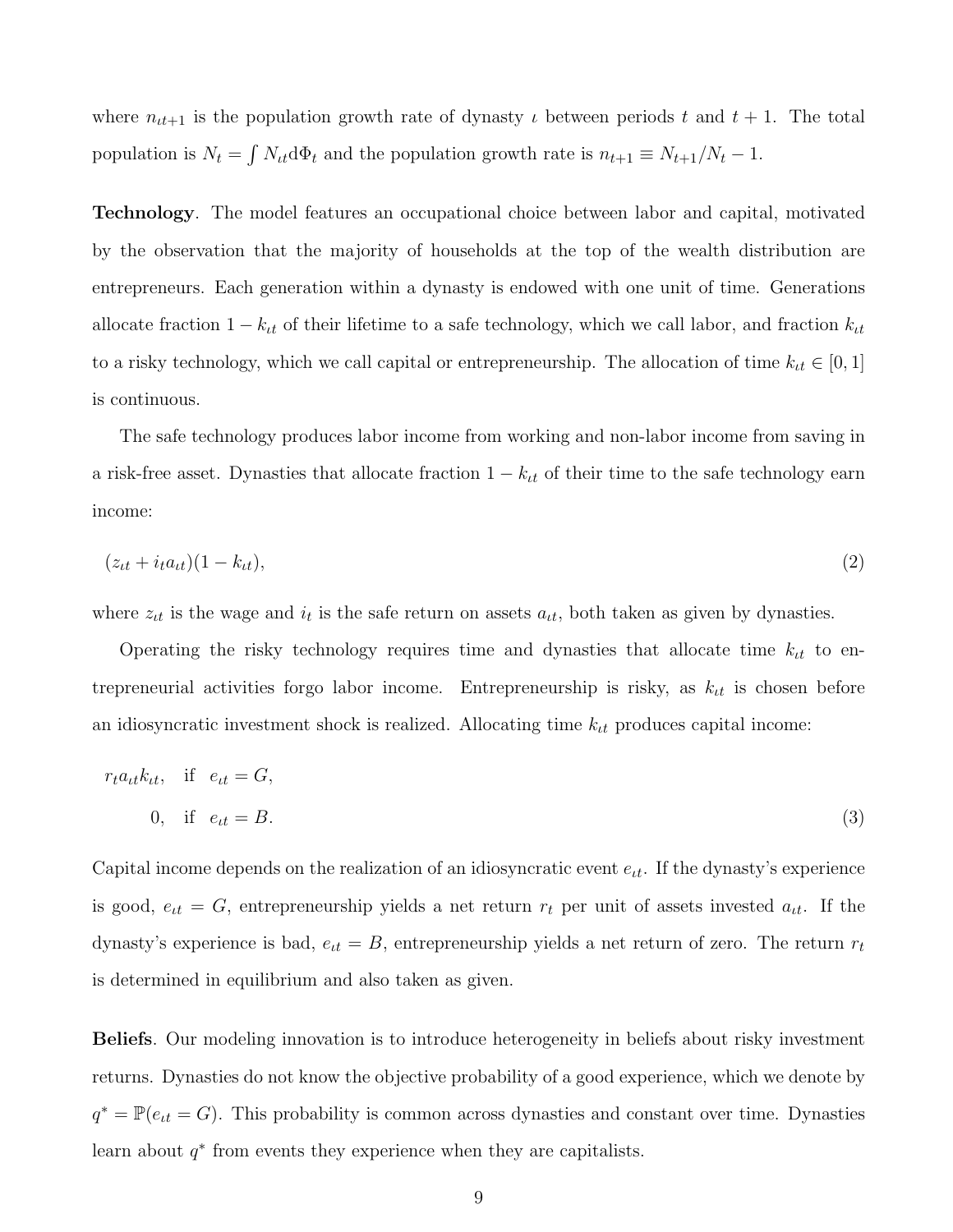where $n_{\iota t+1}$ is the population growth rate of dynasty $\iota$ between periods $t$ and $t+1$. The total population is $N_t = \int N_{\iota t} \mathrm{d}\Phi_t$ and the population growth rate is $n_{t+1} \equiv N_{t+1}/N_t - 1$.

**Technology**. The model features an occupational choice between labor and capital, motivated by the observation that the majority of households at the top of the wealth distribution are entrepreneurs. Each generation within a dynasty is endowed with one unit of time. Generations allocate fraction $1 - k_{\iota t}$ of their lifetime to a safe technology, which we call labor, and fraction $k_{\iota t}$ to a risky technology, which we call capital or entrepreneurship. The allocation of time $k_{\iota t} \in [0, 1]$ is continuous.

The safe technology produces labor income from working and non-labor income from saving in a risk-free asset. Dynasties that allocate fraction $1 - k_{\iota t}$ of their time to the safe technology earn income:

$$(z_{\iota t} + i_t a_{\iota t})(1 - k_{\iota t}), \tag{2}$$

where $z_{\iota t}$ is the wage and $i_t$ is the safe return on assets $a_{\iota t}$, both taken as given by dynasties.

Operating the risky technology requires time and dynasties that allocate time $k_{\iota t}$ to entrepreneurial activities forgo labor income. Entrepreneurship is risky, as $k_{\iota t}$ is chosen before an idiosyncratic investment shock is realized. Allocating time $k_{\iota t}$ produces capital income:

$$\begin{aligned} & r_t a_{\iota t} k_{\iota t}, \quad \text{if} \quad e_{\iota t} = G, \\ & \qquad 0, \quad \text{if} \quad e_{\iota t} = B. \end{aligned} \tag{3}$$

Capital income depends on the realization of an idiosyncratic event $e_{\iota t}$. If the dynasty's experience is good, $e_{\iota t} = G$, entrepreneurship yields a net return $r_t$ per unit of assets invested $a_{\iota t}$. If the dynasty's experience is bad, $e_{\iota t} = B$, entrepreneurship yields a net return of zero. The return $r_t$ is determined in equilibrium and also taken as given.

**Beliefs**. Our modeling innovation is to introduce heterogeneity in beliefs about risky investment returns. Dynasties do not know the objective probability of a good experience, which we denote by $q^* = \mathbb{P}(e_{\iota t} = G)$. This probability is common across dynasties and constant over time. Dynasties learn about $q^*$ from events they experience when they are capitalists.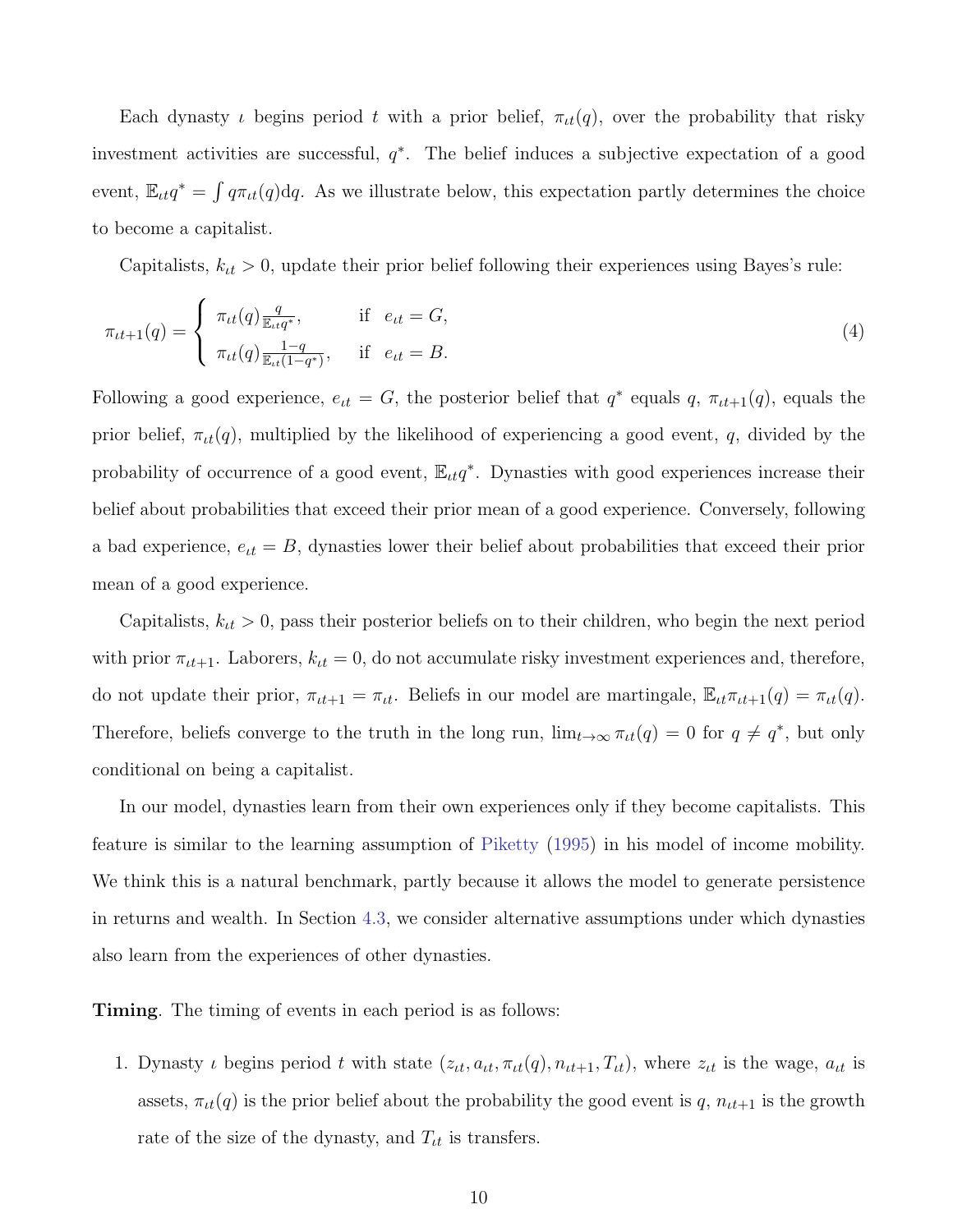Each dynasty $\iota$ begins period $t$ with a prior belief, $\pi_{\iota t}(q)$, over the probability that risky investment activities are successful, $q^*$. The belief induces a subjective expectation of a good event, $\mathbb{E}_{\iota t} q^* = \int q \pi_{\iota t}(q) \mathrm{d}q$. As we illustrate below, this expectation partly determines the choice to become a capitalist.

Capitalists, $k_{\iota t} > 0$, update their prior belief following their experiences using Bayes's rule:

$$\pi_{\iota t+1}(q) = \begin{cases} \pi_{\iota t}(q) \frac{q}{\mathbb{E}_{\iota t} q^*}, & \text{if } e_{\iota t} = G, \\ \pi_{\iota t}(q) \frac{1-q}{\mathbb{E}_{\iota t}(1-q^*)}, & \text{if } e_{\iota t} = B. \end{cases} \tag{4}$$

Following a good experience, $e_{\iota t} = G$, the posterior belief that $q^*$ equals $q$, $\pi_{\iota t+1}(q)$, equals the prior belief, $\pi_{\iota t}(q)$, multiplied by the likelihood of experiencing a good event, $q$, divided by the probability of occurrence of a good event, $\mathbb{E}_{\iota t} q^*$. Dynasties with good experiences increase their belief about probabilities that exceed their prior mean of a good experience. Conversely, following a bad experience, $e_{\iota t} = B$, dynasties lower their belief about probabilities that exceed their prior mean of a good experience.

Capitalists, $k_{\iota t} > 0$, pass their posterior beliefs on to their children, who begin the next period with prior $\pi_{\iota t+1}$. Laborers, $k_{\iota t} = 0$, do not accumulate risky investment experiences and, therefore, do not update their prior, $\pi_{\iota t+1} = \pi_{\iota t}$. Beliefs in our model are martingale, $\mathbb{E}_{\iota t} \pi_{\iota t+1}(q) = \pi_{\iota t}(q)$. Therefore, beliefs converge to the truth in the long run, $\lim_{t \to \infty} \pi_{\iota t}(q) = 0$ for $q \neq q^*$, but only conditional on being a capitalist.

In our model, dynasties learn from their own experiences only if they become capitalists. This feature is similar to the learning assumption of Piketty (1995) in his model of income mobility. We think this is a natural benchmark, partly because it allows the model to generate persistence in returns and wealth. In Section 4.3, we consider alternative assumptions under which dynasties also learn from the experiences of other dynasties.

**Timing**. The timing of events in each period is as follows:

1. Dynasty $\iota$ begins period $t$ with state $(z_{\iota t}, a_{\iota t}, \pi_{\iota t}(q), n_{\iota t+1}, T_{\iota t})$, where $z_{\iota t}$ is the wage, $a_{\iota t}$ is assets, $\pi_{\iota t}(q)$ is the prior belief about the probability the good event is $q$, $n_{\iota t+1}$ is the growth rate of the size of the dynasty, and $T_{\iota t}$ is transfers.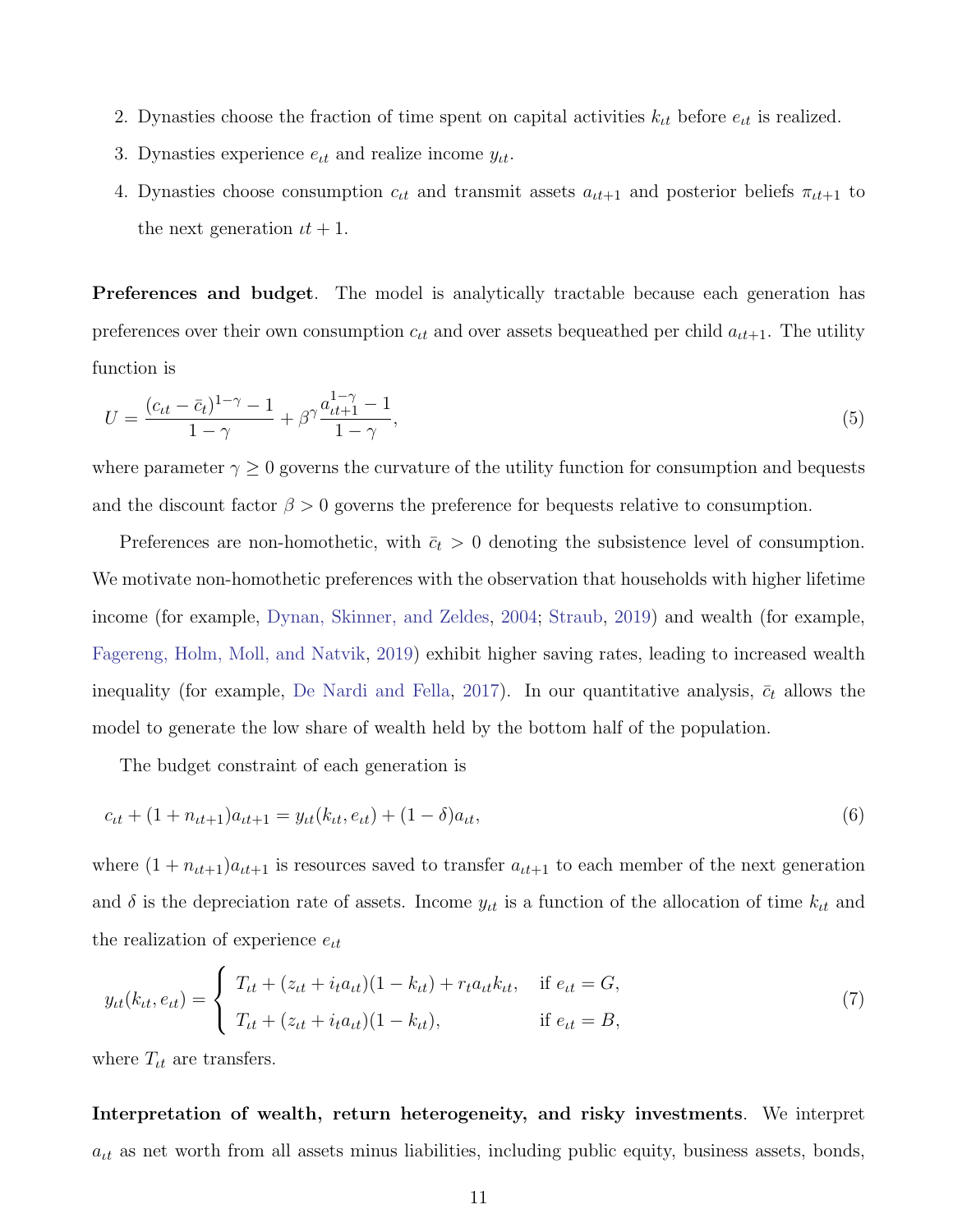2. Dynasties choose the fraction of time spent on capital activities $k_{\iota t}$ before $e_{\iota t}$ is realized.
3. Dynasties experience $e_{\iota t}$ and realize income $y_{\iota t}$.
4. Dynasties choose consumption $c_{\iota t}$ and transmit assets $a_{\iota t+1}$ and posterior beliefs $\pi_{\iota t+1}$ to the next generation $\iota t+1$.

**Preferences and budget**. The model is analytically tractable because each generation has preferences over their own consumption $c_{\iota t}$ and over assets bequeathed per child $a_{\iota t+1}$. The utility function is

$$U = \frac{(c_{\iota t} - \bar{c}_t)^{1-\gamma} - 1}{1-\gamma} + \beta^{\gamma} \frac{a_{\iota t+1}^{1-\gamma} - 1}{1-\gamma}, \tag{5}$$

where parameter $\gamma \geq 0$ governs the curvature of the utility function for consumption and bequests and the discount factor $\beta > 0$ governs the preference for bequests relative to consumption.

Preferences are non-homothetic, with $\bar{c}_t > 0$ denoting the subsistence level of consumption. We motivate non-homothetic preferences with the observation that households with higher lifetime income (for example, Dynan, Skinner, and Zeldes, 2004; Straub, 2019) and wealth (for example, Fagereng, Holm, Moll, and Natvik, 2019) exhibit higher saving rates, leading to increased wealth inequality (for example, De Nardi and Fella, 2017). In our quantitative analysis, $\bar{c}_t$ allows the model to generate the low share of wealth held by the bottom half of the population.

The budget constraint of each generation is

$$c_{\iota t} + (1 + n_{\iota t+1}) a_{\iota t+1} = y_{\iota t}(k_{\iota t}, e_{\iota t}) + (1-\delta) a_{\iota t}, \tag{6}$$

where $(1 + n_{\iota t+1}) a_{\iota t+1}$ is resources saved to transfer $a_{\iota t+1}$ to each member of the next generation and $\delta$ is the depreciation rate of assets. Income $y_{\iota t}$ is a function of the allocation of time $k_{\iota t}$ and the realization of experience $e_{\iota t}$

$$y_{\iota t}(k_{\iota t}, e_{\iota t}) = \begin{cases} T_{\iota t} + (z_{\iota t} + i_t a_{\iota t})(1 - k_{\iota t}) + r_t a_{\iota t} k_{\iota t}, & \text{if } e_{\iota t} = G, \\ T_{\iota t} + (z_{\iota t} + i_t a_{\iota t})(1 - k_{\iota t}), & \text{if } e_{\iota t} = B, \end{cases} \tag{7}$$

where $T_{\iota t}$ are transfers.

**Interpretation of wealth, return heterogeneity, and risky investments**. We interpret $a_{\iota t}$ as net worth from all assets minus liabilities, including public equity, business assets, bonds,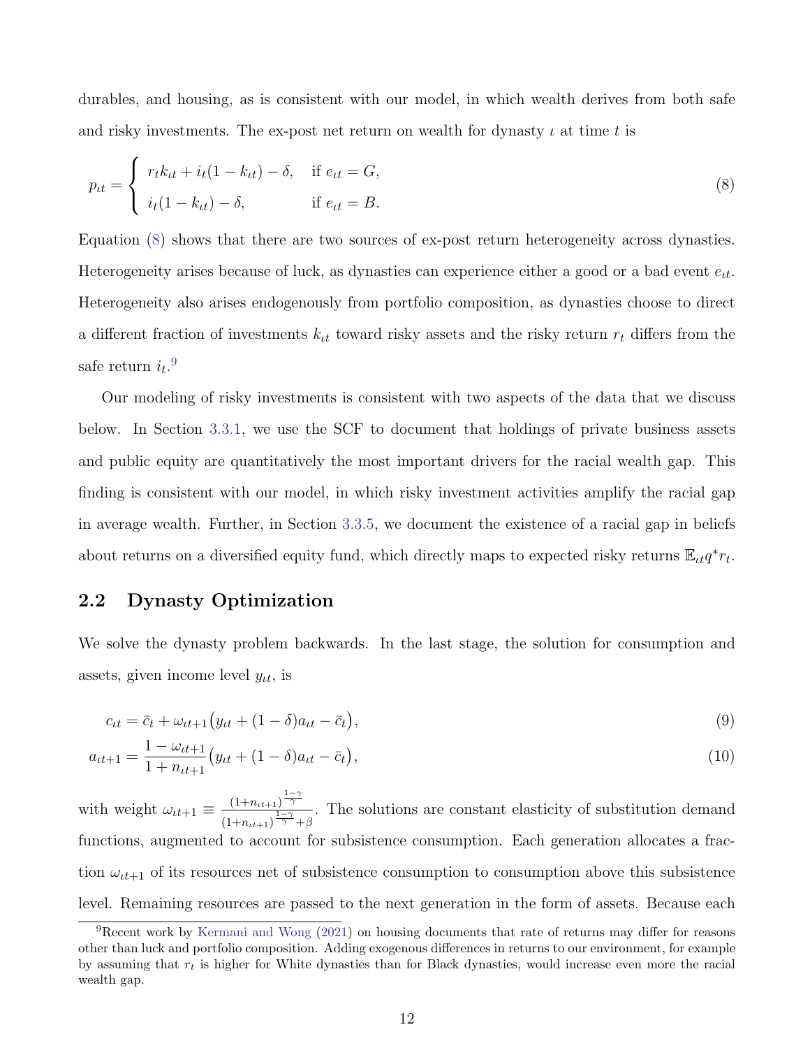durables, and housing, as is consistent with our model, in which wealth derives from both safe and risky investments. The ex-post net return on wealth for dynasty $\iota$ at time $t$ is

$$
p_{\iota t} = \begin{cases} r_t k_{\iota t} + i_t(1 - k_{\iota t}) - \delta, & \text{if } e_{\iota t} = G, \\ i_t(1 - k_{\iota t}) - \delta, & \text{if } e_{\iota t} = B. \end{cases} \tag{8}
$$

Equation (8) shows that there are two sources of ex-post return heterogeneity across dynasties. Heterogeneity arises because of luck, as dynasties can experience either a good or a bad event $e_{\iota t}$. Heterogeneity also arises endogenously from portfolio composition, as dynasties choose to direct a different fraction of investments $k_{\iota t}$ toward risky assets and the risky return $r_t$ differs from the safe return $i_t$.[9]

Our modeling of risky investments is consistent with two aspects of the data that we discuss below. In Section 3.3.1, we use the SCF to document that holdings of private business assets and public equity are quantitatively the most important drivers for the racial wealth gap. This finding is consistent with our model, in which risky investment activities amplify the racial gap in average wealth. Further, in Section 3.3.5, we document the existence of a racial gap in beliefs about returns on a diversified equity fund, which directly maps to expected risky returns $\mathbb{E}_{\iota t} q^* r_t$.

## 2.2 Dynasty Optimization

We solve the dynasty problem backwards. In the last stage, the solution for consumption and assets, given income level $y_{\iota t}$, is

$$
c_{\iota t} = \bar{c}_t + \omega_{\iota t+1}\big(y_{\iota t} + (1 - \delta)a_{\iota t} - \bar{c}_t\big), \tag{9}
$$

$$
a_{\iota t+1} = \frac{1 - \omega_{\iota t+1}}{1 + n_{\iota t+1}}\big(y_{\iota t} + (1 - \delta)a_{\iota t} - \bar{c}_t\big), \tag{10}
$$

with weight $\omega_{\iota t+1} \equiv \frac{(1+n_{\iota t+1})^{\frac{1-\gamma}{\gamma}}}{(1+n_{\iota t+1})^{\frac{1-\gamma}{\gamma}} + \beta}$. The solutions are constant elasticity of substitution demand functions, augmented to account for subsistence consumption. Each generation allocates a fraction $\omega_{\iota t+1}$ of its resources net of subsistence consumption to consumption above this subsistence level. Remaining resources are passed to the next generation in the form of assets. Because each

[9] Recent work by Kermani and Wong (2021) on housing documents that rate of returns may differ for reasons other than luck and portfolio composition. Adding exogenous differences in returns to our environment, for example by assuming that $r_t$ is higher for White dynasties than for Black dynasties, would increase even more the racial wealth gap.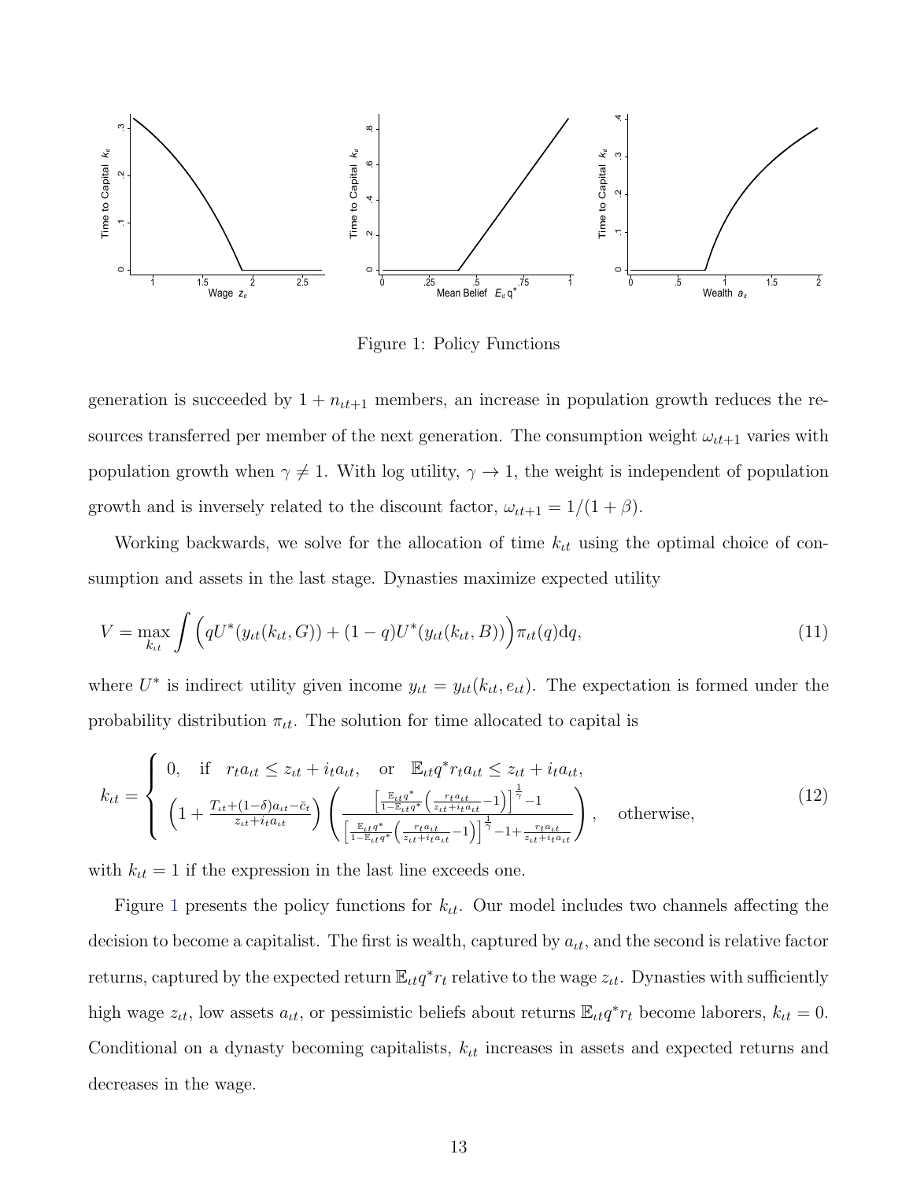Figure 1: Policy Functions

generation is succeeded by $1 + n_{\iota t+1}$ members, an increase in population growth reduces the resources transferred per member of the next generation. The consumption weight $\omega_{\iota t+1}$ varies with population growth when $\gamma \neq 1$. With log utility, $\gamma \to 1$, the weight is independent of population growth and is inversely related to the discount factor, $\omega_{\iota t+1} = 1/(1+\beta)$.

Working backwards, we solve for the allocation of time $k_{\iota t}$ using the optimal choice of consumption and assets in the last stage. Dynasties maximize expected utility

$$V = \max_{k_{\iota t}} \int \Big( qU^*(y_{\iota t}(k_{\iota t}, G)) + (1-q)U^*(y_{\iota t}(k_{\iota t}, B)) \Big) \pi_{\iota t}(q) \mathrm{d}q, \tag{11}$$

where $U^*$ is indirect utility given income $y_{\iota t} = y_{\iota t}(k_{\iota t}, e_{\iota t})$. The expectation is formed under the probability distribution $\pi_{\iota t}$. The solution for time allocated to capital is

$$k_{\iota t} = \begin{cases} 0, \quad \text{if} \quad r_t a_{\iota t} \leq z_{\iota t} + i_t a_{\iota t}, \quad \text{or} \quad \mathbb{E}_{\iota t} q^* r_t a_{\iota t} \leq z_{\iota t} + i_t a_{\iota t}, \\ \left(1 + \frac{T_{\iota t} + (1-\delta) a_{\iota t} - \bar{c}_t}{z_{\iota t} + i_t a_{\iota t}}\right) \left( \frac{\left[\frac{\mathbb{E}_{\iota t} q^*}{1 - \mathbb{E}_{\iota t} q^*}\left(\frac{r_t a_{\iota t}}{z_{\iota t} + i_t a_{\iota t}} - 1\right)\right]^{\frac{1}{\gamma}} - 1}{\left[\frac{\mathbb{E}_{\iota t} q^*}{1 - \mathbb{E}_{\iota t} q^*}\left(\frac{r_t a_{\iota t}}{z_{\iota t} + i_t a_{\iota t}} - 1\right)\right]^{\frac{1}{\gamma}} - 1 + \frac{r_t a_{\iota t}}{z_{\iota t} + i_t a_{\iota t}}} \right), \quad \text{otherwise,} \end{cases} \tag{12}$$

with $k_{\iota t} = 1$ if the expression in the last line exceeds one.

Figure 1 presents the policy functions for $k_{\iota t}$. Our model includes two channels affecting the decision to become a capitalist. The first is wealth, captured by $a_{\iota t}$, and the second is relative factor returns, captured by the expected return $\mathbb{E}_{\iota t} q^* r_t$ relative to the wage $z_{\iota t}$. Dynasties with sufficiently high wage $z_{\iota t}$, low assets $a_{\iota t}$, or pessimistic beliefs about returns $\mathbb{E}_{\iota t} q^* r_t$ become laborers, $k_{\iota t} = 0$. Conditional on a dynasty becoming capitalists, $k_{\iota t}$ increases in assets and expected returns and decreases in the wage.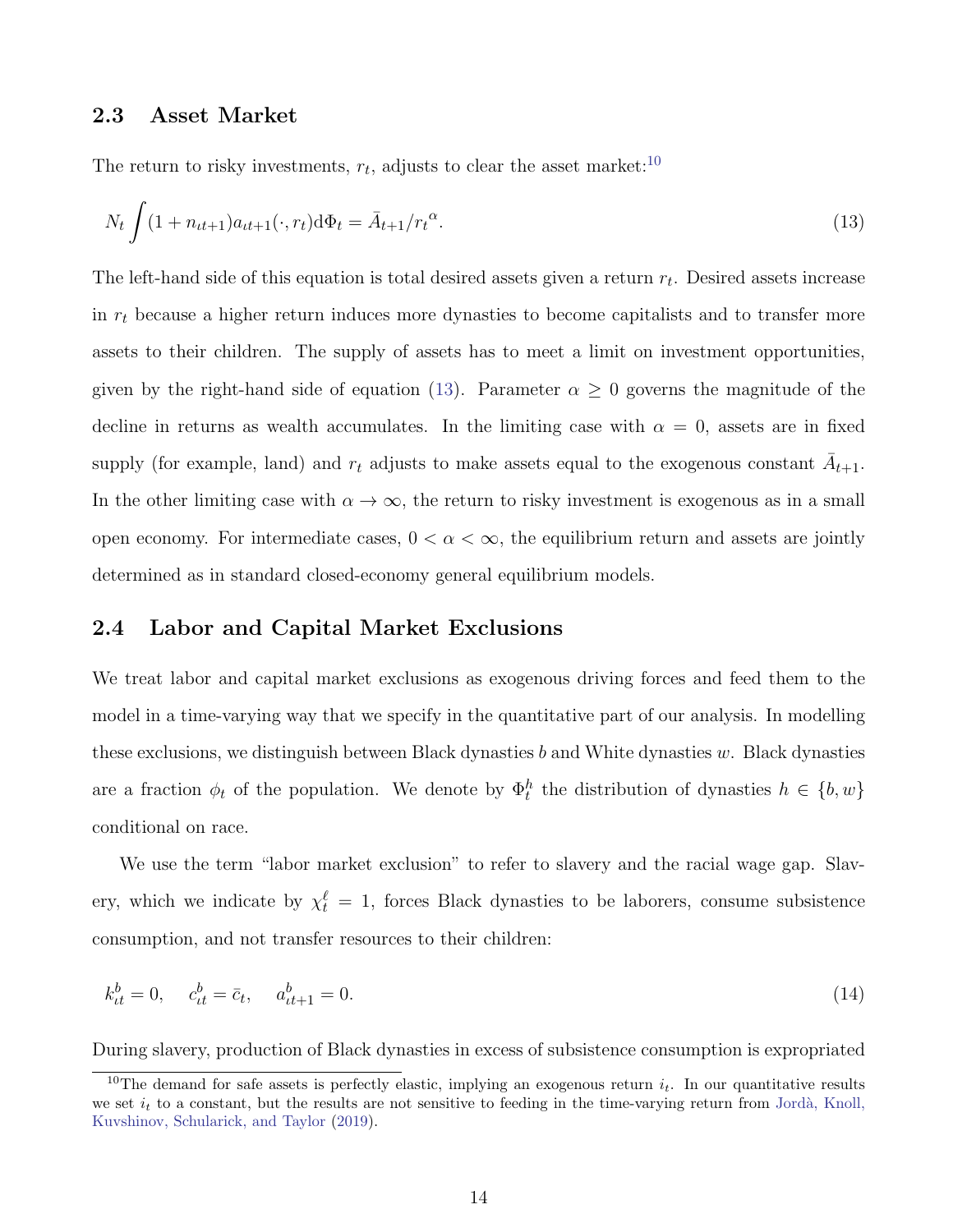## 2.3 Asset Market

The return to risky investments, $r_t$, adjusts to clear the asset market:[10]

$$N_t \int (1 + n_{\iota t+1}) a_{\iota t+1}(\cdot, r_t) \mathrm{d}\Phi_t = \bar{A}_{t+1} / {r_t}^{\alpha}. \tag{13}$$

The left-hand side of this equation is total desired assets given a return $r_t$. Desired assets increase in $r_t$ because a higher return induces more dynasties to become capitalists and to transfer more assets to their children. The supply of assets has to meet a limit on investment opportunities, given by the right-hand side of equation (13). Parameter $\alpha \geq 0$ governs the magnitude of the decline in returns as wealth accumulates. In the limiting case with $\alpha = 0$, assets are in fixed supply (for example, land) and $r_t$ adjusts to make assets equal to the exogenous constant $\bar{A}_{t+1}$. In the other limiting case with $\alpha \to \infty$, the return to risky investment is exogenous as in a small open economy. For intermediate cases, $0 < \alpha < \infty$, the equilibrium return and assets are jointly determined as in standard closed-economy general equilibrium models.

## 2.4 Labor and Capital Market Exclusions

We treat labor and capital market exclusions as exogenous driving forces and feed them to the model in a time-varying way that we specify in the quantitative part of our analysis. In modelling these exclusions, we distinguish between Black dynasties $b$ and White dynasties $w$. Black dynasties are a fraction $\phi_t$ of the population. We denote by $\Phi_t^h$ the distribution of dynasties $h \in \{b, w\}$ conditional on race.

We use the term "labor market exclusion" to refer to slavery and the racial wage gap. Slavery, which we indicate by $\chi_t^{\ell} = 1$, forces Black dynasties to be laborers, consume subsistence consumption, and not transfer resources to their children:

$$k_{\iota t}^b = 0, \quad c_{\iota t}^b = \bar{c}_t, \quad a_{\iota t+1}^b = 0. \tag{14}$$

During slavery, production of Black dynasties in excess of subsistence consumption is expropriated

[10] The demand for safe assets is perfectly elastic, implying an exogenous return $i_t$. In our quantitative results we set $i_t$ to a constant, but the results are not sensitive to feeding in the time-varying return from Jordà, Knoll, Kuvshinov, Schularick, and Taylor (2019).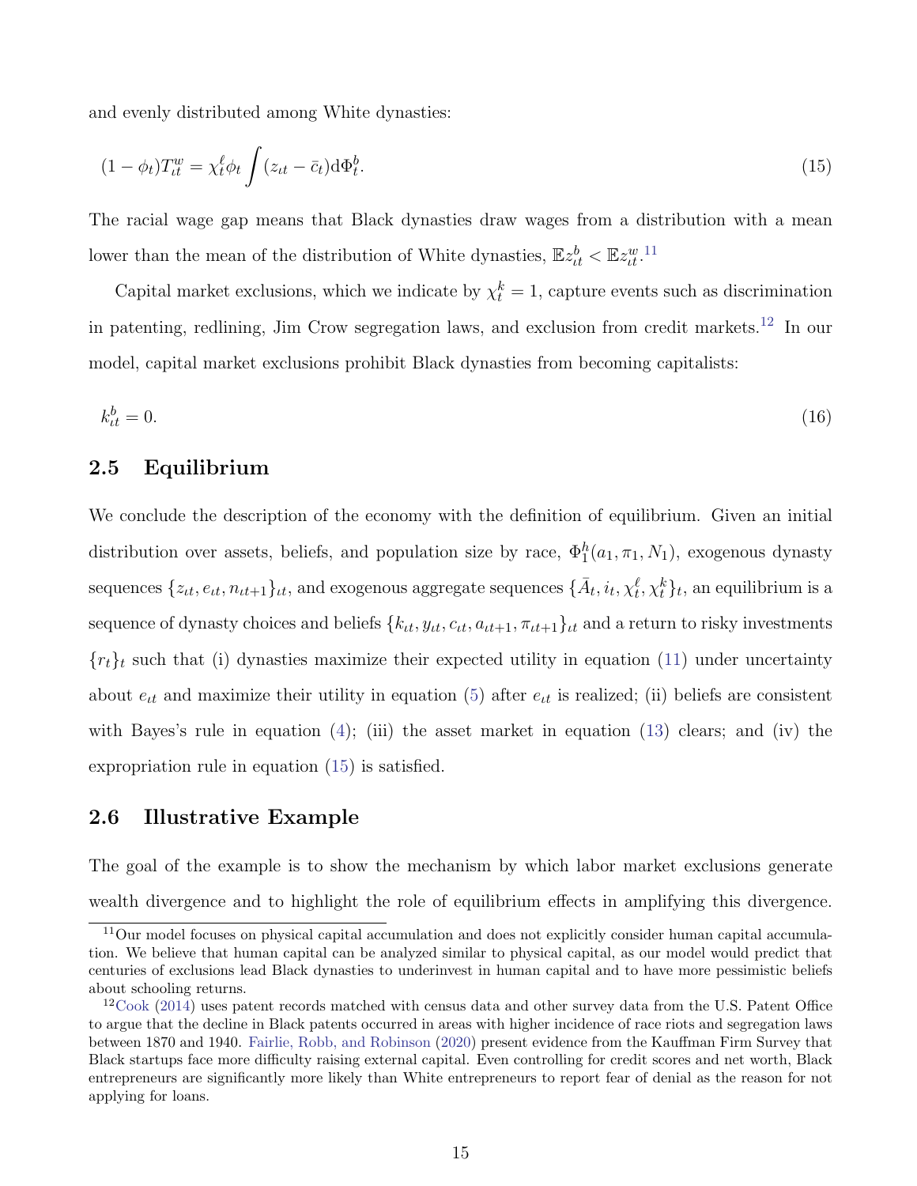and evenly distributed among White dynasties:

$$(1 - \phi_t)T_{\iota t}^{w} = \chi_t^{\ell}\phi_t \int (z_{\iota t} - \bar{c}_t)\mathrm{d}\Phi_t^{b}. \tag{15}$$

The racial wage gap means that Black dynasties draw wages from a distribution with a mean lower than the mean of the distribution of White dynasties, $\mathbb{E}z_{\iota t}^{b} < \mathbb{E}z_{\iota t}^{w}$.[11]

Capital market exclusions, which we indicate by $\chi_t^{k} = 1$, capture events such as discrimination in patenting, redlining, Jim Crow segregation laws, and exclusion from credit markets.[12] In our model, capital market exclusions prohibit Black dynasties from becoming capitalists:

$$k_{\iota t}^{b} = 0. \tag{16}$$

## 2.5 Equilibrium

We conclude the description of the economy with the definition of equilibrium. Given an initial distribution over assets, beliefs, and population size by race, $\Phi_1^h(a_1, \pi_1, N_1)$, exogenous dynasty sequences $\{z_{\iota t}, e_{\iota t}, n_{\iota t+1}\}_{\iota t}$, and exogenous aggregate sequences $\{\bar{A}_t, i_t, \chi_t^{\ell}, \chi_t^{k}\}_t$, an equilibrium is a sequence of dynasty choices and beliefs $\{k_{\iota t}, y_{\iota t}, c_{\iota t}, a_{\iota t+1}, \pi_{\iota t+1}\}_{\iota t}$ and a return to risky investments $\{r_t\}_t$ such that (i) dynasties maximize their expected utility in equation (11) under uncertainty about $e_{\iota t}$ and maximize their utility in equation (5) after $e_{\iota t}$ is realized; (ii) beliefs are consistent with Bayes's rule in equation (4); (iii) the asset market in equation (13) clears; and (iv) the expropriation rule in equation (15) is satisfied.

## 2.6 Illustrative Example

The goal of the example is to show the mechanism by which labor market exclusions generate wealth divergence and to highlight the role of equilibrium effects in amplifying this divergence.

[11] Our model focuses on physical capital accumulation and does not explicitly consider human capital accumulation. We believe that human capital can be analyzed similar to physical capital, as our model would predict that centuries of exclusions lead Black dynasties to underinvest in human capital and to have more pessimistic beliefs about schooling returns.

[12] Cook (2014) uses patent records matched with census data and other survey data from the U.S. Patent Office to argue that the decline in Black patents occurred in areas with higher incidence of race riots and segregation laws between 1870 and 1940. Fairlie, Robb, and Robinson (2020) present evidence from the Kauffman Firm Survey that Black startups face more difficulty raising external capital. Even controlling for credit scores and net worth, Black entrepreneurs are significantly more likely than White entrepreneurs to report fear of denial as the reason for not applying for loans.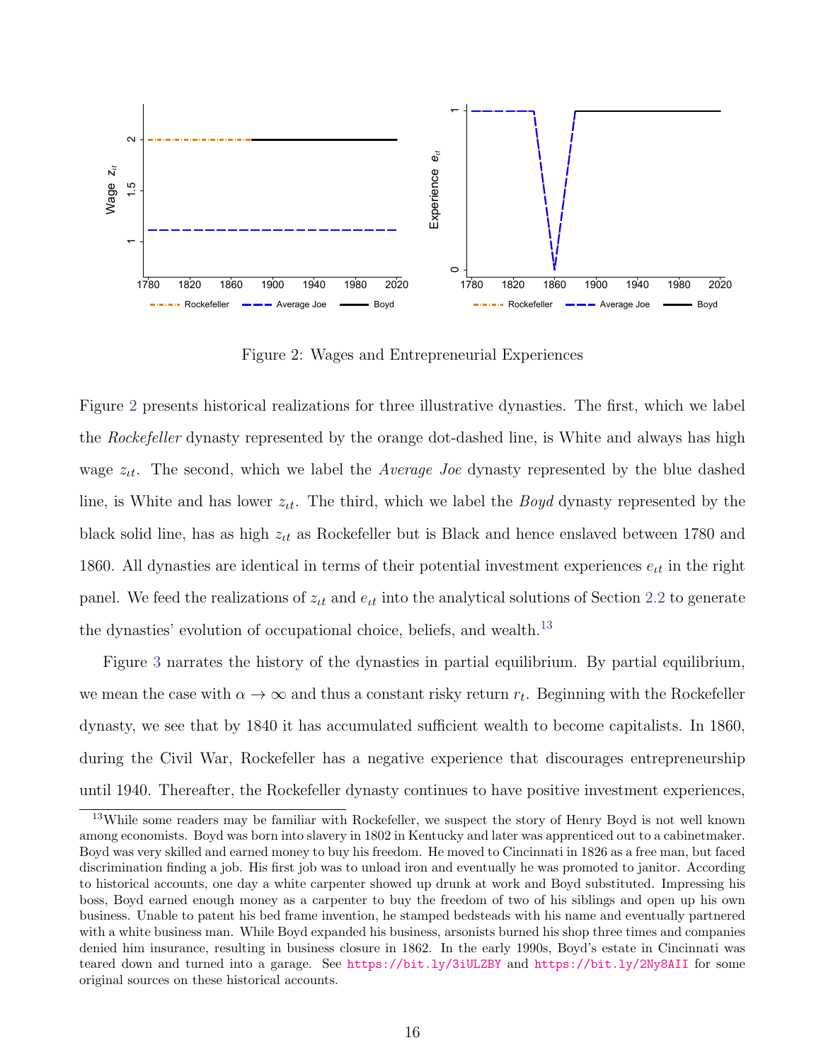Figure 2: Wages and Entrepreneurial Experiences

Figure 2 presents historical realizations for three illustrative dynasties. The first, which we label the *Rockefeller* dynasty represented by the orange dot-dashed line, is White and always has high wage $z_{\iota t}$. The second, which we label the *Average Joe* dynasty represented by the blue dashed line, is White and has lower $z_{\iota t}$. The third, which we label the *Boyd* dynasty represented by the black solid line, has as high $z_{\iota t}$ as Rockefeller but is Black and hence enslaved between 1780 and 1860. All dynasties are identical in terms of their potential investment experiences $e_{\iota t}$ in the right panel. We feed the realizations of $z_{\iota t}$ and $e_{\iota t}$ into the analytical solutions of Section 2.2 to generate the dynasties' evolution of occupational choice, beliefs, and wealth.[13]

Figure 3 narrates the history of the dynasties in partial equilibrium. By partial equilibrium, we mean the case with $\alpha \to \infty$ and thus a constant risky return $r_t$. Beginning with the Rockefeller dynasty, we see that by 1840 it has accumulated sufficient wealth to become capitalists. In 1860, during the Civil War, Rockefeller has a negative experience that discourages entrepreneurship until 1940. Thereafter, the Rockefeller dynasty continues to have positive investment experiences,

[13] While some readers may be familiar with Rockefeller, we suspect the story of Henry Boyd is not well known among economists. Boyd was born into slavery in 1802 in Kentucky and later was apprenticed out to a cabinetmaker. Boyd was very skilled and earned money to buy his freedom. He moved to Cincinnati in 1826 as a free man, but faced discrimination finding a job. His first job was to unload iron and eventually he was promoted to janitor. According to historical accounts, one day a white carpenter showed up drunk at work and Boyd substituted. Impressing his boss, Boyd earned enough money as a carpenter to buy the freedom of two of his siblings and open up his own business. Unable to patent his bed frame invention, he stamped bedsteads with his name and eventually partnered with a white business man. While Boyd expanded his business, arsonists burned his shop three times and companies denied him insurance, resulting in business closure in 1862. In the early 1990s, Boyd's estate in Cincinnati was teared down and turned into a garage. See https://bit.ly/3iULZBY and https://bit.ly/2Ny8AII for some original sources on these historical accounts.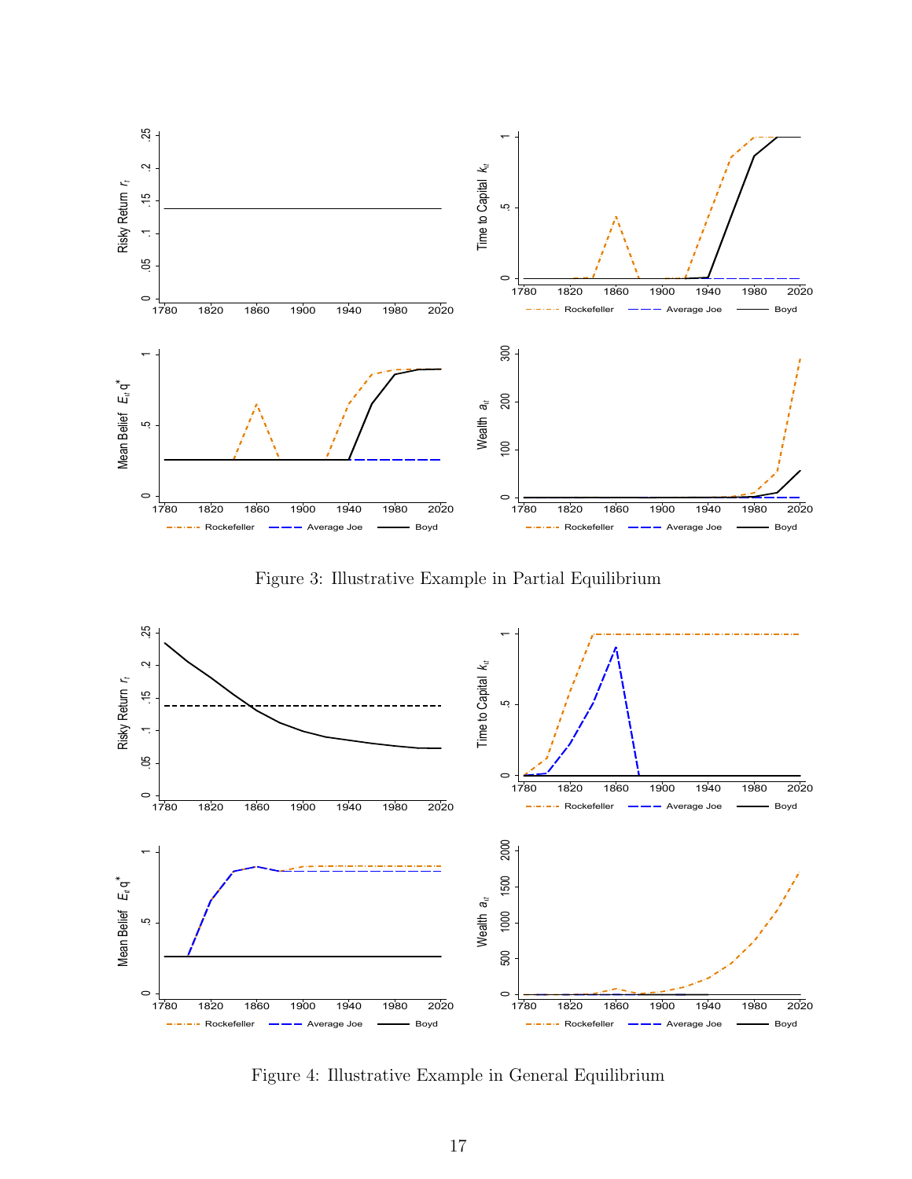Figure 3: Illustrative Example in Partial Equilibrium

Figure 4: Illustrative Example in General Equilibrium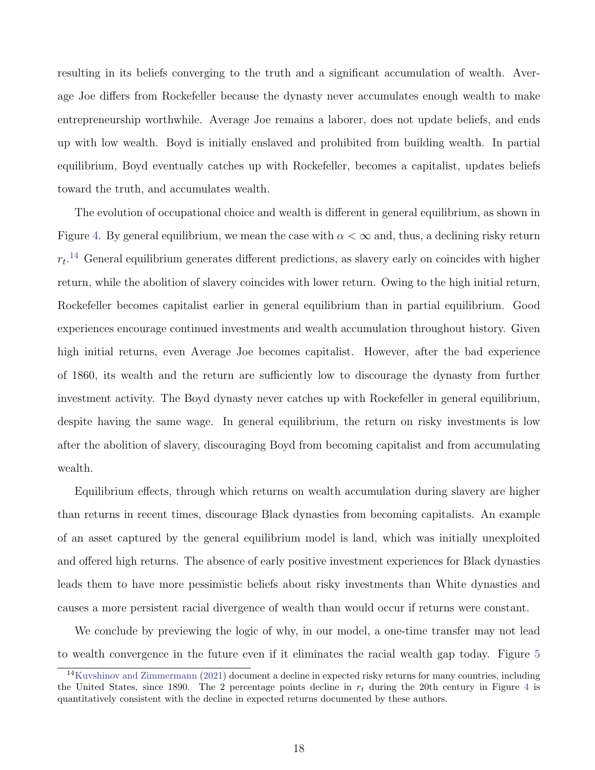resulting in its beliefs converging to the truth and a significant accumulation of wealth. Average Joe differs from Rockefeller because the dynasty never accumulates enough wealth to make entrepreneurship worthwhile. Average Joe remains a laborer, does not update beliefs, and ends up with low wealth. Boyd is initially enslaved and prohibited from building wealth. In partial equilibrium, Boyd eventually catches up with Rockefeller, becomes a capitalist, updates beliefs toward the truth, and accumulates wealth.

The evolution of occupational choice and wealth is different in general equilibrium, as shown in Figure 4. By general equilibrium, we mean the case with $\alpha < \infty$ and, thus, a declining risky return $r_t$.[14] General equilibrium generates different predictions, as slavery early on coincides with higher return, while the abolition of slavery coincides with lower return. Owing to the high initial return, Rockefeller becomes capitalist earlier in general equilibrium than in partial equilibrium. Good experiences encourage continued investments and wealth accumulation throughout history. Given high initial returns, even Average Joe becomes capitalist. However, after the bad experience of 1860, its wealth and the return are sufficiently low to discourage the dynasty from further investment activity. The Boyd dynasty never catches up with Rockefeller in general equilibrium, despite having the same wage. In general equilibrium, the return on risky investments is low after the abolition of slavery, discouraging Boyd from becoming capitalist and from accumulating wealth.

Equilibrium effects, through which returns on wealth accumulation during slavery are higher than returns in recent times, discourage Black dynasties from becoming capitalists. An example of an asset captured by the general equilibrium model is land, which was initially unexploited and offered high returns. The absence of early positive investment experiences for Black dynasties leads them to have more pessimistic beliefs about risky investments than White dynasties and causes a more persistent racial divergence of wealth than would occur if returns were constant.

We conclude by previewing the logic of why, in our model, a one-time transfer may not lead to wealth convergence in the future even if it eliminates the racial wealth gap today. Figure 5

[14] Kuvshinov and Zimmermann (2021) document a decline in expected risky returns for many countries, including the United States, since 1890. The 2 percentage points decline in $r_t$ during the 20th century in Figure 4 is quantitatively consistent with the decline in expected returns documented by these authors.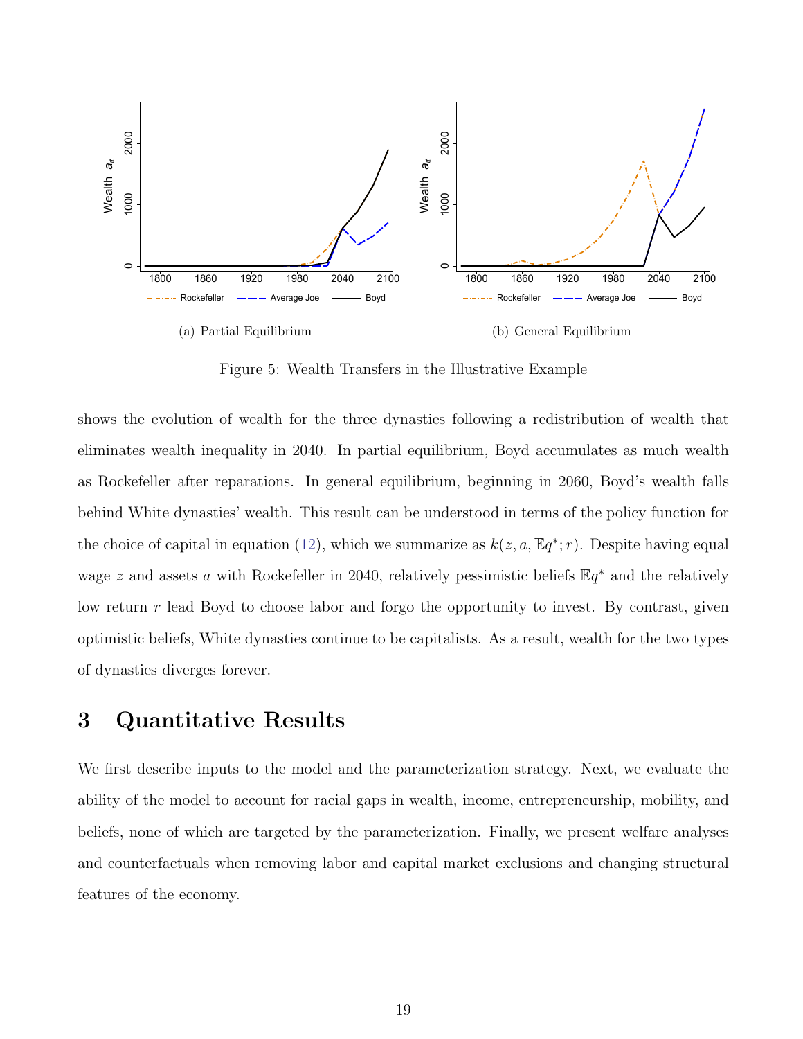(a) Partial Equilibrium

(b) General Equilibrium

Figure 5: Wealth Transfers in the Illustrative Example

shows the evolution of wealth for the three dynasties following a redistribution of wealth that eliminates wealth inequality in 2040. In partial equilibrium, Boyd accumulates as much wealth as Rockefeller after reparations. In general equilibrium, beginning in 2060, Boyd's wealth falls behind White dynasties' wealth. This result can be understood in terms of the policy function for the choice of capital in equation (12), which we summarize as $k(z, a, \mathbb{E}q^*; r)$. Despite having equal wage $z$ and assets $a$ with Rockefeller in 2040, relatively pessimistic beliefs $\mathbb{E}q^*$ and the relatively low return $r$ lead Boyd to choose labor and forgo the opportunity to invest. By contrast, given optimistic beliefs, White dynasties continue to be capitalists. As a result, wealth for the two types of dynasties diverges forever.

# 3 Quantitative Results

We first describe inputs to the model and the parameterization strategy. Next, we evaluate the ability of the model to account for racial gaps in wealth, income, entrepreneurship, mobility, and beliefs, none of which are targeted by the parameterization. Finally, we present welfare analyses and counterfactuals when removing labor and capital market exclusions and changing structural features of the economy.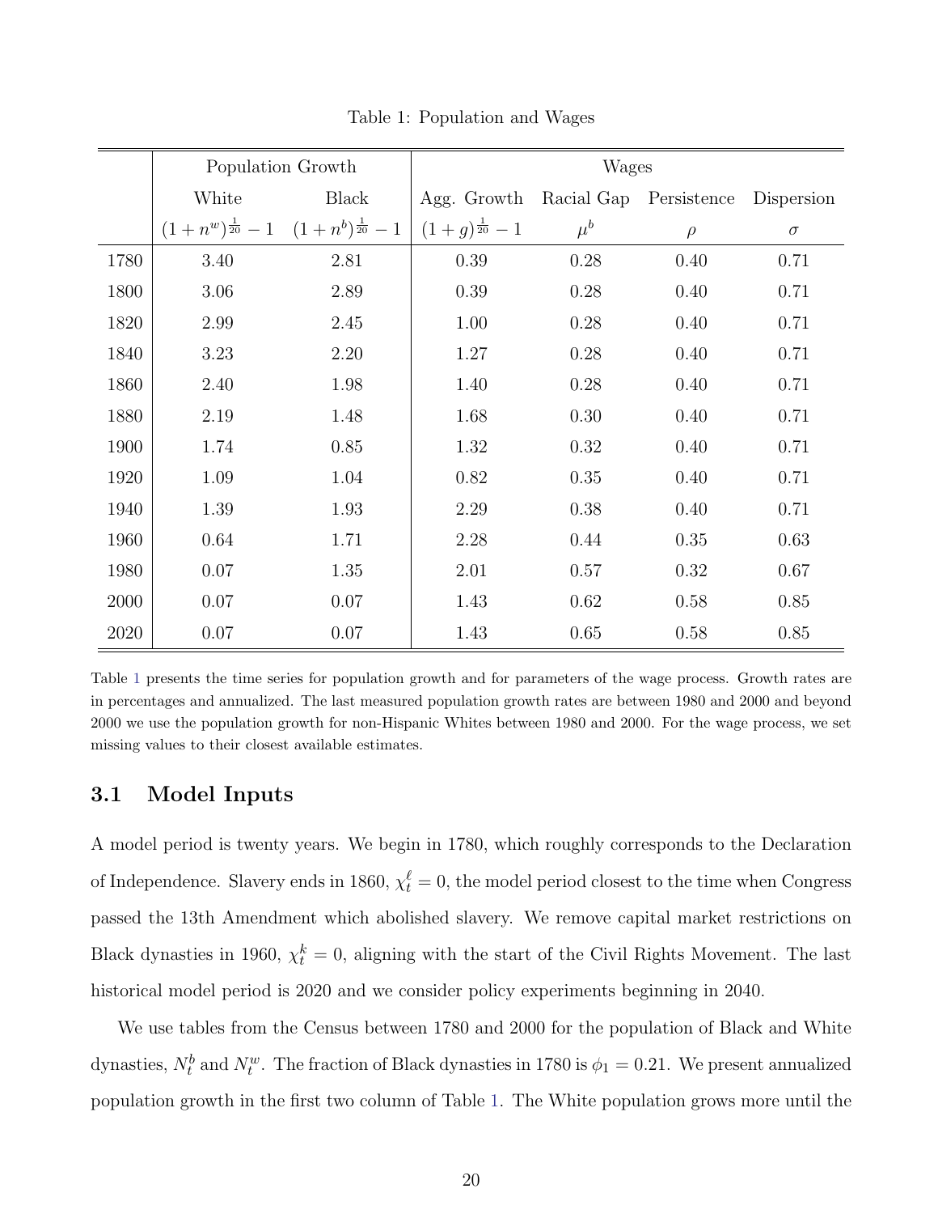Table 1: Population and Wages

| | Population Growth | | Wages | | | |
|---|---|---|---|---|---|---|
| | White | Black | Agg. Growth | Racial Gap | Persistence | Dispersion |
| | $(1+n^w)^{\frac{1}{20}}-1$ | $(1+n^b)^{\frac{1}{20}}-1$ | $(1+g)^{\frac{1}{20}}-1$ | $\mu^b$ | $\rho$ | $\sigma$ |
| 1780 | 3.40 | 2.81 | 0.39 | 0.28 | 0.40 | 0.71 |
| 1800 | 3.06 | 2.89 | 0.39 | 0.28 | 0.40 | 0.71 |
| 1820 | 2.99 | 2.45 | 1.00 | 0.28 | 0.40 | 0.71 |
| 1840 | 3.23 | 2.20 | 1.27 | 0.28 | 0.40 | 0.71 |
| 1860 | 2.40 | 1.98 | 1.40 | 0.28 | 0.40 | 0.71 |
| 1880 | 2.19 | 1.48 | 1.68 | 0.30 | 0.40 | 0.71 |
| 1900 | 1.74 | 0.85 | 1.32 | 0.32 | 0.40 | 0.71 |
| 1920 | 1.09 | 1.04 | 0.82 | 0.35 | 0.40 | 0.71 |
| 1940 | 1.39 | 1.93 | 2.29 | 0.38 | 0.40 | 0.71 |
| 1960 | 0.64 | 1.71 | 2.28 | 0.44 | 0.35 | 0.63 |
| 1980 | 0.07 | 1.35 | 2.01 | 0.57 | 0.32 | 0.67 |
| 2000 | 0.07 | 0.07 | 1.43 | 0.62 | 0.58 | 0.85 |
| 2020 | 0.07 | 0.07 | 1.43 | 0.65 | 0.58 | 0.85 |

Table 1 presents the time series for population growth and for parameters of the wage process. Growth rates are in percentages and annualized. The last measured population growth rates are between 1980 and 2000 and beyond 2000 we use the population growth for non-Hispanic Whites between 1980 and 2000. For the wage process, we set missing values to their closest available estimates.

### 3.1 Model Inputs

A model period is twenty years. We begin in 1780, which roughly corresponds to the Declaration of Independence. Slavery ends in 1860, $\chi_t^\ell = 0$, the model period closest to the time when Congress passed the 13th Amendment which abolished slavery. We remove capital market restrictions on Black dynasties in 1960, $\chi_t^k = 0$, aligning with the start of the Civil Rights Movement. The last historical model period is 2020 and we consider policy experiments beginning in 2040.

We use tables from the Census between 1780 and 2000 for the population of Black and White dynasties, $N_t^b$ and $N_t^w$. The fraction of Black dynasties in 1780 is $\phi_1 = 0.21$. We present annualized population growth in the first two column of Table 1. The White population grows more until the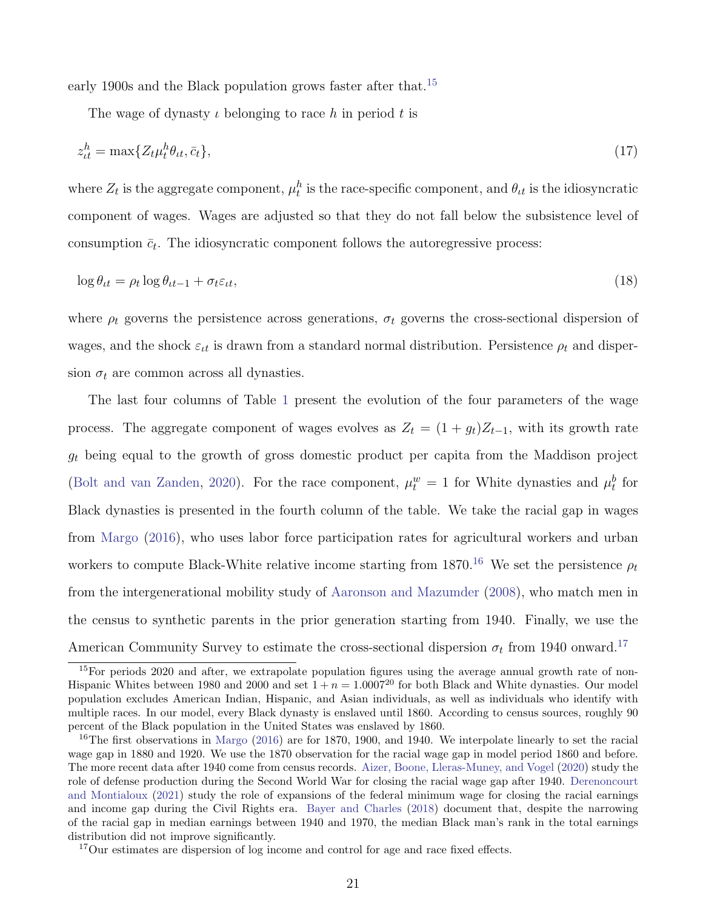early 1900s and the Black population grows faster after that.[15]

The wage of dynasty $\iota$ belonging to race $h$ in period $t$ is

$$z_{\iota t}^{h} = \max\{Z_t \mu_t^h \theta_{\iota t}, \bar{c}_t\}, \tag{17}$$

where $Z_t$ is the aggregate component, $\mu_t^h$ is the race-specific component, and $\theta_{\iota t}$ is the idiosyncratic component of wages. Wages are adjusted so that they do not fall below the subsistence level of consumption $\bar{c}_t$. The idiosyncratic component follows the autoregressive process:

$$\log \theta_{\iota t} = \rho_t \log \theta_{\iota t-1} + \sigma_t \varepsilon_{\iota t}, \tag{18}$$

where $\rho_t$ governs the persistence across generations, $\sigma_t$ governs the cross-sectional dispersion of wages, and the shock $\varepsilon_{\iota t}$ is drawn from a standard normal distribution. Persistence $\rho_t$ and dispersion $\sigma_t$ are common across all dynasties.

The last four columns of Table 1 present the evolution of the four parameters of the wage process. The aggregate component of wages evolves as $Z_t = (1 + g_t)Z_{t-1}$, with its growth rate $g_t$ being equal to the growth of gross domestic product per capita from the Maddison project (Bolt and van Zanden, 2020). For the race component, $\mu_t^w = 1$ for White dynasties and $\mu_t^b$ for Black dynasties is presented in the fourth column of the table. We take the racial gap in wages from Margo (2016), who uses labor force participation rates for agricultural workers and urban workers to compute Black-White relative income starting from 1870.[16] We set the persistence $\rho_t$ from the intergenerational mobility study of Aaronson and Mazumder (2008), who match men in the census to synthetic parents in the prior generation starting from 1940. Finally, we use the American Community Survey to estimate the cross-sectional dispersion $\sigma_t$ from 1940 onward.[17]

[15] For periods 2020 and after, we extrapolate population figures using the average annual growth rate of non-Hispanic Whites between 1980 and 2000 and set $1 + n = 1.0007^{20}$ for both Black and White dynasties. Our model population excludes American Indian, Hispanic, and Asian individuals, as well as individuals who identify with multiple races. In our model, every Black dynasty is enslaved until 1860. According to census sources, roughly 90 percent of the Black population in the United States was enslaved by 1860.

[16] The first observations in Margo (2016) are for 1870, 1900, and 1940. We interpolate linearly to set the racial wage gap in 1880 and 1920. We use the 1870 observation for the racial wage gap in model period 1860 and before. The more recent data after 1940 come from census records. Aizer, Boone, Lleras-Muney, and Vogel (2020) study the role of defense production during the Second World War for closing the racial wage gap after 1940. Derenoncourt and Montialoux (2021) study the role of expansions of the federal minimum wage for closing the racial earnings and income gap during the Civil Rights era. Bayer and Charles (2018) document that, despite the narrowing of the racial gap in median earnings between 1940 and 1970, the median Black man's rank in the total earnings distribution did not improve significantly.

[17] Our estimates are dispersion of log income and control for age and race fixed effects.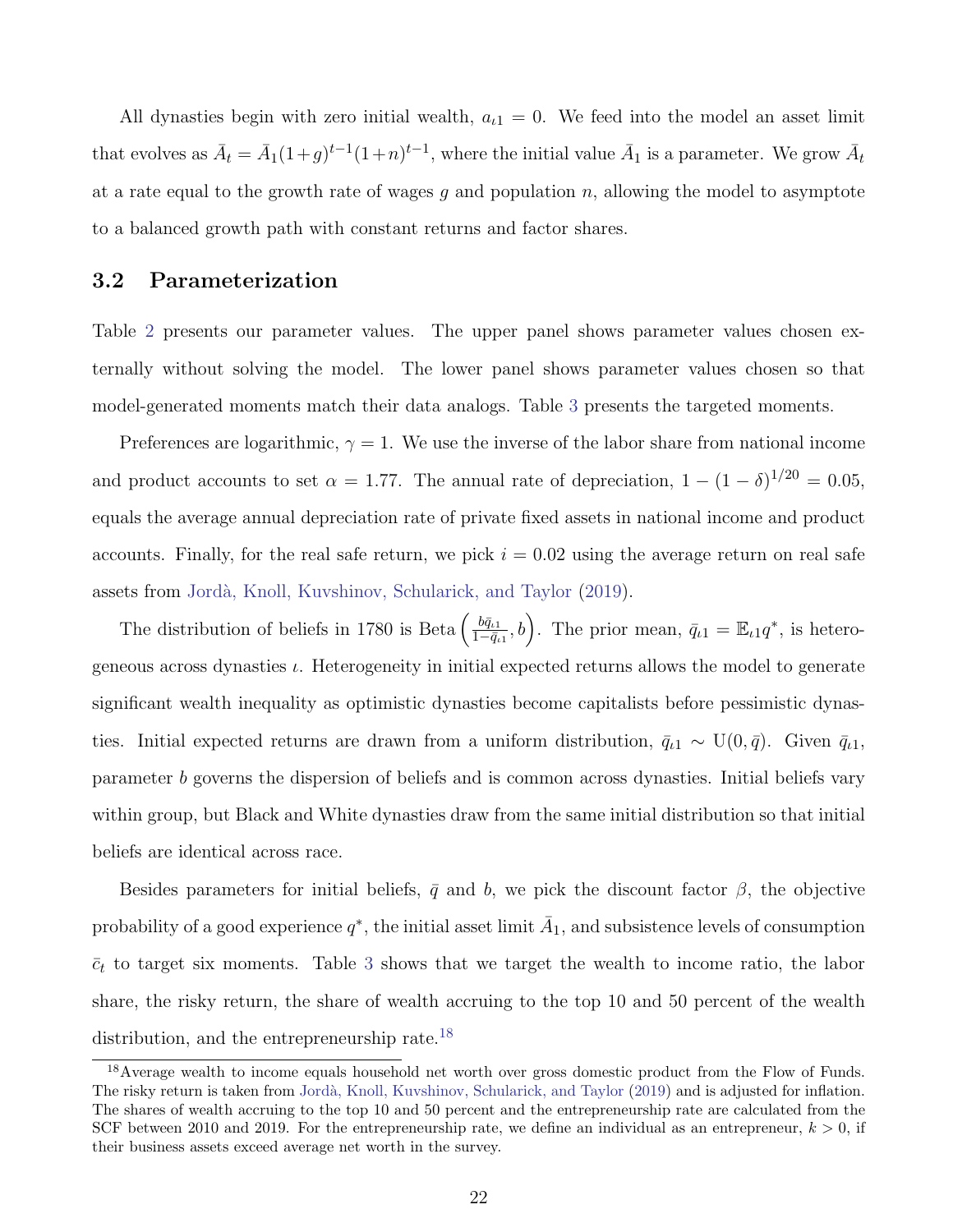All dynasties begin with zero initial wealth, $a_{\iota 1} = 0$. We feed into the model an asset limit that evolves as $\bar{A}_t = \bar{A}_1(1+g)^{t-1}(1+n)^{t-1}$, where the initial value $\bar{A}_1$ is a parameter. We grow $\bar{A}_t$ at a rate equal to the growth rate of wages $g$ and population $n$, allowing the model to asymptote to a balanced growth path with constant returns and factor shares.

### 3.2 Parameterization

Table 2 presents our parameter values. The upper panel shows parameter values chosen externally without solving the model. The lower panel shows parameter values chosen so that model-generated moments match their data analogs. Table 3 presents the targeted moments.

Preferences are logarithmic, $\gamma = 1$. We use the inverse of the labor share from national income and product accounts to set $\alpha = 1.77$. The annual rate of depreciation, $1 - (1-\delta)^{1/20} = 0.05$, equals the average annual depreciation rate of private fixed assets in national income and product accounts. Finally, for the real safe return, we pick $i = 0.02$ using the average return on real safe assets from Jordà, Knoll, Kuvshinov, Schularick, and Taylor (2019).

The distribution of beliefs in 1780 is Beta $\left(\frac{b\bar{q}_{\iota 1}}{1-\bar{q}_{\iota 1}}, b\right)$. The prior mean, $\bar{q}_{\iota 1} = \mathbb{E}_{\iota 1} q^*$, is heterogeneous across dynasties $\iota$. Heterogeneity in initial expected returns allows the model to generate significant wealth inequality as optimistic dynasties become capitalists before pessimistic dynasties. Initial expected returns are drawn from a uniform distribution, $\bar{q}_{\iota 1} \sim \text{U}(0, \bar{q})$. Given $\bar{q}_{\iota 1}$, parameter $b$ governs the dispersion of beliefs and is common across dynasties. Initial beliefs vary within group, but Black and White dynasties draw from the same initial distribution so that initial beliefs are identical across race.

Besides parameters for initial beliefs, $\bar{q}$ and $b$, we pick the discount factor $\beta$, the objective probability of a good experience $q^*$, the initial asset limit $\bar{A}_1$, and subsistence levels of consumption $\bar{c}_t$ to target six moments. Table 3 shows that we target the wealth to income ratio, the labor share, the risky return, the share of wealth accruing to the top 10 and 50 percent of the wealth distribution, and the entrepreneurship rate.[18]

[18] Average wealth to income equals household net worth over gross domestic product from the Flow of Funds. The risky return is taken from Jordà, Knoll, Kuvshinov, Schularick, and Taylor (2019) and is adjusted for inflation. The shares of wealth accruing to the top 10 and 50 percent and the entrepreneurship rate are calculated from the SCF between 2010 and 2019. For the entrepreneurship rate, we define an individual as an entrepreneur, $k > 0$, if their business assets exceed average net worth in the survey.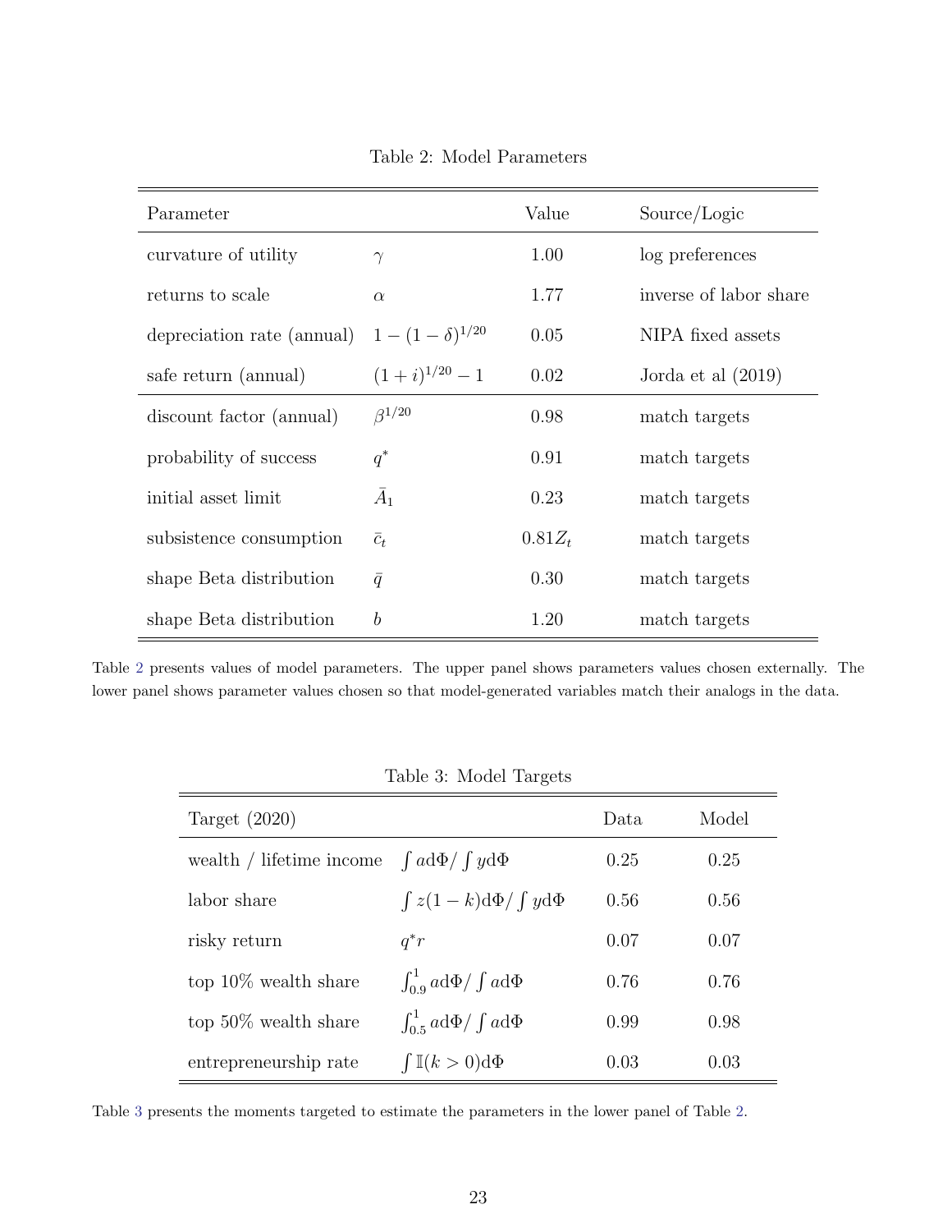Table 2: Model Parameters

| Parameter | | Value | Source/Logic |
|---|---|---|---|
| curvature of utility | $\gamma$ | 1.00 | log preferences |
| returns to scale | $\alpha$ | 1.77 | inverse of labor share |
| depreciation rate (annual) | $1-(1-\delta)^{1/20}$ | 0.05 | NIPA fixed assets |
| safe return (annual) | $(1+i)^{1/20}-1$ | 0.02 | Jorda et al (2019) |
| discount factor (annual) | $\beta^{1/20}$ | 0.98 | match targets |
| probability of success | $q^*$ | 0.91 | match targets |
| initial asset limit | $\bar{A}_1$ | 0.23 | match targets |
| subsistence consumption | $\bar{c}_t$ | $0.81Z_t$ | match targets |
| shape Beta distribution | $\bar{q}$ | 0.30 | match targets |
| shape Beta distribution | $b$ | 1.20 | match targets |

Table 2 presents values of model parameters. The upper panel shows parameters values chosen externally. The lower panel shows parameter values chosen so that model-generated variables match their analogs in the data.

Table 3: Model Targets

| Target (2020) | | Data | Model |
|---|---|---|---|
| wealth / lifetime income | $\int a \mathrm{d}\Phi / \int y \mathrm{d}\Phi$ | 0.25 | 0.25 |
| labor share | $\int z(1-k)\mathrm{d}\Phi / \int y \mathrm{d}\Phi$ | 0.56 | 0.56 |
| risky return | $q^* r$ | 0.07 | 0.07 |
| top 10% wealth share | $\int_{0.9}^{1} a \mathrm{d}\Phi / \int a \mathrm{d}\Phi$ | 0.76 | 0.76 |
| top 50% wealth share | $\int_{0.5}^{1} a \mathrm{d}\Phi / \int a \mathrm{d}\Phi$ | 0.99 | 0.98 |
| entrepreneurship rate | $\int \mathbb{I}(k>0)\mathrm{d}\Phi$ | 0.03 | 0.03 |

Table 3 presents the moments targeted to estimate the parameters in the lower panel of Table 2.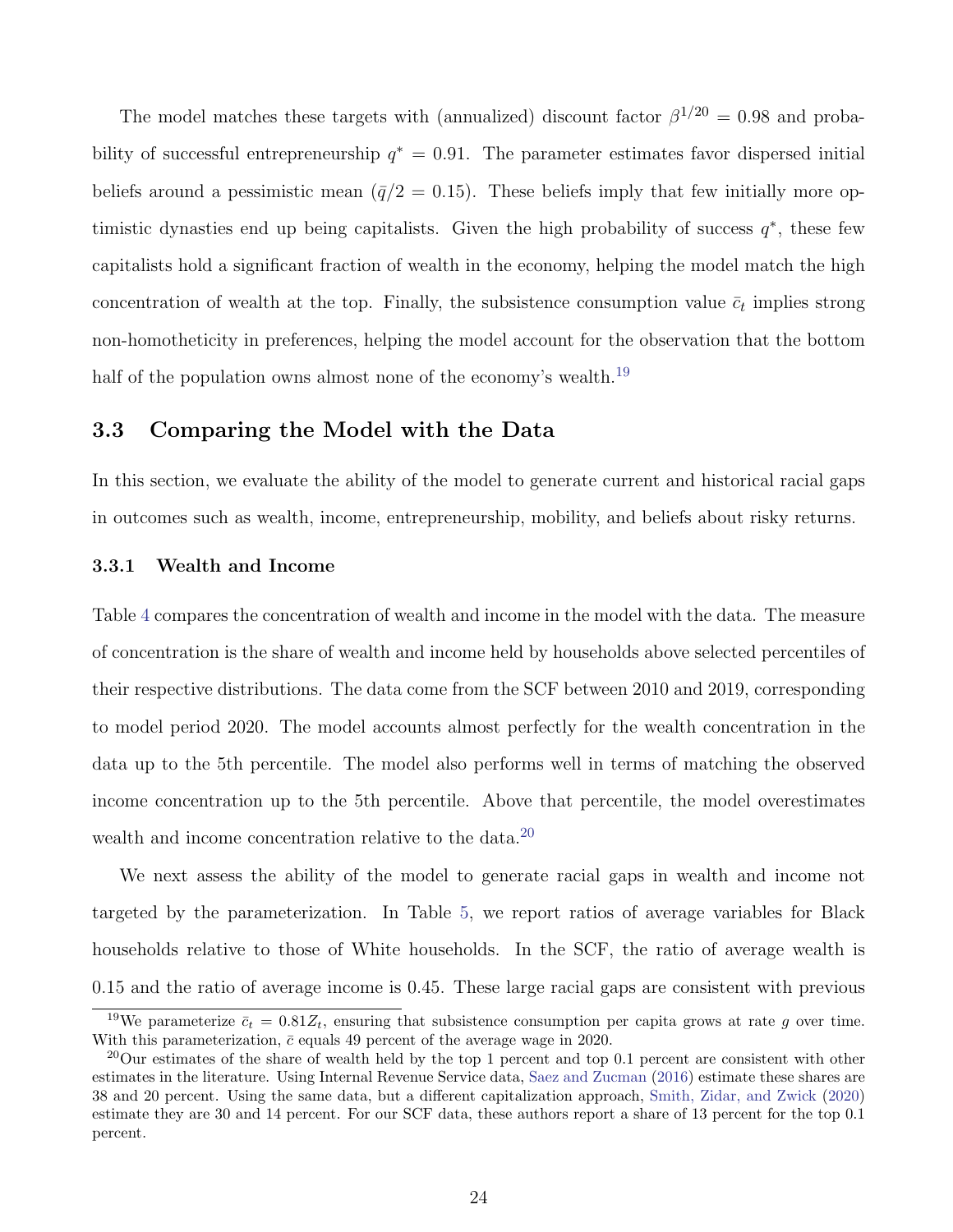The model matches these targets with (annualized) discount factor $\beta^{1/20} = 0.98$ and probability of successful entrepreneurship $q^* = 0.91$. The parameter estimates favor dispersed initial beliefs around a pessimistic mean ($\bar{q}/2 = 0.15$). These beliefs imply that few initially more optimistic dynasties end up being capitalists. Given the high probability of success $q^*$, these few capitalists hold a significant fraction of wealth in the economy, helping the model match the high concentration of wealth at the top. Finally, the subsistence consumption value $\bar{c}_t$ implies strong non-homotheticity in preferences, helping the model account for the observation that the bottom half of the population owns almost none of the economy's wealth.[19]

## 3.3 Comparing the Model with the Data

In this section, we evaluate the ability of the model to generate current and historical racial gaps in outcomes such as wealth, income, entrepreneurship, mobility, and beliefs about risky returns.

### 3.3.1 Wealth and Income

Table 4 compares the concentration of wealth and income in the model with the data. The measure of concentration is the share of wealth and income held by households above selected percentiles of their respective distributions. The data come from the SCF between 2010 and 2019, corresponding to model period 2020. The model accounts almost perfectly for the wealth concentration in the data up to the 5th percentile. The model also performs well in terms of matching the observed income concentration up to the 5th percentile. Above that percentile, the model overestimates wealth and income concentration relative to the data.[20]

We next assess the ability of the model to generate racial gaps in wealth and income not targeted by the parameterization. In Table 5, we report ratios of average variables for Black households relative to those of White households. In the SCF, the ratio of average wealth is 0.15 and the ratio of average income is 0.45. These large racial gaps are consistent with previous

[19] We parameterize $\bar{c}_t = 0.81 Z_t$, ensuring that subsistence consumption per capita grows at rate $g$ over time. With this parameterization, $\bar{c}$ equals 49 percent of the average wage in 2020.

[20] Our estimates of the share of wealth held by the top 1 percent and top 0.1 percent are consistent with other estimates in the literature. Using Internal Revenue Service data, Saez and Zucman (2016) estimate these shares are 38 and 20 percent. Using the same data, but a different capitalization approach, Smith, Zidar, and Zwick (2020) estimate they are 30 and 14 percent. For our SCF data, these authors report a share of 13 percent for the top 0.1 percent.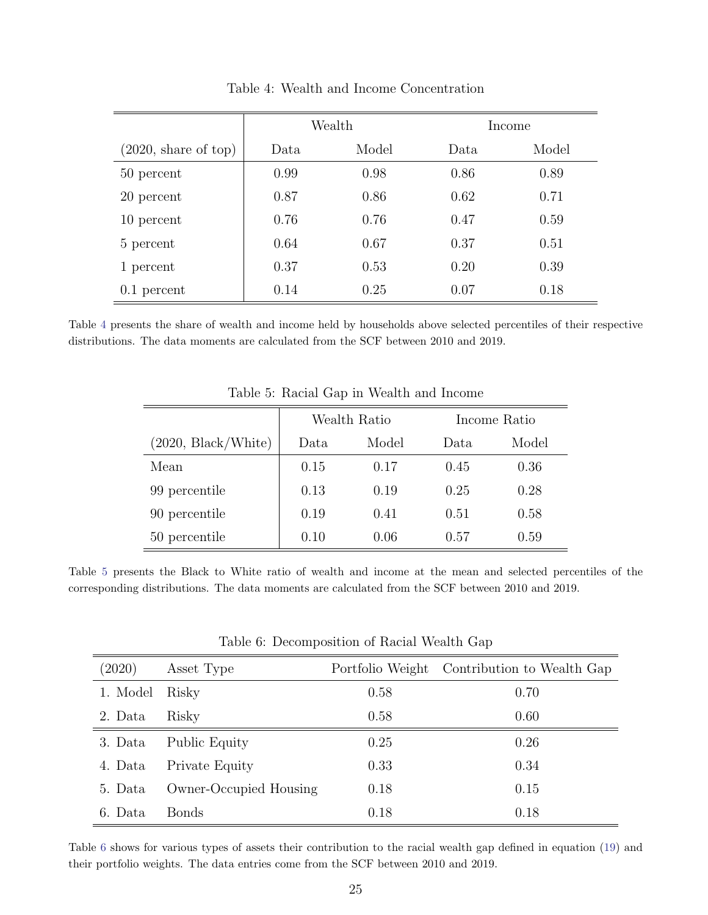Table 4: Wealth and Income Concentration

| (2020, share of top) | Wealth | | Income | |
|---|---|---|---|---|
| | Data | Model | Data | Model |
| 50 percent | 0.99 | 0.98 | 0.86 | 0.89 |
| 20 percent | 0.87 | 0.86 | 0.62 | 0.71 |
| 10 percent | 0.76 | 0.76 | 0.47 | 0.59 |
| 5 percent | 0.64 | 0.67 | 0.37 | 0.51 |
| 1 percent | 0.37 | 0.53 | 0.20 | 0.39 |
| 0.1 percent | 0.14 | 0.25 | 0.07 | 0.18 |

Table 4 presents the share of wealth and income held by households above selected percentiles of their respective distributions. The data moments are calculated from the SCF between 2010 and 2019.

Table 5: Racial Gap in Wealth and Income

| (2020, Black/White) | Wealth Ratio | | Income Ratio | |
|---|---|---|---|---|
| | Data | Model | Data | Model |
| Mean | 0.15 | 0.17 | 0.45 | 0.36 |
| 99 percentile | 0.13 | 0.19 | 0.25 | 0.28 |
| 90 percentile | 0.19 | 0.41 | 0.51 | 0.58 |
| 50 percentile | 0.10 | 0.06 | 0.57 | 0.59 |

Table 5 presents the Black to White ratio of wealth and income at the mean and selected percentiles of the corresponding distributions. The data moments are calculated from the SCF between 2010 and 2019.

Table 6: Decomposition of Racial Wealth Gap

| (2020) | Asset Type | Portfolio Weight | Contribution to Wealth Gap |
|---|---|---|---|
| 1. Model | Risky | 0.58 | 0.70 |
| 2. Data | Risky | 0.58 | 0.60 |
| 3. Data | Public Equity | 0.25 | 0.26 |
| 4. Data | Private Equity | 0.33 | 0.34 |
| 5. Data | Owner-Occupied Housing | 0.18 | 0.15 |
| 6. Data | Bonds | 0.18 | 0.18 |

Table 6 shows for various types of assets their contribution to the racial wealth gap defined in equation (19) and their portfolio weights. The data entries come from the SCF between 2010 and 2019.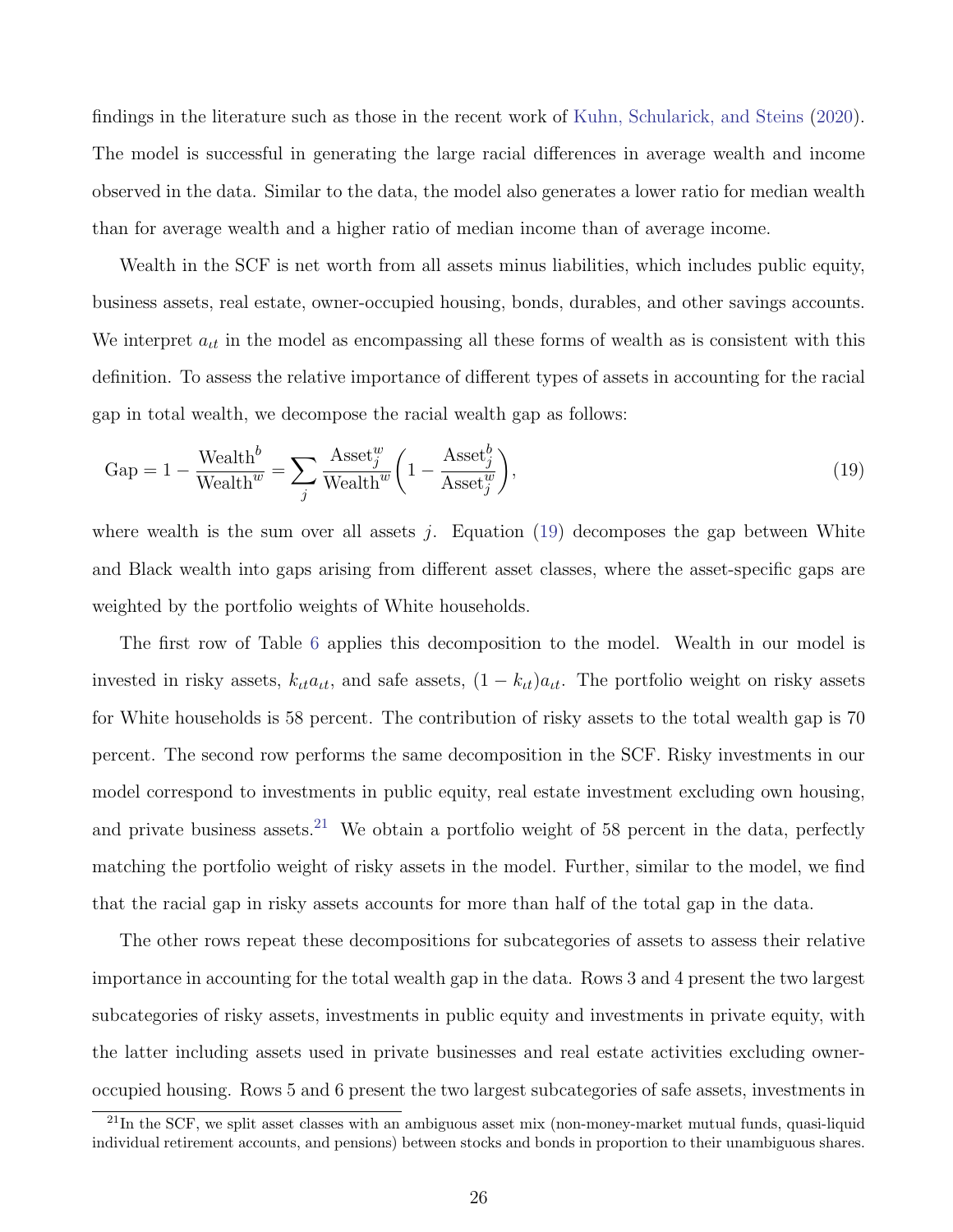findings in the literature such as those in the recent work of Kuhn, Schularick, and Steins (2020). The model is successful in generating the large racial differences in average wealth and income observed in the data. Similar to the data, the model also generates a lower ratio for median wealth than for average wealth and a higher ratio of median income than of average income.

Wealth in the SCF is net worth from all assets minus liabilities, which includes public equity, business assets, real estate, owner-occupied housing, bonds, durables, and other savings accounts. We interpret $a_{\iota t}$ in the model as encompassing all these forms of wealth as is consistent with this definition. To assess the relative importance of different types of assets in accounting for the racial gap in total wealth, we decompose the racial wealth gap as follows:

$$\text{Gap} = 1 - \frac{\text{Wealth}^b}{\text{Wealth}^w} = \sum_j \frac{\text{Asset}_j^w}{\text{Wealth}^w}\left(1 - \frac{\text{Asset}_j^b}{\text{Asset}_j^w}\right), \tag{19}$$

where wealth is the sum over all assets $j$. Equation (19) decomposes the gap between White and Black wealth into gaps arising from different asset classes, where the asset-specific gaps are weighted by the portfolio weights of White households.

The first row of Table 6 applies this decomposition to the model. Wealth in our model is invested in risky assets, $k_{\iota t} a_{\iota t}$, and safe assets, $(1 - k_{\iota t}) a_{\iota t}$. The portfolio weight on risky assets for White households is 58 percent. The contribution of risky assets to the total wealth gap is 70 percent. The second row performs the same decomposition in the SCF. Risky investments in our model correspond to investments in public equity, real estate investment excluding own housing, and private business assets.[21] We obtain a portfolio weight of 58 percent in the data, perfectly matching the portfolio weight of risky assets in the model. Further, similar to the model, we find that the racial gap in risky assets accounts for more than half of the total gap in the data.

The other rows repeat these decompositions for subcategories of assets to assess their relative importance in accounting for the total wealth gap in the data. Rows 3 and 4 present the two largest subcategories of risky assets, investments in public equity and investments in private equity, with the latter including assets used in private businesses and real estate activities excluding owner-occupied housing. Rows 5 and 6 present the two largest subcategories of safe assets, investments in

[21] In the SCF, we split asset classes with an ambiguous asset mix (non-money-market mutual funds, quasi-liquid individual retirement accounts, and pensions) between stocks and bonds in proportion to their unambiguous shares.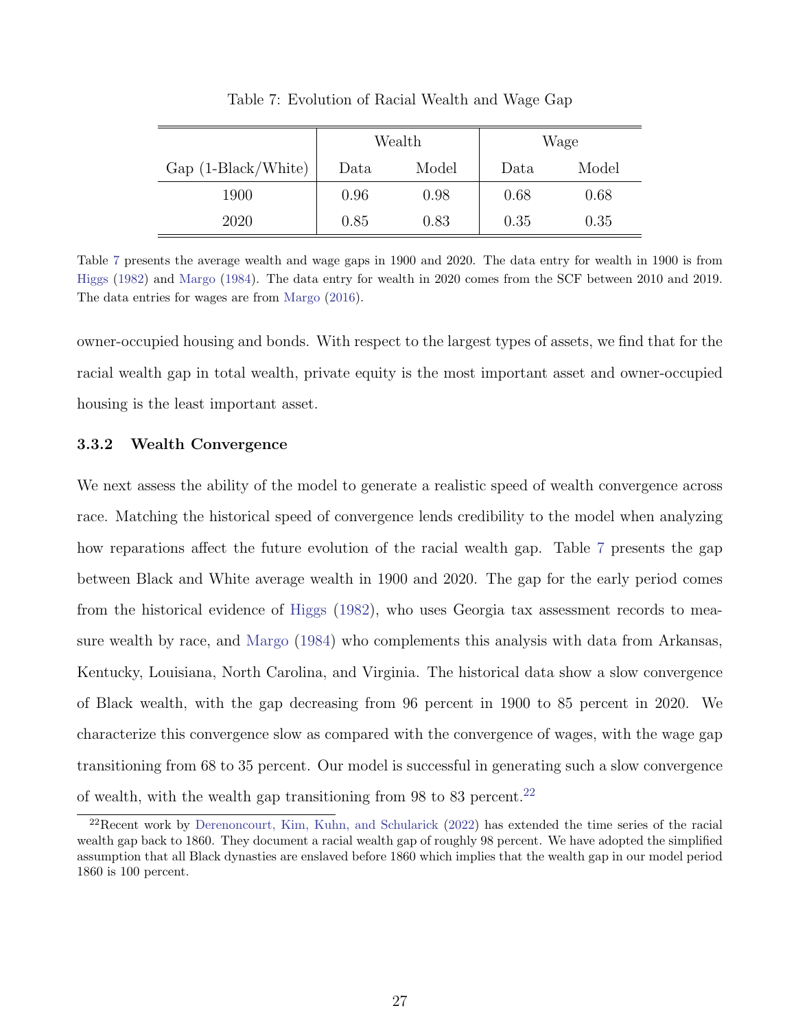Table 7: Evolution of Racial Wealth and Wage Gap

| | Wealth | | Wage | |
|---|---|---|---|---|
| Gap (1-Black/White) | Data | Model | Data | Model |
| 1900 | 0.96 | 0.98 | 0.68 | 0.68 |
| 2020 | 0.85 | 0.83 | 0.35 | 0.35 |

Table 7 presents the average wealth and wage gaps in 1900 and 2020. The data entry for wealth in 1900 is from Higgs (1982) and Margo (1984). The data entry for wealth in 2020 comes from the SCF between 2010 and 2019. The data entries for wages are from Margo (2016).

owner-occupied housing and bonds. With respect to the largest types of assets, we find that for the racial wealth gap in total wealth, private equity is the most important asset and owner-occupied housing is the least important asset.

### 3.3.2 Wealth Convergence

We next assess the ability of the model to generate a realistic speed of wealth convergence across race. Matching the historical speed of convergence lends credibility to the model when analyzing how reparations affect the future evolution of the racial wealth gap. Table 7 presents the gap between Black and White average wealth in 1900 and 2020. The gap for the early period comes from the historical evidence of Higgs (1982), who uses Georgia tax assessment records to measure wealth by race, and Margo (1984) who complements this analysis with data from Arkansas, Kentucky, Louisiana, North Carolina, and Virginia. The historical data show a slow convergence of Black wealth, with the gap decreasing from 96 percent in 1900 to 85 percent in 2020. We characterize this convergence slow as compared with the convergence of wages, with the wage gap transitioning from 68 to 35 percent. Our model is successful in generating such a slow convergence of wealth, with the wealth gap transitioning from 98 to 83 percent.[22]

[22]Recent work by Derenoncourt, Kim, Kuhn, and Schularick (2022) has extended the time series of the racial wealth gap back to 1860. They document a racial wealth gap of roughly 98 percent. We have adopted the simplified assumption that all Black dynasties are enslaved before 1860 which implies that the wealth gap in our model period 1860 is 100 percent.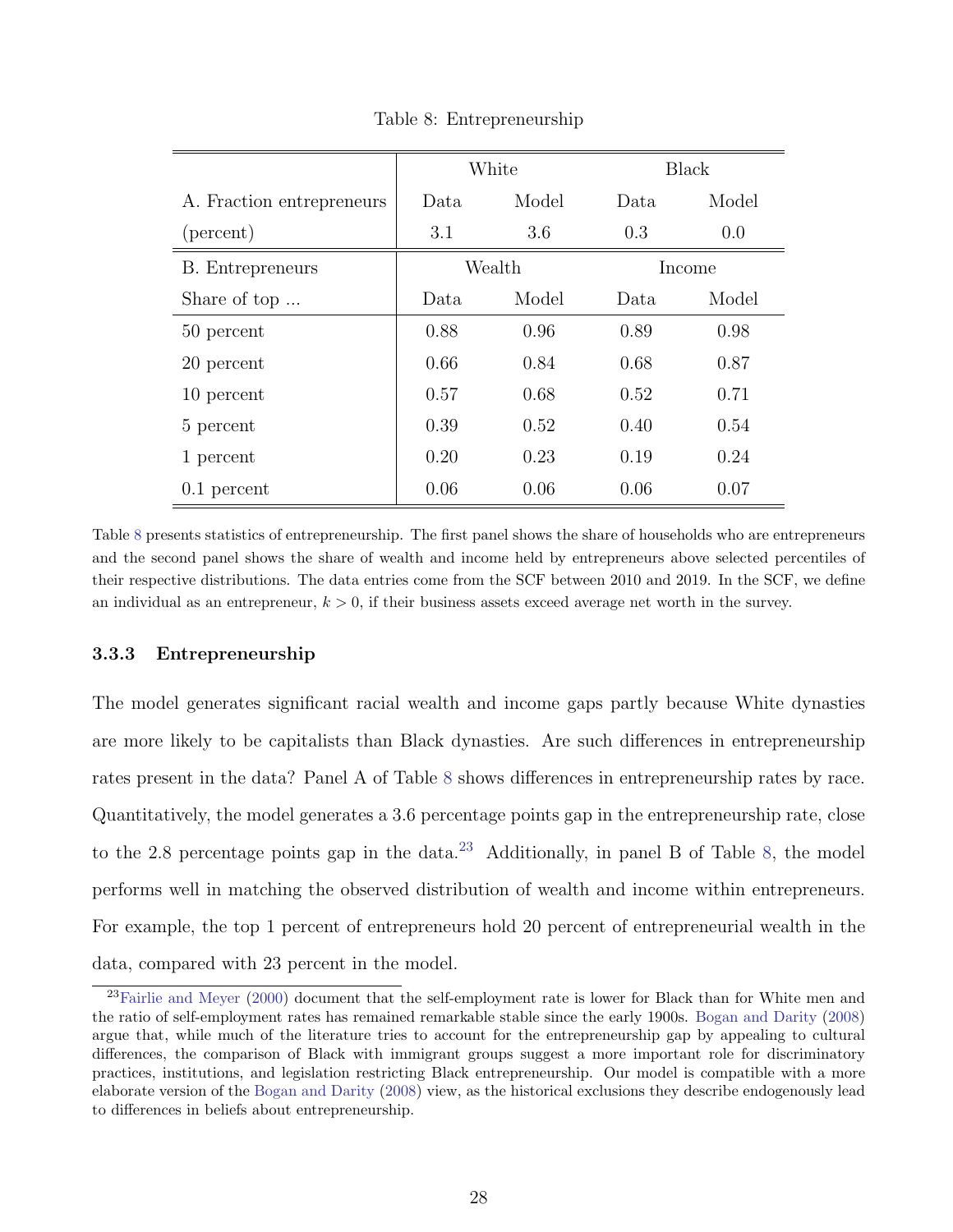Table 8: Entrepreneurship

| | White | | Black | |
|---|---|---|---|---|
| A. Fraction entrepreneurs | Data | Model | Data | Model |
| (percent) | 3.1 | 3.6 | 0.3 | 0.0 |
| B. Entrepreneurs | Wealth | | Income | |
| Share of top ... | Data | Model | Data | Model |
| 50 percent | 0.88 | 0.96 | 0.89 | 0.98 |
| 20 percent | 0.66 | 0.84 | 0.68 | 0.87 |
| 10 percent | 0.57 | 0.68 | 0.52 | 0.71 |
| 5 percent | 0.39 | 0.52 | 0.40 | 0.54 |
| 1 percent | 0.20 | 0.23 | 0.19 | 0.24 |
| 0.1 percent | 0.06 | 0.06 | 0.06 | 0.07 |

Table 8 presents statistics of entrepreneurship. The first panel shows the share of households who are entrepreneurs and the second panel shows the share of wealth and income held by entrepreneurs above selected percentiles of their respective distributions. The data entries come from the SCF between 2010 and 2019. In the SCF, we define an individual as an entrepreneur, $k > 0$, if their business assets exceed average net worth in the survey.

### 3.3.3 Entrepreneurship

The model generates significant racial wealth and income gaps partly because White dynasties are more likely to be capitalists than Black dynasties. Are such differences in entrepreneurship rates present in the data? Panel A of Table 8 shows differences in entrepreneurship rates by race. Quantitatively, the model generates a 3.6 percentage points gap in the entrepreneurship rate, close to the 2.8 percentage points gap in the data.[23] Additionally, in panel B of Table 8, the model performs well in matching the observed distribution of wealth and income within entrepreneurs. For example, the top 1 percent of entrepreneurs hold 20 percent of entrepreneurial wealth in the data, compared with 23 percent in the model.

[23] Fairlie and Meyer (2000) document that the self-employment rate is lower for Black than for White men and the ratio of self-employment rates has remained remarkable stable since the early 1900s. Bogan and Darity (2008) argue that, while much of the literature tries to account for the entrepreneurship gap by appealing to cultural differences, the comparison of Black with immigrant groups suggest a more important role for discriminatory practices, institutions, and legislation restricting Black entrepreneurship. Our model is compatible with a more elaborate version of the Bogan and Darity (2008) view, as the historical exclusions they describe endogenously lead to differences in beliefs about entrepreneurship.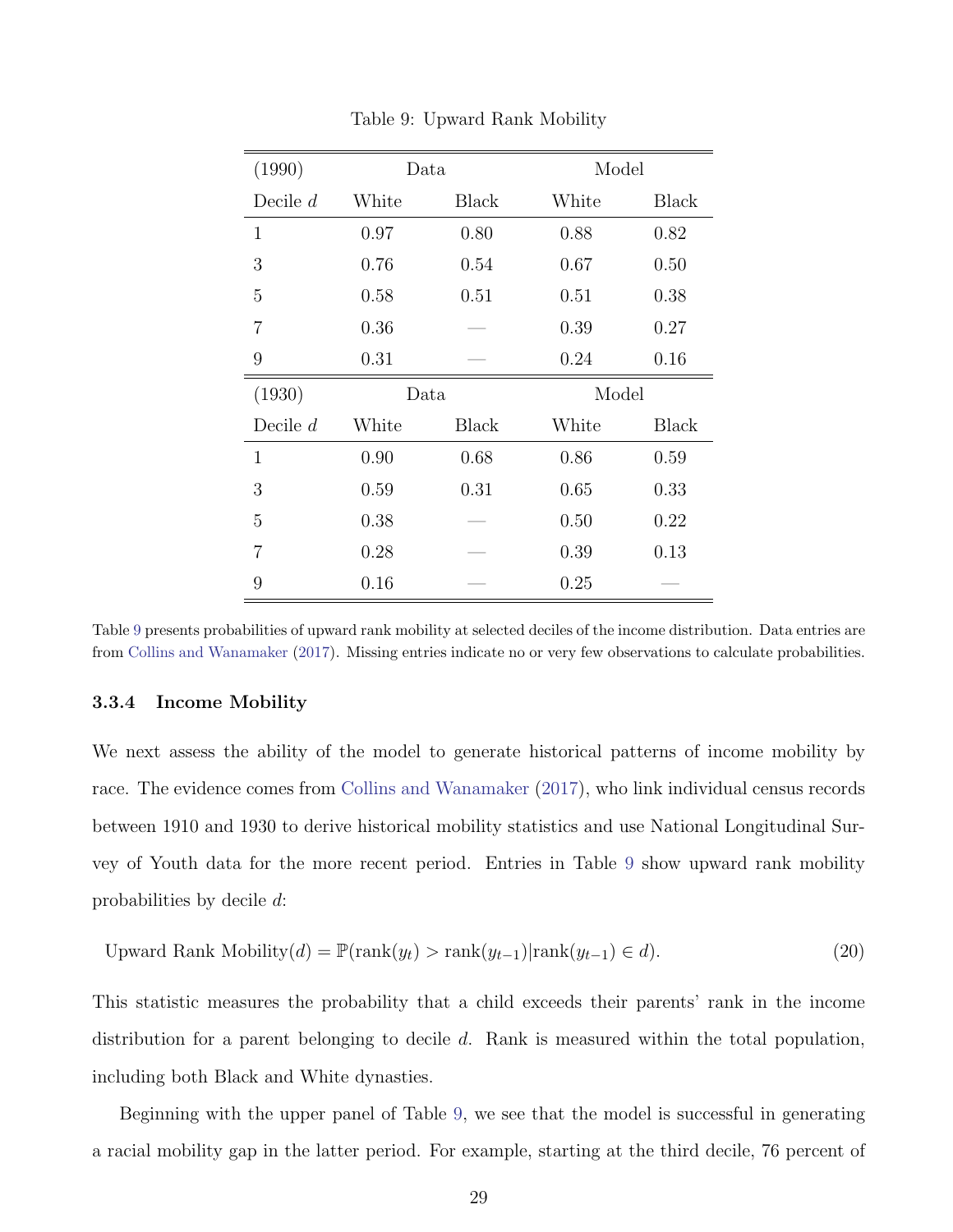Table 9: Upward Rank Mobility

| (1990) | Data | | Model | |
|---|---|---|---|---|
| Decile $d$ | White | Black | White | Black |
| 1 | 0.97 | 0.80 | 0.88 | 0.82 |
| 3 | 0.76 | 0.54 | 0.67 | 0.50 |
| 5 | 0.58 | 0.51 | 0.51 | 0.38 |
| 7 | 0.36 | — | 0.39 | 0.27 |
| 9 | 0.31 | — | 0.24 | 0.16 |
| **(1930)** | **Data** | | **Model** | |
| Decile $d$ | White | Black | White | Black |
| 1 | 0.90 | 0.68 | 0.86 | 0.59 |
| 3 | 0.59 | 0.31 | 0.65 | 0.33 |
| 5 | 0.38 | — | 0.50 | 0.22 |
| 7 | 0.28 | — | 0.39 | 0.13 |
| 9 | 0.16 | — | 0.25 | — |

Table 9 presents probabilities of upward rank mobility at selected deciles of the income distribution. Data entries are from Collins and Wanamaker (2017). Missing entries indicate no or very few observations to calculate probabilities.

### 3.3.4 Income Mobility

We next assess the ability of the model to generate historical patterns of income mobility by race. The evidence comes from Collins and Wanamaker (2017), who link individual census records between 1910 and 1930 to derive historical mobility statistics and use National Longitudinal Survey of Youth data for the more recent period. Entries in Table 9 show upward rank mobility probabilities by decile $d$:

$$\text{Upward Rank Mobility}(d) = \mathbb{P}(\text{rank}(y_t) > \text{rank}(y_{t-1}) | \text{rank}(y_{t-1}) \in d). \tag{20}$$

This statistic measures the probability that a child exceeds their parents' rank in the income distribution for a parent belonging to decile $d$. Rank is measured within the total population, including both Black and White dynasties.

Beginning with the upper panel of Table 9, we see that the model is successful in generating a racial mobility gap in the latter period. For example, starting at the third decile, 76 percent of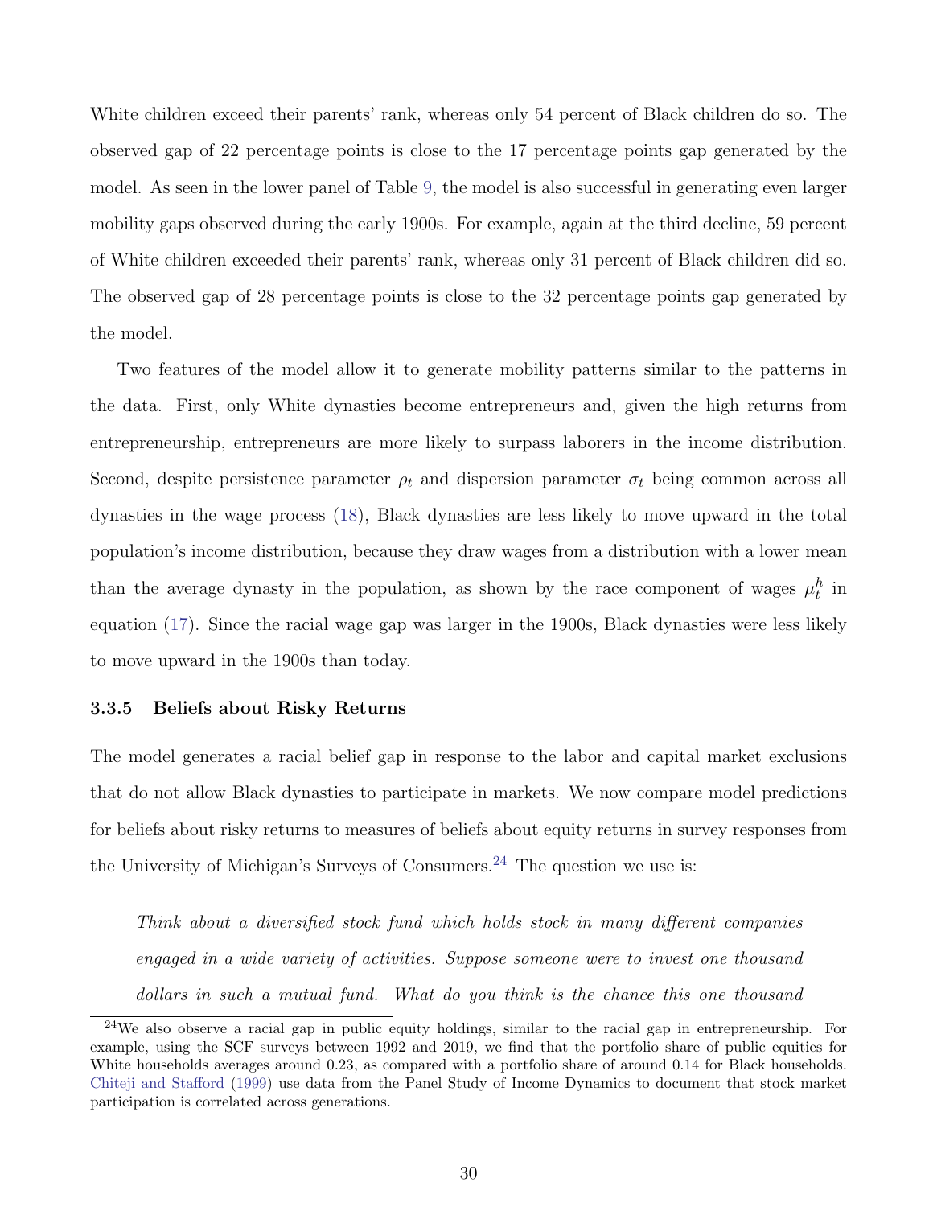White children exceed their parents' rank, whereas only 54 percent of Black children do so. The observed gap of 22 percentage points is close to the 17 percentage points gap generated by the model. As seen in the lower panel of Table 9, the model is also successful in generating even larger mobility gaps observed during the early 1900s. For example, again at the third decline, 59 percent of White children exceeded their parents' rank, whereas only 31 percent of Black children did so. The observed gap of 28 percentage points is close to the 32 percentage points gap generated by the model.

Two features of the model allow it to generate mobility patterns similar to the patterns in the data. First, only White dynasties become entrepreneurs and, given the high returns from entrepreneurship, entrepreneurs are more likely to surpass laborers in the income distribution. Second, despite persistence parameter $\rho_t$ and dispersion parameter $\sigma_t$ being common across all dynasties in the wage process (18), Black dynasties are less likely to move upward in the total population's income distribution, because they draw wages from a distribution with a lower mean than the average dynasty in the population, as shown by the race component of wages $\mu_t^h$ in equation (17). Since the racial wage gap was larger in the 1900s, Black dynasties were less likely to move upward in the 1900s than today.

### 3.3.5 Beliefs about Risky Returns

The model generates a racial belief gap in response to the labor and capital market exclusions that do not allow Black dynasties to participate in markets. We now compare model predictions for beliefs about risky returns to measures of beliefs about equity returns in survey responses from the University of Michigan's Surveys of Consumers.[24] The question we use is:

> *Think about a diversified stock fund which holds stock in many different companies engaged in a wide variety of activities. Suppose someone were to invest one thousand dollars in such a mutual fund. What do you think is the chance this one thousand*

[24] We also observe a racial gap in public equity holdings, similar to the racial gap in entrepreneurship. For example, using the SCF surveys between 1992 and 2019, we find that the portfolio share of public equities for White households averages around 0.23, as compared with a portfolio share of around 0.14 for Black households. Chiteji and Stafford (1999) use data from the Panel Study of Income Dynamics to document that stock market participation is correlated across generations.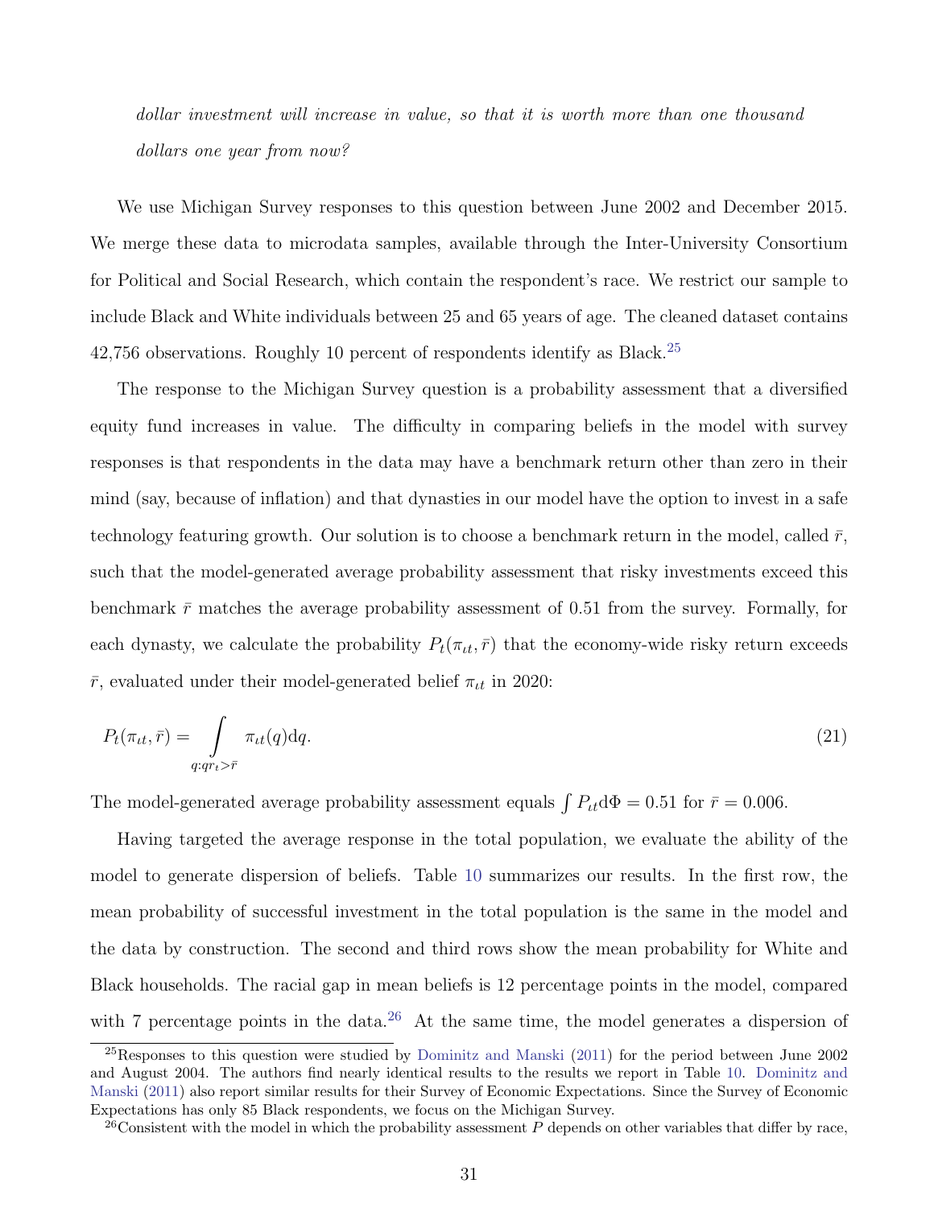*dollar investment will increase in value, so that it is worth more than one thousand dollars one year from now?*

We use Michigan Survey responses to this question between June 2002 and December 2015. We merge these data to microdata samples, available through the Inter-University Consortium for Political and Social Research, which contain the respondent's race. We restrict our sample to include Black and White individuals between 25 and 65 years of age. The cleaned dataset contains 42,756 observations. Roughly 10 percent of respondents identify as Black.[25]

The response to the Michigan Survey question is a probability assessment that a diversified equity fund increases in value. The difficulty in comparing beliefs in the model with survey responses is that respondents in the data may have a benchmark return other than zero in their mind (say, because of inflation) and that dynasties in our model have the option to invest in a safe technology featuring growth. Our solution is to choose a benchmark return in the model, called $\bar{r}$, such that the model-generated average probability assessment that risky investments exceed this benchmark $\bar{r}$ matches the average probability assessment of 0.51 from the survey. Formally, for each dynasty, we calculate the probability $P_t(\pi_{\iota t}, \bar{r})$ that the economy-wide risky return exceeds $\bar{r}$, evaluated under their model-generated belief $\pi_{\iota t}$ in 2020:

$$P_t(\pi_{\iota t}, \bar{r}) = \int_{q: q r_t > \bar{r}} \pi_{\iota t}(q) \mathrm{d}q. \tag{21}$$

The model-generated average probability assessment equals $\int P_{\iota t} \mathrm{d}\Phi = 0.51$ for $\bar{r} = 0.006$.

Having targeted the average response in the total population, we evaluate the ability of the model to generate dispersion of beliefs. Table 10 summarizes our results. In the first row, the mean probability of successful investment in the total population is the same in the model and the data by construction. The second and third rows show the mean probability for White and Black households. The racial gap in mean beliefs is 12 percentage points in the model, compared with 7 percentage points in the data.[26] At the same time, the model generates a dispersion of

[25] Responses to this question were studied by Dominitz and Manski (2011) for the period between June 2002 and August 2004. The authors find nearly identical results to the results we report in Table 10. Dominitz and Manski (2011) also report similar results for their Survey of Economic Expectations. Since the Survey of Economic Expectations has only 85 Black respondents, we focus on the Michigan Survey.

[26] Consistent with the model in which the probability assessment $P$ depends on other variables that differ by race,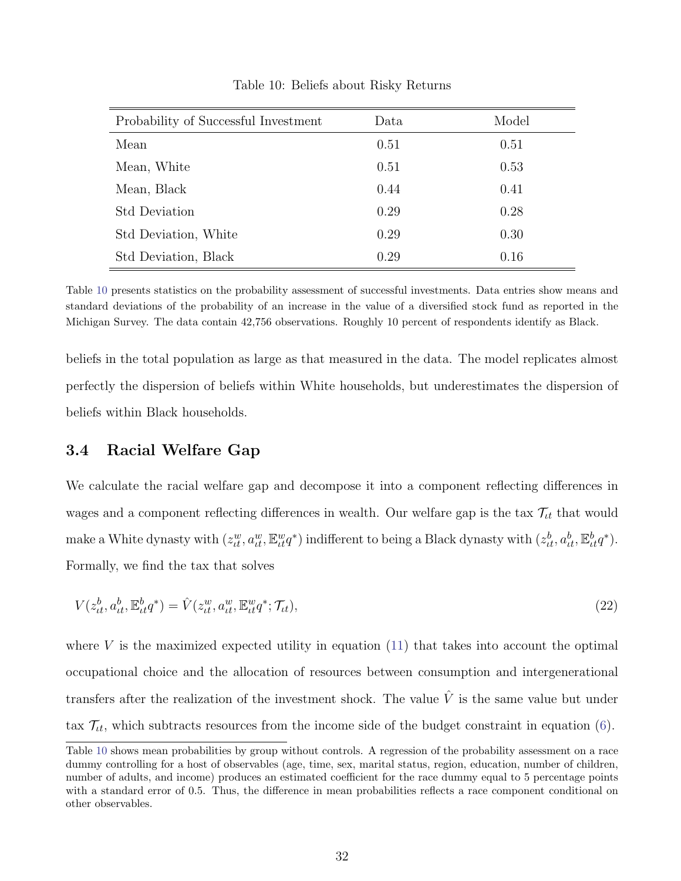Table 10: Beliefs about Risky Returns

| Probability of Successful Investment | Data | Model |
|---|---|---|
| Mean | 0.51 | 0.51 |
| Mean, White | 0.51 | 0.53 |
| Mean, Black | 0.44 | 0.41 |
| Std Deviation | 0.29 | 0.28 |
| Std Deviation, White | 0.29 | 0.30 |
| Std Deviation, Black | 0.29 | 0.16 |

Table 10 presents statistics on the probability assessment of successful investments. Data entries show means and standard deviations of the probability of an increase in the value of a diversified stock fund as reported in the Michigan Survey. The data contain 42,756 observations. Roughly 10 percent of respondents identify as Black.

beliefs in the total population as large as that measured in the data. The model replicates almost perfectly the dispersion of beliefs within White households, but underestimates the dispersion of beliefs within Black households.

### 3.4 Racial Welfare Gap

We calculate the racial welfare gap and decompose it into a component reflecting differences in wages and a component reflecting differences in wealth. Our welfare gap is the tax $\mathcal{T}_{\iota t}$ that would make a White dynasty with $(z^w_{\iota t}, a^w_{\iota t}, \mathbb{E}^w_{\iota t} q^*)$ indifferent to being a Black dynasty with $(z^b_{\iota t}, a^b_{\iota t}, \mathbb{E}^b_{\iota t} q^*)$. Formally, we find the tax that solves

$$V(z^b_{\iota t}, a^b_{\iota t}, \mathbb{E}^b_{\iota t} q^*) = \hat{V}(z^w_{\iota t}, a^w_{\iota t}, \mathbb{E}^w_{\iota t} q^*; \mathcal{T}_{\iota t}), \tag{22}$$

where $V$ is the maximized expected utility in equation (11) that takes into account the optimal occupational choice and the allocation of resources between consumption and intergenerational transfers after the realization of the investment shock. The value $\hat{V}$ is the same value but under tax $\mathcal{T}_{\iota t}$, which subtracts resources from the income side of the budget constraint in equation (6).

Table 10 shows mean probabilities by group without controls. A regression of the probability assessment on a race dummy controlling for a host of observables (age, time, sex, marital status, region, education, number of children, number of adults, and income) produces an estimated coefficient for the race dummy equal to 5 percentage points with a standard error of 0.5. Thus, the difference in mean probabilities reflects a race component conditional on other observables.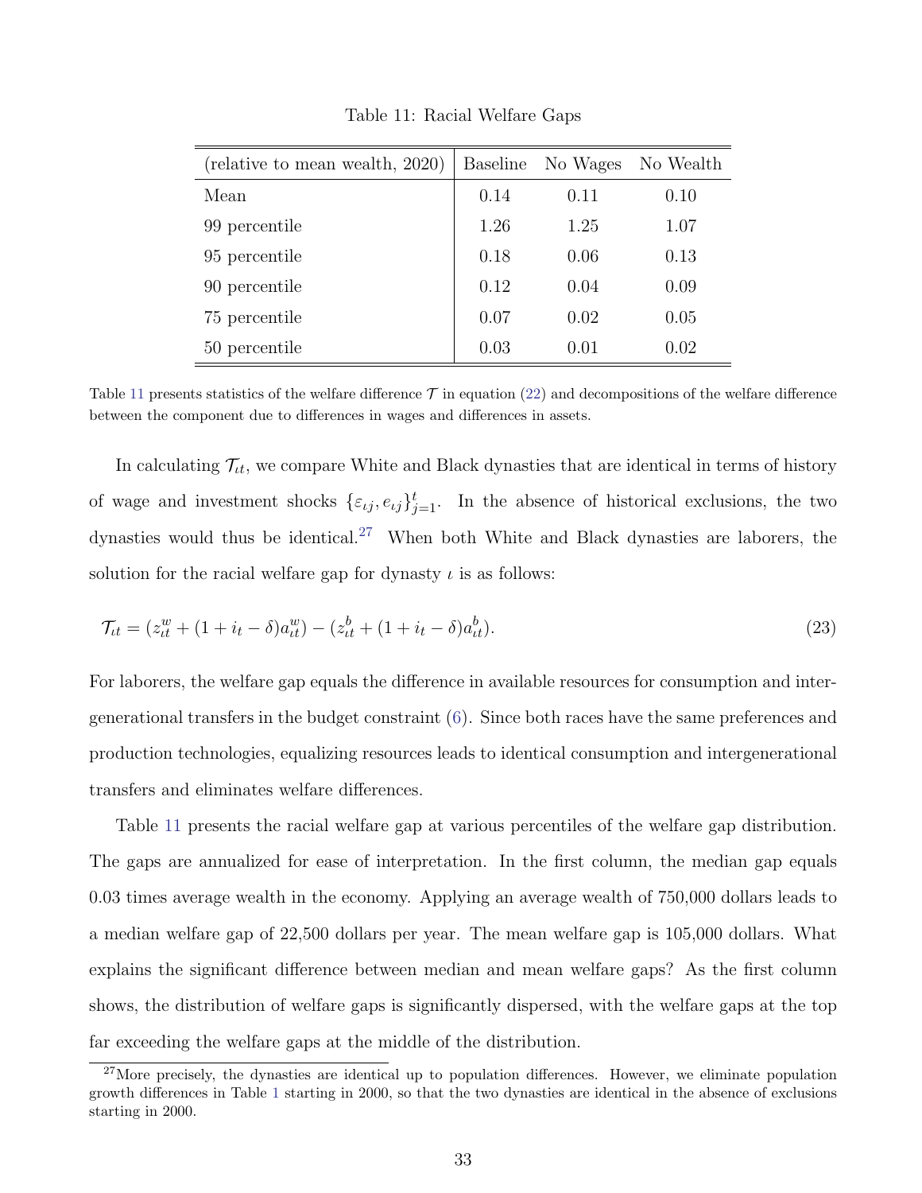Table 11: Racial Welfare Gaps

| (relative to mean wealth, 2020) | Baseline | No Wages | No Wealth |
|---|---|---|---|
| Mean | 0.14 | 0.11 | 0.10 |
| 99 percentile | 1.26 | 1.25 | 1.07 |
| 95 percentile | 0.18 | 0.06 | 0.13 |
| 90 percentile | 0.12 | 0.04 | 0.09 |
| 75 percentile | 0.07 | 0.02 | 0.05 |
| 50 percentile | 0.03 | 0.01 | 0.02 |

Table 11 presents statistics of the welfare difference $\mathcal{T}$ in equation (22) and decompositions of the welfare difference between the component due to differences in wages and differences in assets.

In calculating $\mathcal{T}_{\iota t}$, we compare White and Black dynasties that are identical in terms of history of wage and investment shocks $\{\varepsilon_{\iota j}, e_{\iota j}\}_{j=1}^{t}$. In the absence of historical exclusions, the two dynasties would thus be identical.[27] When both White and Black dynasties are laborers, the solution for the racial welfare gap for dynasty $\iota$ is as follows:

$$\mathcal{T}_{\iota t} = (z_{\iota t}^{w} + (1 + i_t - \delta)a_{\iota t}^{w}) - (z_{\iota t}^{b} + (1 + i_t - \delta)a_{\iota t}^{b}). \tag{23}$$

For laborers, the welfare gap equals the difference in available resources for consumption and intergenerational transfers in the budget constraint (6). Since both races have the same preferences and production technologies, equalizing resources leads to identical consumption and intergenerational transfers and eliminates welfare differences.

Table 11 presents the racial welfare gap at various percentiles of the welfare gap distribution. The gaps are annualized for ease of interpretation. In the first column, the median gap equals 0.03 times average wealth in the economy. Applying an average wealth of 750,000 dollars leads to a median welfare gap of 22,500 dollars per year. The mean welfare gap is 105,000 dollars. What explains the significant difference between median and mean welfare gaps? As the first column shows, the distribution of welfare gaps is significantly dispersed, with the welfare gaps at the top far exceeding the welfare gaps at the middle of the distribution.

[27]More precisely, the dynasties are identical up to population differences. However, we eliminate population growth differences in Table 1 starting in 2000, so that the two dynasties are identical in the absence of exclusions starting in 2000.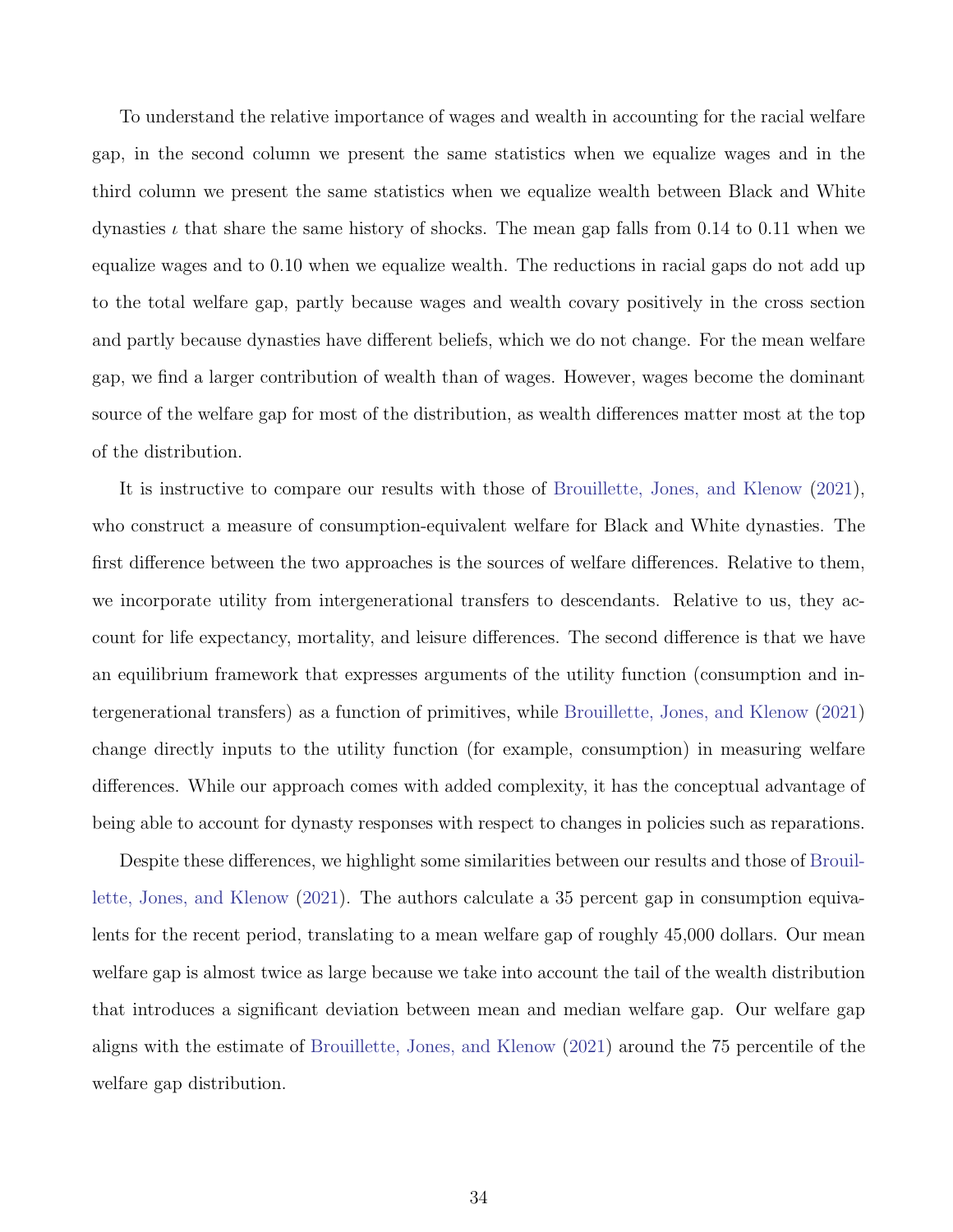To understand the relative importance of wages and wealth in accounting for the racial welfare gap, in the second column we present the same statistics when we equalize wages and in the third column we present the same statistics when we equalize wealth between Black and White dynasties $\iota$ that share the same history of shocks. The mean gap falls from 0.14 to 0.11 when we equalize wages and to 0.10 when we equalize wealth. The reductions in racial gaps do not add up to the total welfare gap, partly because wages and wealth covary positively in the cross section and partly because dynasties have different beliefs, which we do not change. For the mean welfare gap, we find a larger contribution of wealth than of wages. However, wages become the dominant source of the welfare gap for most of the distribution, as wealth differences matter most at the top of the distribution.

It is instructive to compare our results with those of Brouillette, Jones, and Klenow (2021), who construct a measure of consumption-equivalent welfare for Black and White dynasties. The first difference between the two approaches is the sources of welfare differences. Relative to them, we incorporate utility from intergenerational transfers to descendants. Relative to us, they account for life expectancy, mortality, and leisure differences. The second difference is that we have an equilibrium framework that expresses arguments of the utility function (consumption and intergenerational transfers) as a function of primitives, while Brouillette, Jones, and Klenow (2021) change directly inputs to the utility function (for example, consumption) in measuring welfare differences. While our approach comes with added complexity, it has the conceptual advantage of being able to account for dynasty responses with respect to changes in policies such as reparations.

Despite these differences, we highlight some similarities between our results and those of Brouillette, Jones, and Klenow (2021). The authors calculate a 35 percent gap in consumption equivalents for the recent period, translating to a mean welfare gap of roughly 45,000 dollars. Our mean welfare gap is almost twice as large because we take into account the tail of the wealth distribution that introduces a significant deviation between mean and median welfare gap. Our welfare gap aligns with the estimate of Brouillette, Jones, and Klenow (2021) around the 75 percentile of the welfare gap distribution.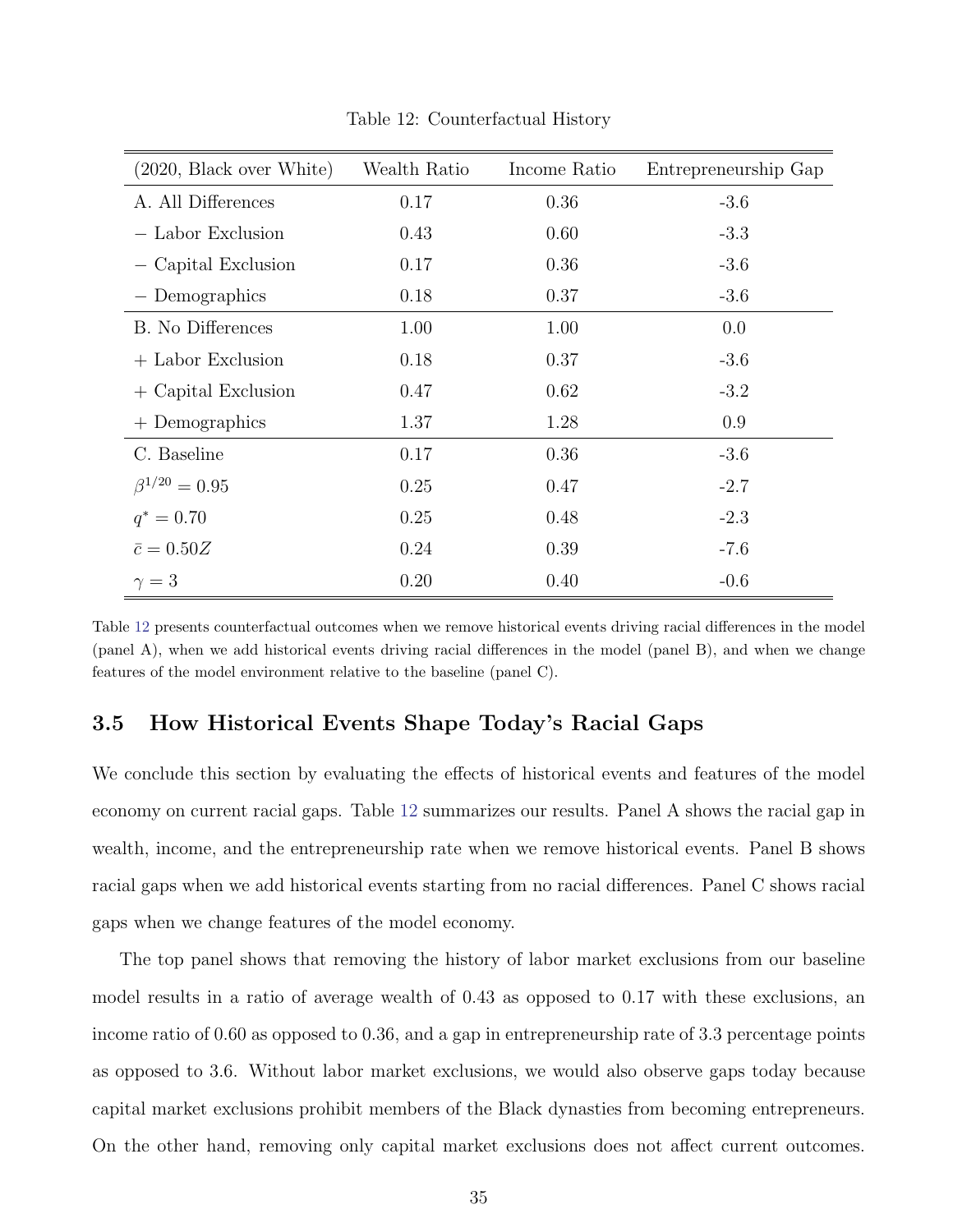Table 12: Counterfactual History

| (2020, Black over White) | Wealth Ratio | Income Ratio | Entrepreneurship Gap |
|---|---|---|---|
| A. All Differences | 0.17 | 0.36 | -3.6 |
| − Labor Exclusion | 0.43 | 0.60 | -3.3 |
| − Capital Exclusion | 0.17 | 0.36 | -3.6 |
| − Demographics | 0.18 | 0.37 | -3.6 |
| B. No Differences | 1.00 | 1.00 | 0.0 |
| + Labor Exclusion | 0.18 | 0.37 | -3.6 |
| + Capital Exclusion | 0.47 | 0.62 | -3.2 |
| + Demographics | 1.37 | 1.28 | 0.9 |
| C. Baseline | 0.17 | 0.36 | -3.6 |
| $\beta^{1/20} = 0.95$ | 0.25 | 0.47 | -2.7 |
| $q^* = 0.70$ | 0.25 | 0.48 | -2.3 |
| $\bar{c} = 0.50Z$ | 0.24 | 0.39 | -7.6 |
| $\gamma = 3$ | 0.20 | 0.40 | -0.6 |

Table 12 presents counterfactual outcomes when we remove historical events driving racial differences in the model (panel A), when we add historical events driving racial differences in the model (panel B), and when we change features of the model environment relative to the baseline (panel C).

### 3.5 How Historical Events Shape Today's Racial Gaps

We conclude this section by evaluating the effects of historical events and features of the model economy on current racial gaps. Table 12 summarizes our results. Panel A shows the racial gap in wealth, income, and the entrepreneurship rate when we remove historical events. Panel B shows racial gaps when we add historical events starting from no racial differences. Panel C shows racial gaps when we change features of the model economy.

The top panel shows that removing the history of labor market exclusions from our baseline model results in a ratio of average wealth of 0.43 as opposed to 0.17 with these exclusions, an income ratio of 0.60 as opposed to 0.36, and a gap in entrepreneurship rate of 3.3 percentage points as opposed to 3.6. Without labor market exclusions, we would also observe gaps today because capital market exclusions prohibit members of the Black dynasties from becoming entrepreneurs. On the other hand, removing only capital market exclusions does not affect current outcomes.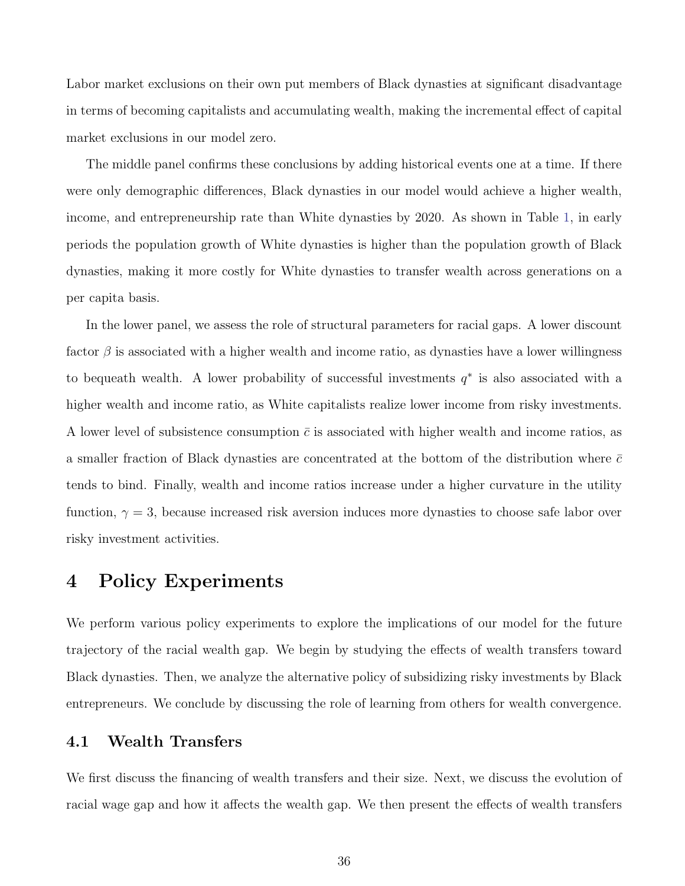Labor market exclusions on their own put members of Black dynasties at significant disadvantage in terms of becoming capitalists and accumulating wealth, making the incremental effect of capital market exclusions in our model zero.

The middle panel confirms these conclusions by adding historical events one at a time. If there were only demographic differences, Black dynasties in our model would achieve a higher wealth, income, and entrepreneurship rate than White dynasties by 2020. As shown in Table 1, in early periods the population growth of White dynasties is higher than the population growth of Black dynasties, making it more costly for White dynasties to transfer wealth across generations on a per capita basis.

In the lower panel, we assess the role of structural parameters for racial gaps. A lower discount factor $\beta$ is associated with a higher wealth and income ratio, as dynasties have a lower willingness to bequeath wealth. A lower probability of successful investments $q^*$ is also associated with a higher wealth and income ratio, as White capitalists realize lower income from risky investments. A lower level of subsistence consumption $\bar{c}$ is associated with higher wealth and income ratios, as a smaller fraction of Black dynasties are concentrated at the bottom of the distribution where $\bar{c}$ tends to bind. Finally, wealth and income ratios increase under a higher curvature in the utility function, $\gamma = 3$, because increased risk aversion induces more dynasties to choose safe labor over risky investment activities.

# 4 Policy Experiments

We perform various policy experiments to explore the implications of our model for the future trajectory of the racial wealth gap. We begin by studying the effects of wealth transfers toward Black dynasties. Then, we analyze the alternative policy of subsidizing risky investments by Black entrepreneurs. We conclude by discussing the role of learning from others for wealth convergence.

## 4.1 Wealth Transfers

We first discuss the financing of wealth transfers and their size. Next, we discuss the evolution of racial wage gap and how it affects the wealth gap. We then present the effects of wealth transfers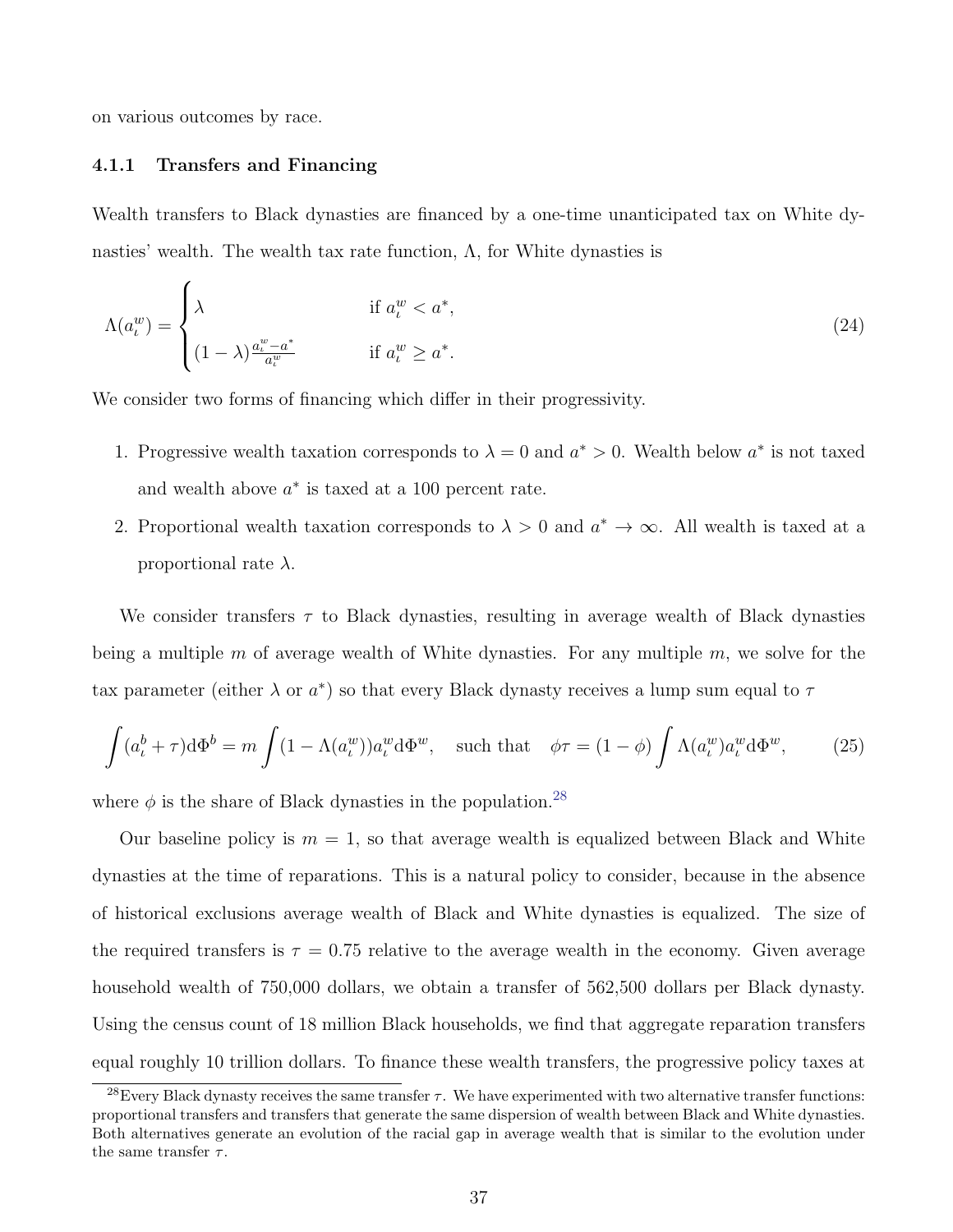on various outcomes by race.

### 4.1.1 Transfers and Financing

Wealth transfers to Black dynasties are financed by a one-time unanticipated tax on White dynasties' wealth. The wealth tax rate function, $\Lambda$, for White dynasties is

$$\Lambda(a_\iota^w) = \begin{cases} \lambda & \text{if } a_\iota^w < a^*, \\ (1-\lambda)\frac{a_\iota^w - a^*}{a_\iota^w} & \text{if } a_\iota^w \geq a^*. \end{cases} \tag{24}$$

We consider two forms of financing which differ in their progressivity.

1. Progressive wealth taxation corresponds to $\lambda = 0$ and $a^* > 0$. Wealth below $a^*$ is not taxed and wealth above $a^*$ is taxed at a 100 percent rate.
2. Proportional wealth taxation corresponds to $\lambda > 0$ and $a^* \to \infty$. All wealth is taxed at a proportional rate $\lambda$.

We consider transfers $\tau$ to Black dynasties, resulting in average wealth of Black dynasties being a multiple $m$ of average wealth of White dynasties. For any multiple $m$, we solve for the tax parameter (either $\lambda$ or $a^*$) so that every Black dynasty receives a lump sum equal to $\tau$

$$\int (a_\iota^b + \tau) \mathrm{d}\Phi^b = m \int (1 - \Lambda(a_\iota^w)) a_\iota^w \mathrm{d}\Phi^w, \quad \text{such that} \quad \phi\tau = (1-\phi)\int \Lambda(a_\iota^w) a_\iota^w \mathrm{d}\Phi^w, \tag{25}$$

where $\phi$ is the share of Black dynasties in the population.[28]

Our baseline policy is $m = 1$, so that average wealth is equalized between Black and White dynasties at the time of reparations. This is a natural policy to consider, because in the absence of historical exclusions average wealth of Black and White dynasties is equalized. The size of the required transfers is $\tau = 0.75$ relative to the average wealth in the economy. Given average household wealth of 750,000 dollars, we obtain a transfer of 562,500 dollars per Black dynasty. Using the census count of 18 million Black households, we find that aggregate reparation transfers equal roughly 10 trillion dollars. To finance these wealth transfers, the progressive policy taxes at

[28] Every Black dynasty receives the same transfer $\tau$. We have experimented with two alternative transfer functions: proportional transfers and transfers that generate the same dispersion of wealth between Black and White dynasties. Both alternatives generate an evolution of the racial gap in average wealth that is similar to the evolution under the same transfer $\tau$.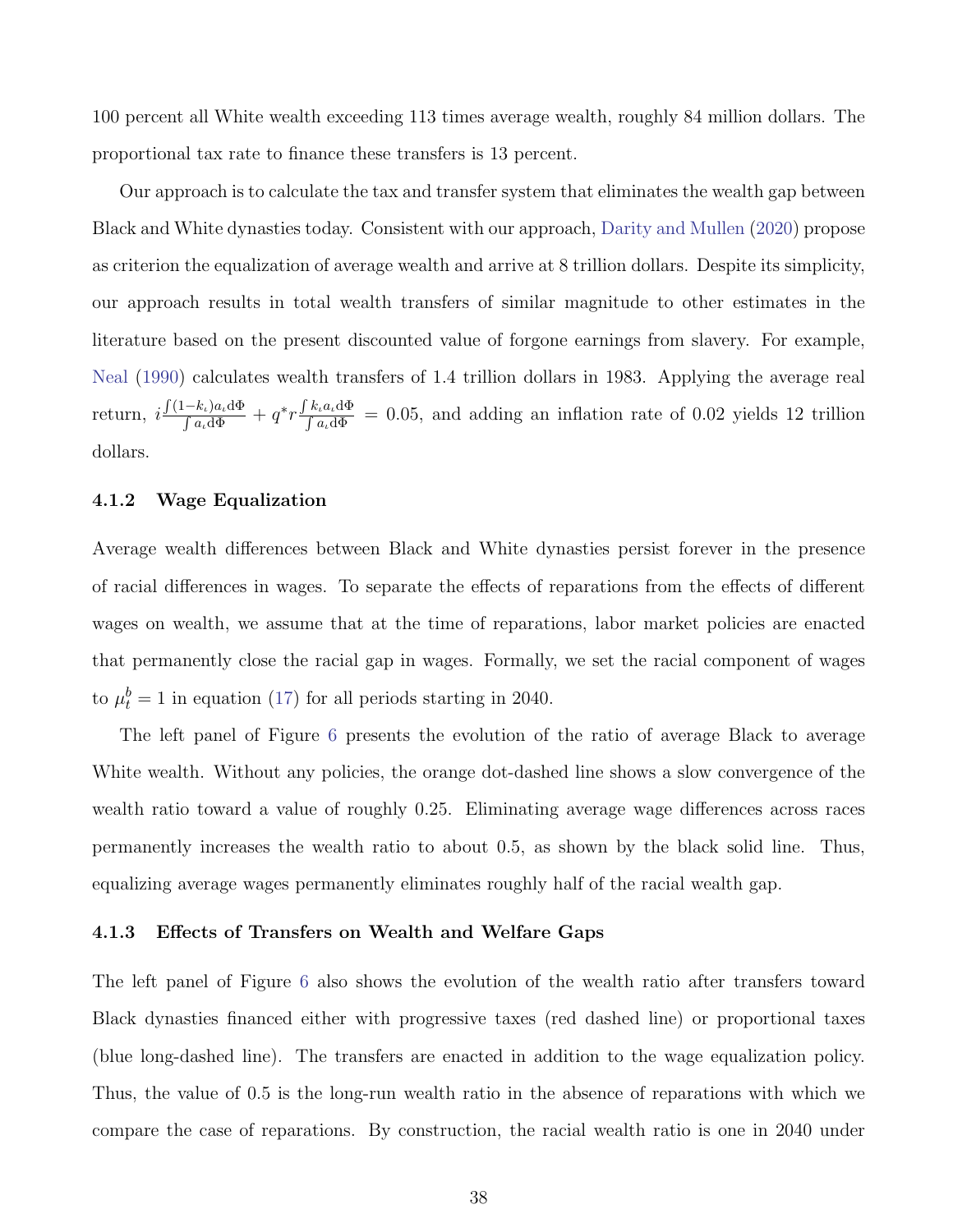100 percent all White wealth exceeding 113 times average wealth, roughly 84 million dollars. The proportional tax rate to finance these transfers is 13 percent.

Our approach is to calculate the tax and transfer system that eliminates the wealth gap between Black and White dynasties today. Consistent with our approach, Darity and Mullen (2020) propose as criterion the equalization of average wealth and arrive at 8 trillion dollars. Despite its simplicity, our approach results in total wealth transfers of similar magnitude to other estimates in the literature based on the present discounted value of forgone earnings from slavery. For example, Neal (1990) calculates wealth transfers of 1.4 trillion dollars in 1983. Applying the average real return, $i\frac{\int(1-k_\iota)a_\iota \mathrm{d}\Phi}{\int a_\iota \mathrm{d}\Phi} + q^* r \frac{\int k_\iota a_\iota \mathrm{d}\Phi}{\int a_\iota \mathrm{d}\Phi} = 0.05$, and adding an inflation rate of 0.02 yields 12 trillion dollars.

### 4.1.2 Wage Equalization

Average wealth differences between Black and White dynasties persist forever in the presence of racial differences in wages. To separate the effects of reparations from the effects of different wages on wealth, we assume that at the time of reparations, labor market policies are enacted that permanently close the racial gap in wages. Formally, we set the racial component of wages to $\mu_t^b = 1$ in equation (17) for all periods starting in 2040.

The left panel of Figure 6 presents the evolution of the ratio of average Black to average White wealth. Without any policies, the orange dot-dashed line shows a slow convergence of the wealth ratio toward a value of roughly 0.25. Eliminating average wage differences across races permanently increases the wealth ratio to about 0.5, as shown by the black solid line. Thus, equalizing average wages permanently eliminates roughly half of the racial wealth gap.

### 4.1.3 Effects of Transfers on Wealth and Welfare Gaps

The left panel of Figure 6 also shows the evolution of the wealth ratio after transfers toward Black dynasties financed either with progressive taxes (red dashed line) or proportional taxes (blue long-dashed line). The transfers are enacted in addition to the wage equalization policy. Thus, the value of 0.5 is the long-run wealth ratio in the absence of reparations with which we compare the case of reparations. By construction, the racial wealth ratio is one in 2040 under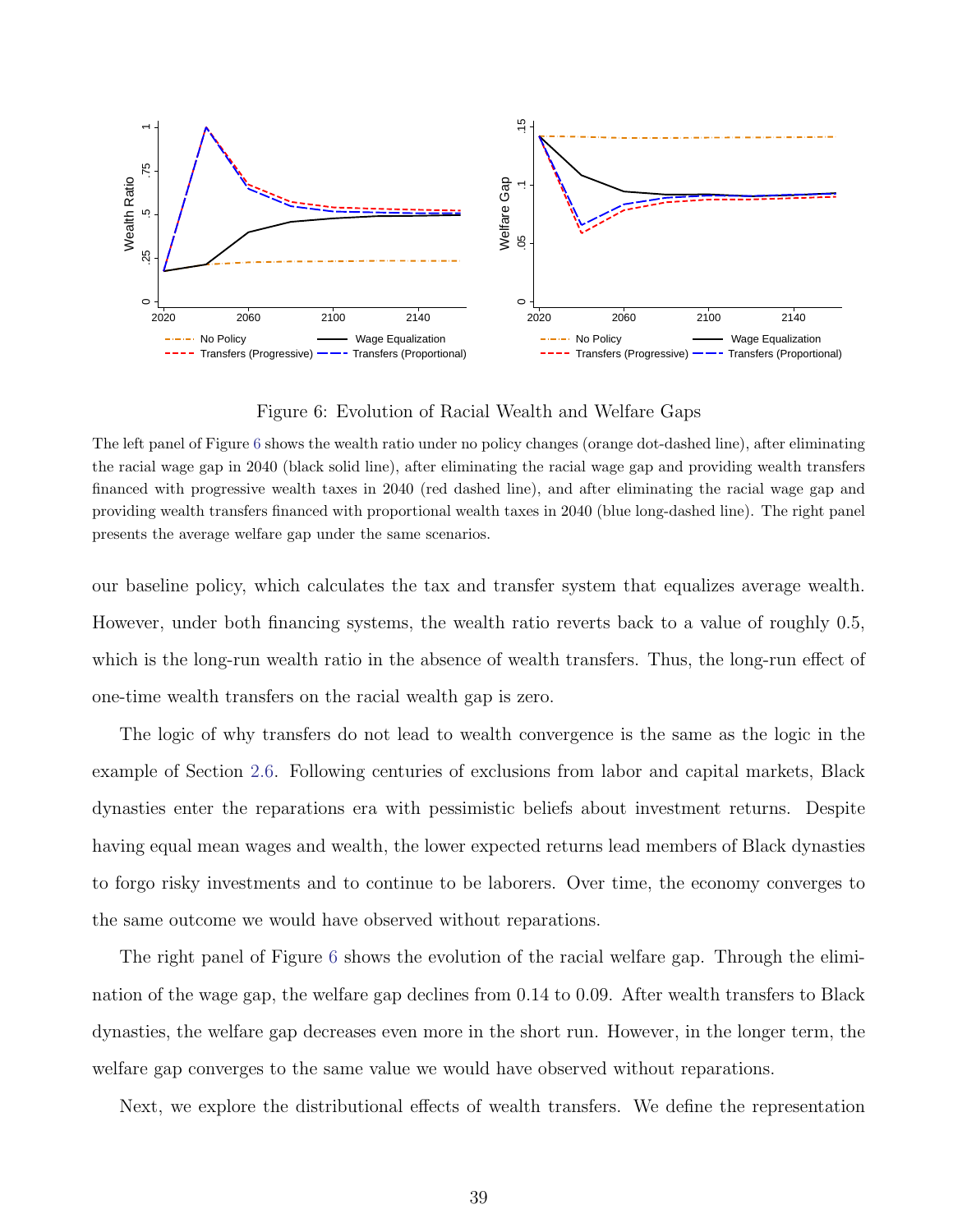Figure 6: Evolution of Racial Wealth and Welfare Gaps

The left panel of Figure 6 shows the wealth ratio under no policy changes (orange dot-dashed line), after eliminating the racial wage gap in 2040 (black solid line), after eliminating the racial wage gap and providing wealth transfers financed with progressive wealth taxes in 2040 (red dashed line), and after eliminating the racial wage gap and providing wealth transfers financed with proportional wealth taxes in 2040 (blue long-dashed line). The right panel presents the average welfare gap under the same scenarios.

our baseline policy, which calculates the tax and transfer system that equalizes average wealth. However, under both financing systems, the wealth ratio reverts back to a value of roughly 0.5, which is the long-run wealth ratio in the absence of wealth transfers. Thus, the long-run effect of one-time wealth transfers on the racial wealth gap is zero.

The logic of why transfers do not lead to wealth convergence is the same as the logic in the example of Section 2.6. Following centuries of exclusions from labor and capital markets, Black dynasties enter the reparations era with pessimistic beliefs about investment returns. Despite having equal mean wages and wealth, the lower expected returns lead members of Black dynasties to forgo risky investments and to continue to be laborers. Over time, the economy converges to the same outcome we would have observed without reparations.

The right panel of Figure 6 shows the evolution of the racial welfare gap. Through the elimination of the wage gap, the welfare gap declines from 0.14 to 0.09. After wealth transfers to Black dynasties, the welfare gap decreases even more in the short run. However, in the longer term, the welfare gap converges to the same value we would have observed without reparations.

Next, we explore the distributional effects of wealth transfers. We define the representation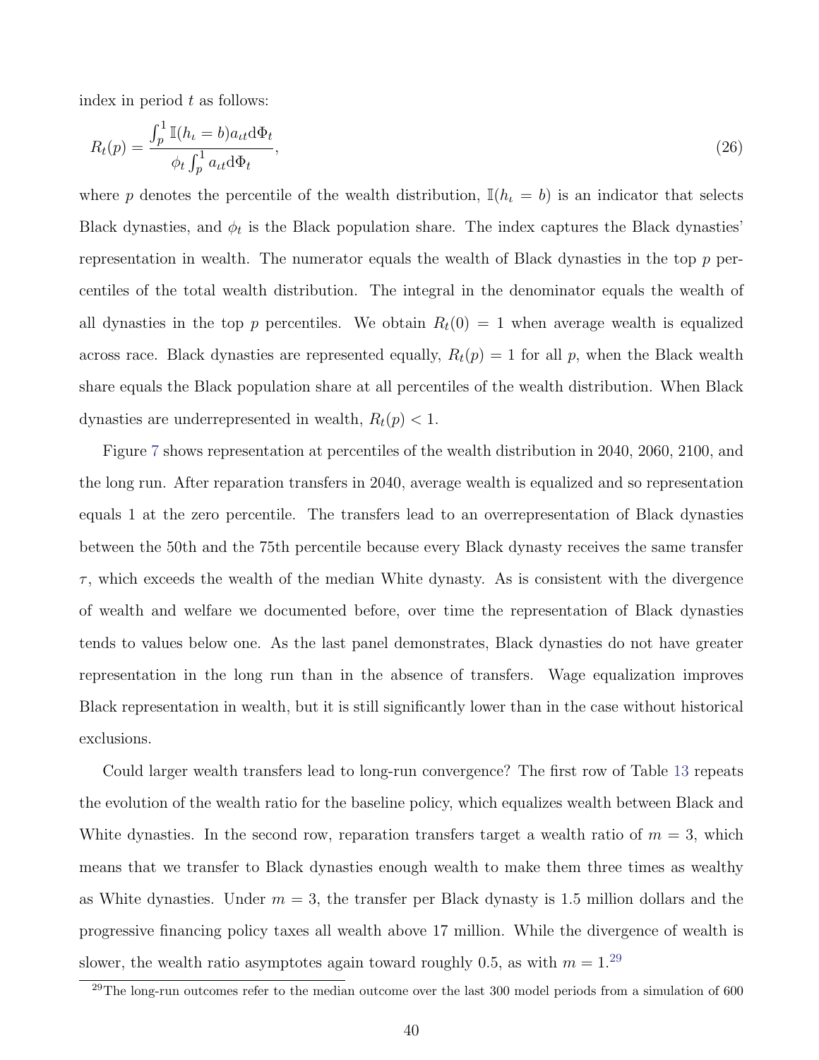index in period $t$ as follows:

$$R_t(p) = \frac{\int_p^1 \mathbb{I}(h_\iota = b) a_{\iota t} \mathrm{d}\Phi_t}{\phi_t \int_p^1 a_{\iota t} \mathrm{d}\Phi_t}, \tag{26}$$

where $p$ denotes the percentile of the wealth distribution, $\mathbb{I}(h_\iota = b)$ is an indicator that selects Black dynasties, and $\phi_t$ is the Black population share. The index captures the Black dynasties' representation in wealth. The numerator equals the wealth of Black dynasties in the top $p$ percentiles of the total wealth distribution. The integral in the denominator equals the wealth of all dynasties in the top $p$ percentiles. We obtain $R_t(0) = 1$ when average wealth is equalized across race. Black dynasties are represented equally, $R_t(p) = 1$ for all $p$, when the Black wealth share equals the Black population share at all percentiles of the wealth distribution. When Black dynasties are underrepresented in wealth, $R_t(p) < 1$.

Figure 7 shows representation at percentiles of the wealth distribution in 2040, 2060, 2100, and the long run. After reparation transfers in 2040, average wealth is equalized and so representation equals 1 at the zero percentile. The transfers lead to an overrepresentation of Black dynasties between the 50th and the 75th percentile because every Black dynasty receives the same transfer $\tau$, which exceeds the wealth of the median White dynasty. As is consistent with the divergence of wealth and welfare we documented before, over time the representation of Black dynasties tends to values below one. As the last panel demonstrates, Black dynasties do not have greater representation in the long run than in the absence of transfers. Wage equalization improves Black representation in wealth, but it is still significantly lower than in the case without historical exclusions.

Could larger wealth transfers lead to long-run convergence? The first row of Table 13 repeats the evolution of the wealth ratio for the baseline policy, which equalizes wealth between Black and White dynasties. In the second row, reparation transfers target a wealth ratio of $m = 3$, which means that we transfer to Black dynasties enough wealth to make them three times as wealthy as White dynasties. Under $m = 3$, the transfer per Black dynasty is 1.5 million dollars and the progressive financing policy taxes all wealth above 17 million. While the divergence of wealth is slower, the wealth ratio asymptotes again toward roughly 0.5, as with $m = 1$.[29]

[29]The long-run outcomes refer to the median outcome over the last 300 model periods from a simulation of 600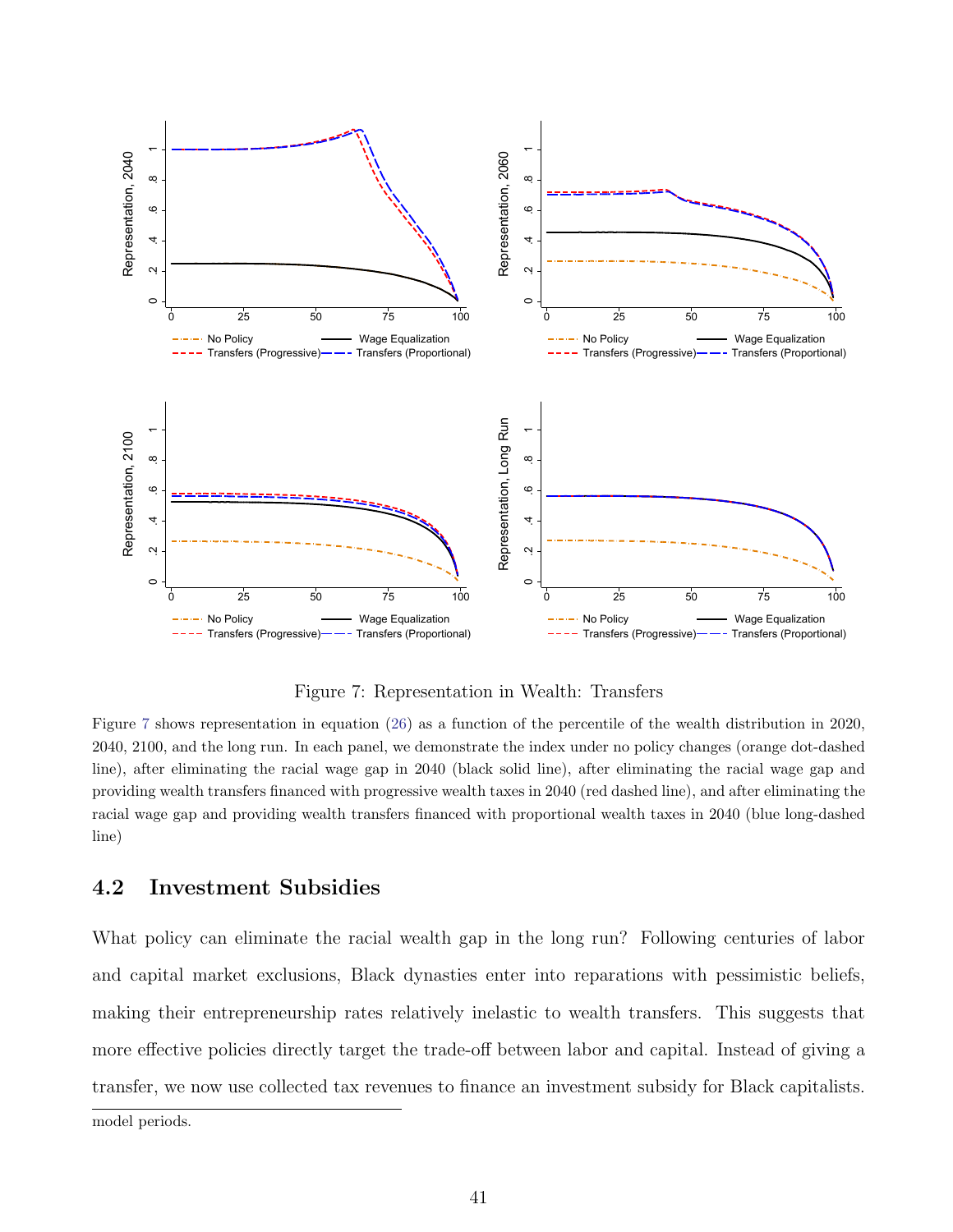Figure 7: Representation in Wealth: Transfers

Figure 7 shows representation in equation (26) as a function of the percentile of the wealth distribution in 2020, 2040, 2100, and the long run. In each panel, we demonstrate the index under no policy changes (orange dot-dashed line), after eliminating the racial wage gap in 2040 (black solid line), after eliminating the racial wage gap and providing wealth transfers financed with progressive wealth taxes in 2040 (red dashed line), and after eliminating the racial wage gap and providing wealth transfers financed with proportional wealth taxes in 2040 (blue long-dashed line)

## 4.2 Investment Subsidies

What policy can eliminate the racial wealth gap in the long run? Following centuries of labor and capital market exclusions, Black dynasties enter into reparations with pessimistic beliefs, making their entrepreneurship rates relatively inelastic to wealth transfers. This suggests that more effective policies directly target the trade-off between labor and capital. Instead of giving a transfer, we now use collected tax revenues to finance an investment subsidy for Black capitalists.

model periods.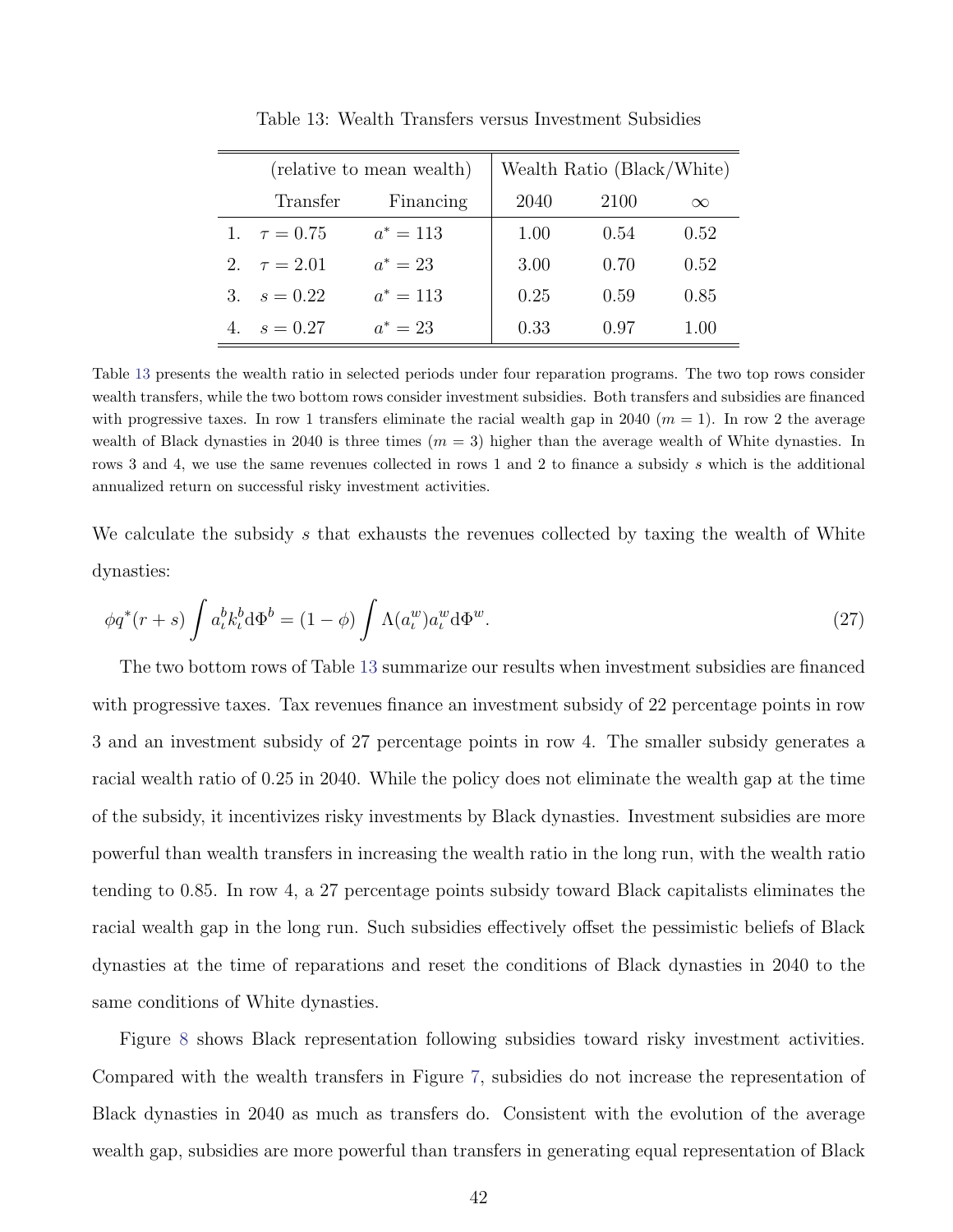Table 13: Wealth Transfers versus Investment Subsidies

| | (relative to mean wealth) | | Wealth Ratio (Black/White) | | |
|---|---|---|---|---|---|
| | Transfer | Financing | 2040 | 2100 | $\infty$ |
| 1. | $\tau = 0.75$ | $a^* = 113$ | 1.00 | 0.54 | 0.52 |
| 2. | $\tau = 2.01$ | $a^* = 23$ | 3.00 | 0.70 | 0.52 |
| 3. | $s = 0.22$ | $a^* = 113$ | 0.25 | 0.59 | 0.85 |
| 4. | $s = 0.27$ | $a^* = 23$ | 0.33 | 0.97 | 1.00 |

Table 13 presents the wealth ratio in selected periods under four reparation programs. The two top rows consider wealth transfers, while the two bottom rows consider investment subsidies. Both transfers and subsidies are financed with progressive taxes. In row 1 transfers eliminate the racial wealth gap in 2040 ($m = 1$). In row 2 the average wealth of Black dynasties in 2040 is three times ($m = 3$) higher than the average wealth of White dynasties. In rows 3 and 4, we use the same revenues collected in rows 1 and 2 to finance a subsidy $s$ which is the additional annualized return on successful risky investment activities.

We calculate the subsidy $s$ that exhausts the revenues collected by taxing the wealth of White dynasties:

$$\phi q^*(r + s) \int a_\iota^b k_\iota^b \mathrm{d}\Phi^b = (1 - \phi) \int \Lambda(a_\iota^w) a_\iota^w \mathrm{d}\Phi^w. \tag{27}$$

The two bottom rows of Table 13 summarize our results when investment subsidies are financed with progressive taxes. Tax revenues finance an investment subsidy of 22 percentage points in row 3 and an investment subsidy of 27 percentage points in row 4. The smaller subsidy generates a racial wealth ratio of 0.25 in 2040. While the policy does not eliminate the wealth gap at the time of the subsidy, it incentivizes risky investments by Black dynasties. Investment subsidies are more powerful than wealth transfers in increasing the wealth ratio in the long run, with the wealth ratio tending to 0.85. In row 4, a 27 percentage points subsidy toward Black capitalists eliminates the racial wealth gap in the long run. Such subsidies effectively offset the pessimistic beliefs of Black dynasties at the time of reparations and reset the conditions of Black dynasties in 2040 to the same conditions of White dynasties.

Figure 8 shows Black representation following subsidies toward risky investment activities. Compared with the wealth transfers in Figure 7, subsidies do not increase the representation of Black dynasties in 2040 as much as transfers do. Consistent with the evolution of the average wealth gap, subsidies are more powerful than transfers in generating equal representation of Black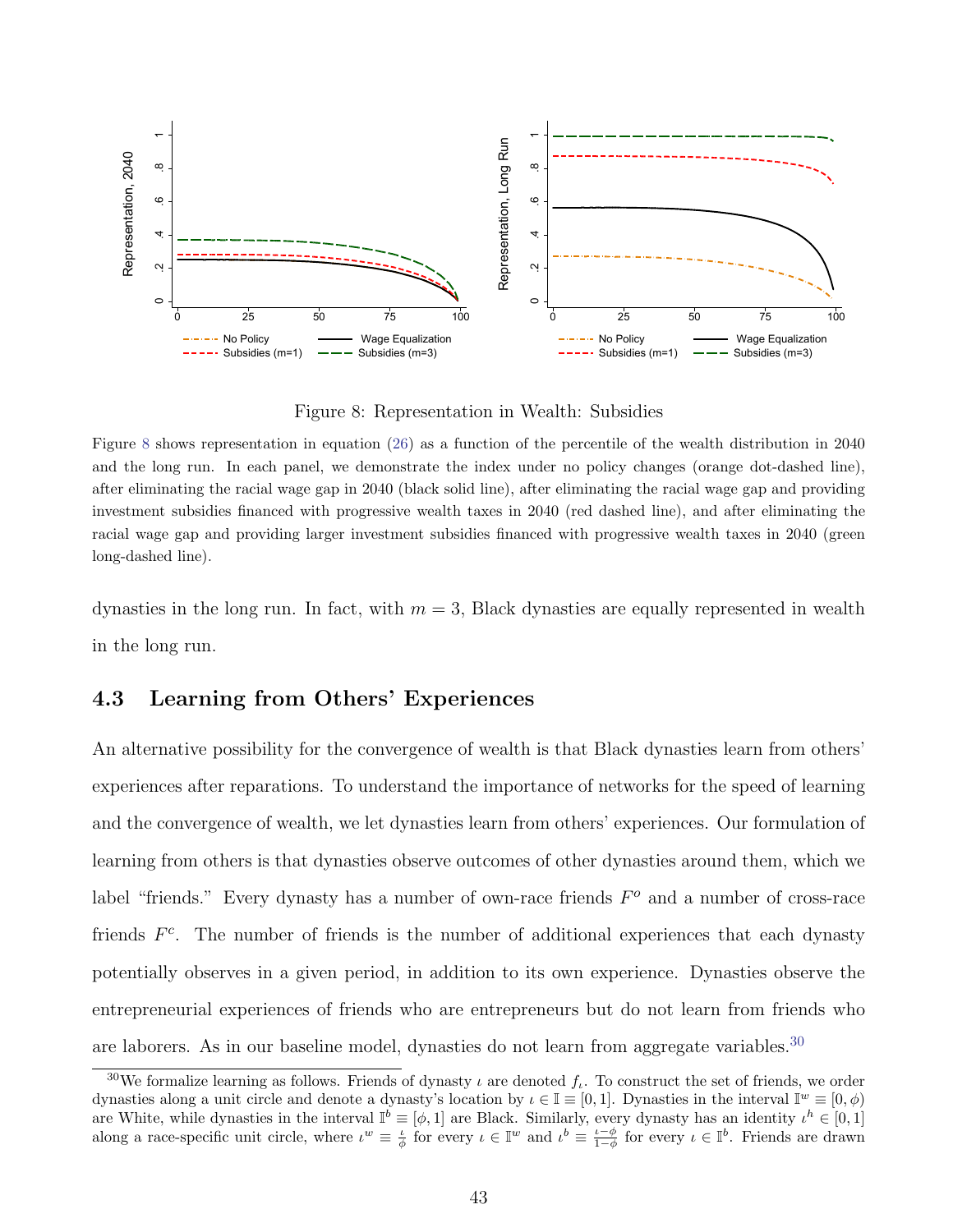Figure 8: Representation in Wealth: Subsidies

Figure 8 shows representation in equation (26) as a function of the percentile of the wealth distribution in 2040 and the long run. In each panel, we demonstrate the index under no policy changes (orange dot-dashed line), after eliminating the racial wage gap in 2040 (black solid line), after eliminating the racial wage gap and providing investment subsidies financed with progressive wealth taxes in 2040 (red dashed line), and after eliminating the racial wage gap and providing larger investment subsidies financed with progressive wealth taxes in 2040 (green long-dashed line).

dynasties in the long run. In fact, with $m = 3$, Black dynasties are equally represented in wealth in the long run.

## 4.3 Learning from Others' Experiences

An alternative possibility for the convergence of wealth is that Black dynasties learn from others' experiences after reparations. To understand the importance of networks for the speed of learning and the convergence of wealth, we let dynasties learn from others' experiences. Our formulation of learning from others is that dynasties observe outcomes of other dynasties around them, which we label "friends." Every dynasty has a number of own-race friends $F^o$ and a number of cross-race friends $F^c$. The number of friends is the number of additional experiences that each dynasty potentially observes in a given period, in addition to its own experience. Dynasties observe the entrepreneurial experiences of friends who are entrepreneurs but do not learn from friends who are laborers. As in our baseline model, dynasties do not learn from aggregate variables.[30]

[30] We formalize learning as follows. Friends of dynasty $\iota$ are denoted $f_\iota$. To construct the set of friends, we order dynasties along a unit circle and denote a dynasty's location by $\iota \in \mathbb{I} \equiv [0, 1]$. Dynasties in the interval $\mathbb{I}^w \equiv [0, \phi)$ are White, while dynasties in the interval $\mathbb{I}^b \equiv [\phi, 1]$ are Black. Similarly, every dynasty has an identity $\iota^h \in [0, 1]$ along a race-specific unit circle, where $\iota^w \equiv \frac{\iota}{\phi}$ for every $\iota \in \mathbb{I}^w$ and $\iota^b \equiv \frac{\iota - \phi}{1 - \phi}$ for every $\iota \in \mathbb{I}^b$. Friends are drawn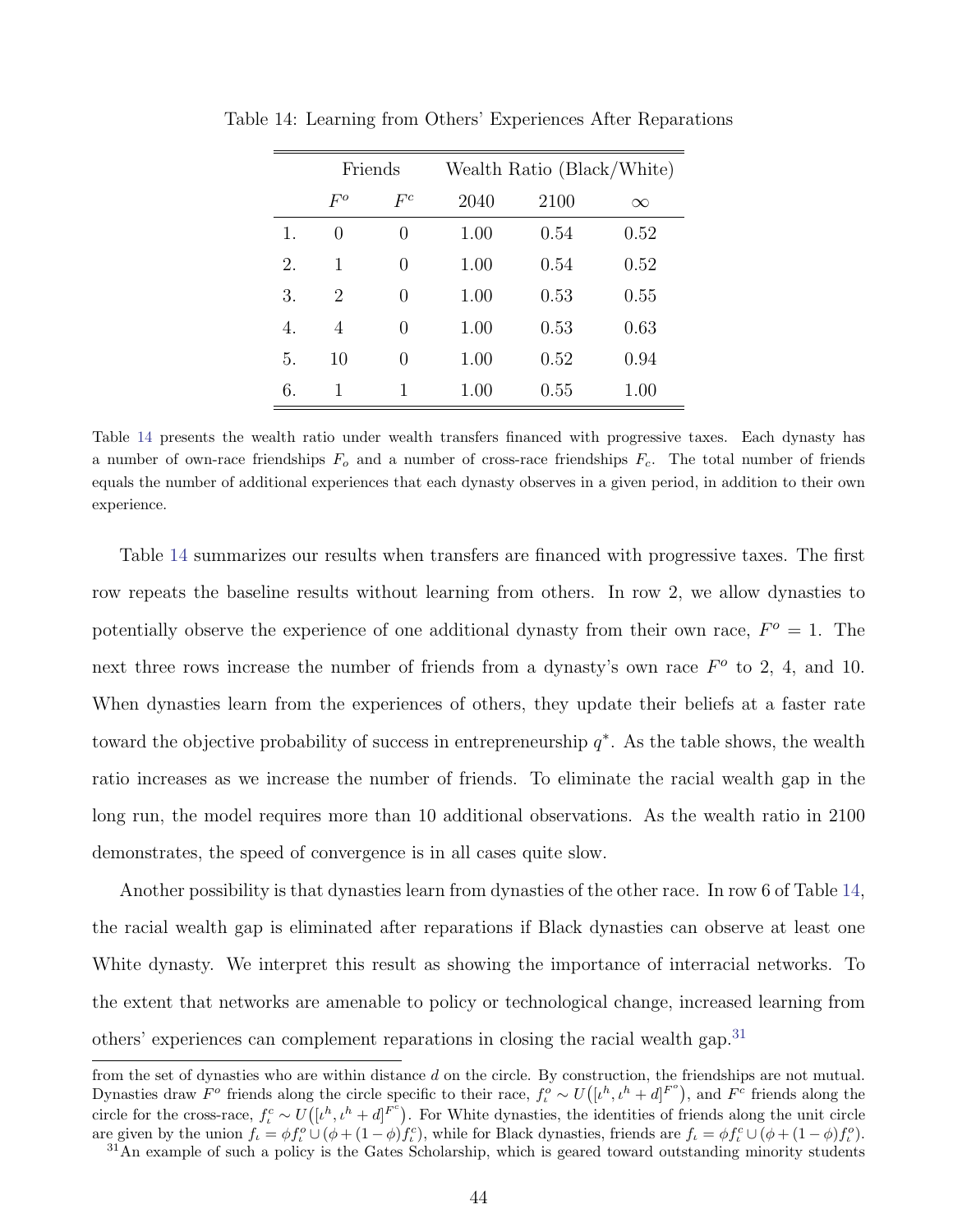Table 14: Learning from Others' Experiences After Reparations

| | Friends | | Wealth Ratio (Black/White) | | |
|---|---|---|---|---|---|
| | $F^o$ | $F^c$ | 2040 | 2100 | $\infty$ |
| 1. | 0 | 0 | 1.00 | 0.54 | 0.52 |
| 2. | 1 | 0 | 1.00 | 0.54 | 0.52 |
| 3. | 2 | 0 | 1.00 | 0.53 | 0.55 |
| 4. | 4 | 0 | 1.00 | 0.53 | 0.63 |
| 5. | 10 | 0 | 1.00 | 0.52 | 0.94 |
| 6. | 1 | 1 | 1.00 | 0.55 | 1.00 |

Table 14 presents the wealth ratio under wealth transfers financed with progressive taxes. Each dynasty has a number of own-race friendships $F_o$ and a number of cross-race friendships $F_c$. The total number of friends equals the number of additional experiences that each dynasty observes in a given period, in addition to their own experience.

Table 14 summarizes our results when transfers are financed with progressive taxes. The first row repeats the baseline results without learning from others. In row 2, we allow dynasties to potentially observe the experience of one additional dynasty from their own race, $F^o = 1$. The next three rows increase the number of friends from a dynasty's own race $F^o$ to 2, 4, and 10. When dynasties learn from the experiences of others, they update their beliefs at a faster rate toward the objective probability of success in entrepreneurship $q^*$. As the table shows, the wealth ratio increases as we increase the number of friends. To eliminate the racial wealth gap in the long run, the model requires more than 10 additional observations. As the wealth ratio in 2100 demonstrates, the speed of convergence is in all cases quite slow.

Another possibility is that dynasties learn from dynasties of the other race. In row 6 of Table 14, the racial wealth gap is eliminated after reparations if Black dynasties can observe at least one White dynasty. We interpret this result as showing the importance of interracial networks. To the extent that networks are amenable to policy or technological change, increased learning from others' experiences can complement reparations in closing the racial wealth gap.[31]

from the set of dynasties who are within distance $d$ on the circle. By construction, the friendships are not mutual. Dynasties draw $F^o$ friends along the circle specific to their race, $f^o_\iota \sim U\big([\iota^h, \iota^h + d]^{F^o}\big)$, and $F^c$ friends along the circle for the cross-race, $f^c_\iota \sim U\big([\iota^h, \iota^h + d]^{F^c}\big)$. For White dynasties, the identities of friends along the unit circle are given by the union $f_\iota = \phi f^o_\iota \cup (\phi + (1-\phi) f^c_\iota)$, while for Black dynasties, friends are $f_\iota = \phi f^c_\iota \cup (\phi + (1-\phi) f^o_\iota)$.

[31] An example of such a policy is the Gates Scholarship, which is geared toward outstanding minority students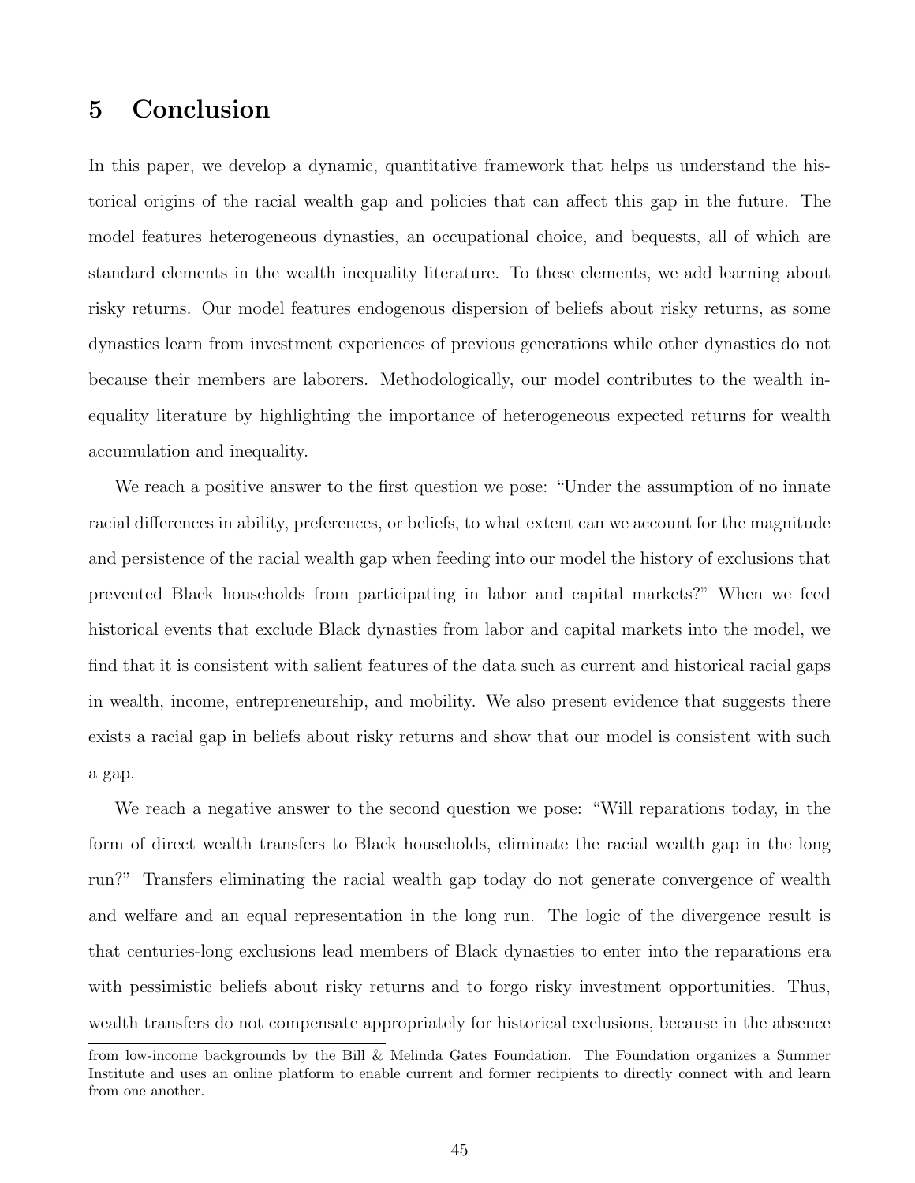## 5 Conclusion

In this paper, we develop a dynamic, quantitative framework that helps us understand the historical origins of the racial wealth gap and policies that can affect this gap in the future. The model features heterogeneous dynasties, an occupational choice, and bequests, all of which are standard elements in the wealth inequality literature. To these elements, we add learning about risky returns. Our model features endogenous dispersion of beliefs about risky returns, as some dynasties learn from investment experiences of previous generations while other dynasties do not because their members are laborers. Methodologically, our model contributes to the wealth inequality literature by highlighting the importance of heterogeneous expected returns for wealth accumulation and inequality.

We reach a positive answer to the first question we pose: "Under the assumption of no innate racial differences in ability, preferences, or beliefs, to what extent can we account for the magnitude and persistence of the racial wealth gap when feeding into our model the history of exclusions that prevented Black households from participating in labor and capital markets?" When we feed historical events that exclude Black dynasties from labor and capital markets into the model, we find that it is consistent with salient features of the data such as current and historical racial gaps in wealth, income, entrepreneurship, and mobility. We also present evidence that suggests there exists a racial gap in beliefs about risky returns and show that our model is consistent with such a gap.

We reach a negative answer to the second question we pose: "Will reparations today, in the form of direct wealth transfers to Black households, eliminate the racial wealth gap in the long run?" Transfers eliminating the racial wealth gap today do not generate convergence of wealth and welfare and an equal representation in the long run. The logic of the divergence result is that centuries-long exclusions lead members of Black dynasties to enter into the reparations era with pessimistic beliefs about risky returns and to forgo risky investment opportunities. Thus, wealth transfers do not compensate appropriately for historical exclusions, because in the absence

from low-income backgrounds by the Bill & Melinda Gates Foundation. The Foundation organizes a Summer Institute and uses an online platform to enable current and former recipients to directly connect with and learn from one another.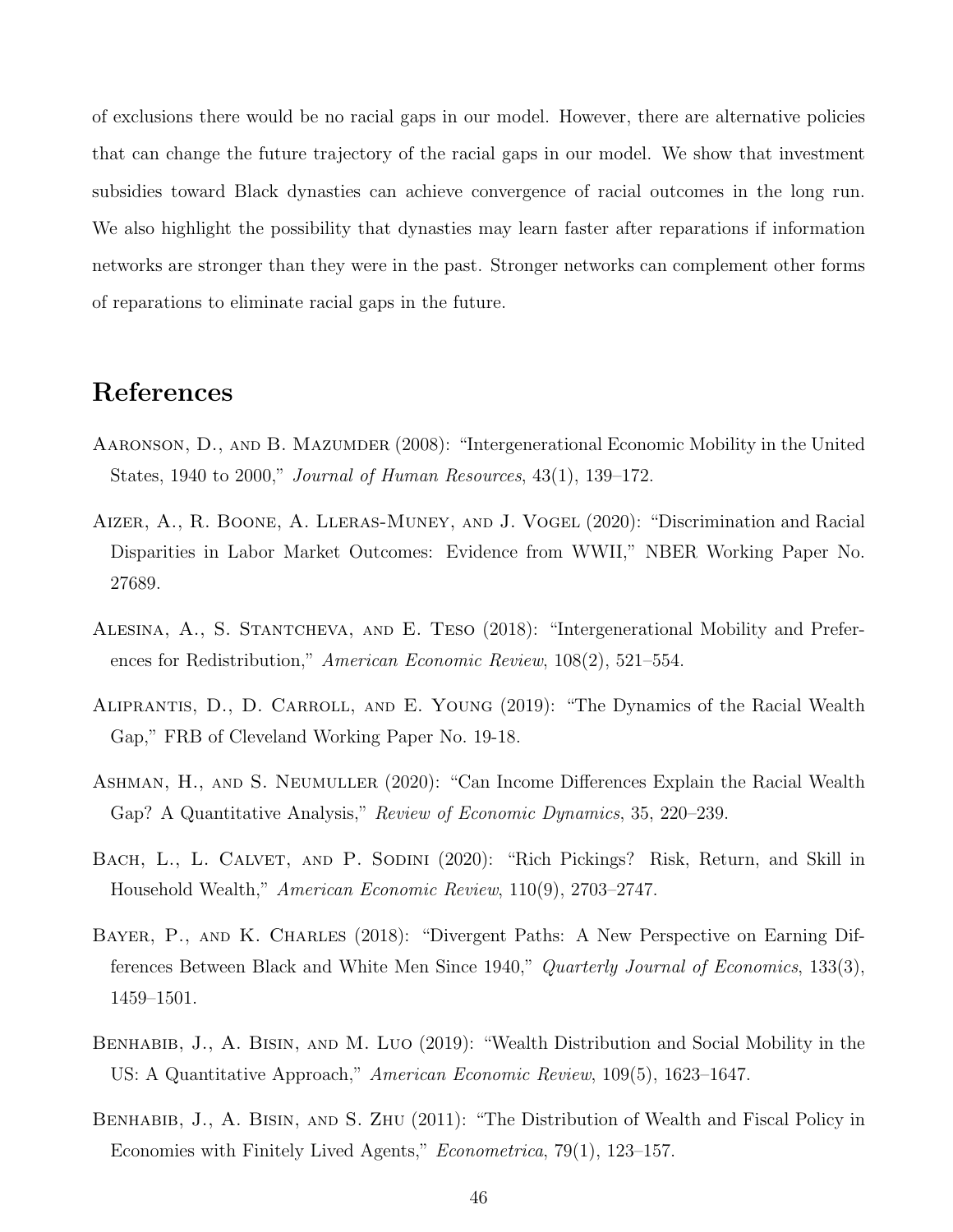of exclusions there would be no racial gaps in our model. However, there are alternative policies that can change the future trajectory of the racial gaps in our model. We show that investment subsidies toward Black dynasties can achieve convergence of racial outcomes in the long run. We also highlight the possibility that dynasties may learn faster after reparations if information networks are stronger than they were in the past. Stronger networks can complement other forms of reparations to eliminate racial gaps in the future.

# References

Aaronson, D., and B. Mazumder (2008): "Intergenerational Economic Mobility in the United States, 1940 to 2000," *Journal of Human Resources*, 43(1), 139–172.

Aizer, A., R. Boone, A. Lleras-Muney, and J. Vogel (2020): "Discrimination and Racial Disparities in Labor Market Outcomes: Evidence from WWII," NBER Working Paper No. 27689.

Alesina, A., S. Stantcheva, and E. Teso (2018): "Intergenerational Mobility and Preferences for Redistribution," *American Economic Review*, 108(2), 521–554.

Aliprantis, D., D. Carroll, and E. Young (2019): "The Dynamics of the Racial Wealth Gap," FRB of Cleveland Working Paper No. 19-18.

Ashman, H., and S. Neumuller (2020): "Can Income Differences Explain the Racial Wealth Gap? A Quantitative Analysis," *Review of Economic Dynamics*, 35, 220–239.

Bach, L., L. Calvet, and P. Sodini (2020): "Rich Pickings? Risk, Return, and Skill in Household Wealth," *American Economic Review*, 110(9), 2703–2747.

Bayer, P., and K. Charles (2018): "Divergent Paths: A New Perspective on Earning Differences Between Black and White Men Since 1940," *Quarterly Journal of Economics*, 133(3), 1459–1501.

Benhabib, J., A. Bisin, and M. Luo (2019): "Wealth Distribution and Social Mobility in the US: A Quantitative Approach," *American Economic Review*, 109(5), 1623–1647.

Benhabib, J., A. Bisin, and S. Zhu (2011): "The Distribution of Wealth and Fiscal Policy in Economies with Finitely Lived Agents," *Econometrica*, 79(1), 123–157.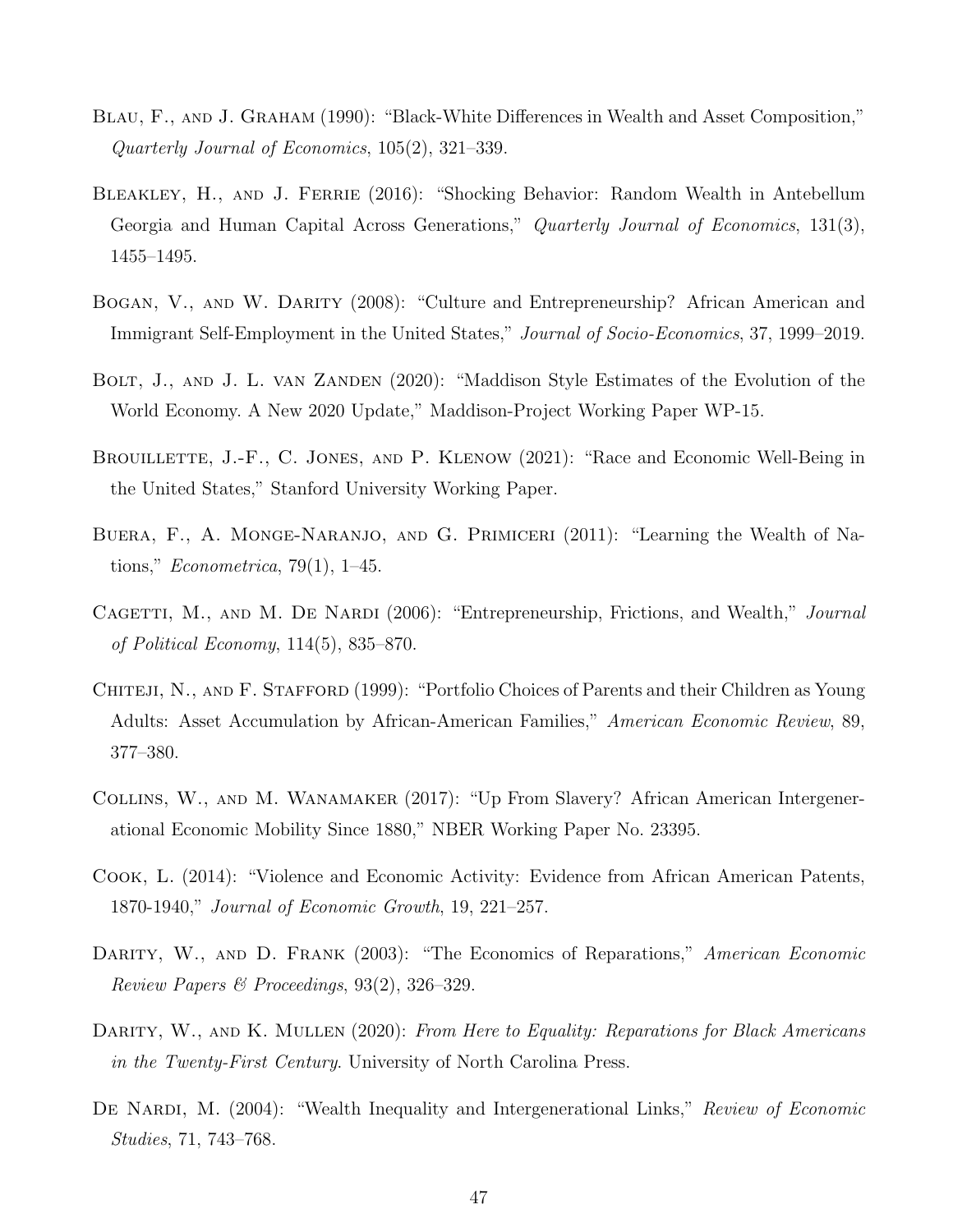Blau, F., and J. Graham (1990): "Black-White Differences in Wealth and Asset Composition," *Quarterly Journal of Economics*, 105(2), 321–339.

Bleakley, H., and J. Ferrie (2016): "Shocking Behavior: Random Wealth in Antebellum Georgia and Human Capital Across Generations," *Quarterly Journal of Economics*, 131(3), 1455–1495.

Bogan, V., and W. Darity (2008): "Culture and Entrepreneurship? African American and Immigrant Self-Employment in the United States," *Journal of Socio-Economics*, 37, 1999–2019.

Bolt, J., and J. L. van Zanden (2020): "Maddison Style Estimates of the Evolution of the World Economy. A New 2020 Update," Maddison-Project Working Paper WP-15.

Brouillette, J.-F., C. Jones, and P. Klenow (2021): "Race and Economic Well-Being in the United States," Stanford University Working Paper.

Buera, F., A. Monge-Naranjo, and G. Primiceri (2011): "Learning the Wealth of Nations," *Econometrica*, 79(1), 1–45.

Cagetti, M., and M. De Nardi (2006): "Entrepreneurship, Frictions, and Wealth," *Journal of Political Economy*, 114(5), 835–870.

Chiteji, N., and F. Stafford (1999): "Portfolio Choices of Parents and their Children as Young Adults: Asset Accumulation by African-American Families," *American Economic Review*, 89, 377–380.

Collins, W., and M. Wanamaker (2017): "Up From Slavery? African American Intergenerational Economic Mobility Since 1880," NBER Working Paper No. 23395.

Cook, L. (2014): "Violence and Economic Activity: Evidence from African American Patents, 1870-1940," *Journal of Economic Growth*, 19, 221–257.

Darity, W., and D. Frank (2003): "The Economics of Reparations," *American Economic Review Papers & Proceedings*, 93(2), 326–329.

Darity, W., and K. Mullen (2020): *From Here to Equality: Reparations for Black Americans in the Twenty-First Century*. University of North Carolina Press.

De Nardi, M. (2004): "Wealth Inequality and Intergenerational Links," *Review of Economic Studies*, 71, 743–768.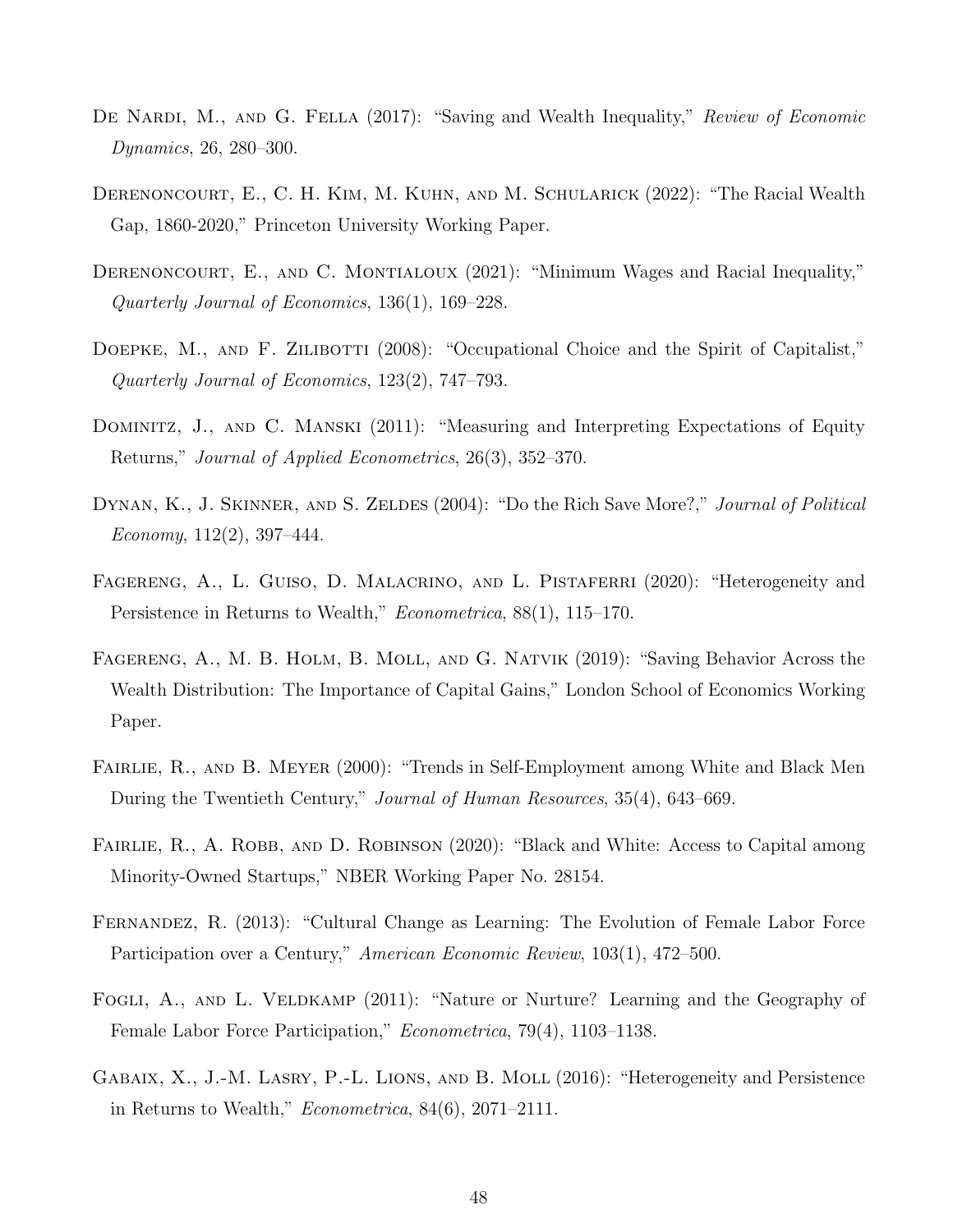De Nardi, M., and G. Fella (2017): "Saving and Wealth Inequality," *Review of Economic Dynamics*, 26, 280–300.

Derenoncourt, E., C. H. Kim, M. Kuhn, and M. Schularick (2022): "The Racial Wealth Gap, 1860-2020," Princeton University Working Paper.

Derenoncourt, E., and C. Montialoux (2021): "Minimum Wages and Racial Inequality," *Quarterly Journal of Economics*, 136(1), 169–228.

Doepke, M., and F. Zilibotti (2008): "Occupational Choice and the Spirit of Capitalist," *Quarterly Journal of Economics*, 123(2), 747–793.

Dominitz, J., and C. Manski (2011): "Measuring and Interpreting Expectations of Equity Returns," *Journal of Applied Econometrics*, 26(3), 352–370.

Dynan, K., J. Skinner, and S. Zeldes (2004): "Do the Rich Save More?," *Journal of Political Economy*, 112(2), 397–444.

Fagereng, A., L. Guiso, D. Malacrino, and L. Pistaferri (2020): "Heterogeneity and Persistence in Returns to Wealth," *Econometrica*, 88(1), 115–170.

Fagereng, A., M. B. Holm, B. Moll, and G. Natvik (2019): "Saving Behavior Across the Wealth Distribution: The Importance of Capital Gains," London School of Economics Working Paper.

Fairlie, R., and B. Meyer (2000): "Trends in Self-Employment among White and Black Men During the Twentieth Century," *Journal of Human Resources*, 35(4), 643–669.

Fairlie, R., A. Robb, and D. Robinson (2020): "Black and White: Access to Capital among Minority-Owned Startups," NBER Working Paper No. 28154.

Fernandez, R. (2013): "Cultural Change as Learning: The Evolution of Female Labor Force Participation over a Century," *American Economic Review*, 103(1), 472–500.

Fogli, A., and L. Veldkamp (2011): "Nature or Nurture? Learning and the Geography of Female Labor Force Participation," *Econometrica*, 79(4), 1103–1138.

Gabaix, X., J.-M. Lasry, P.-L. Lions, and B. Moll (2016): "Heterogeneity and Persistence in Returns to Wealth," *Econometrica*, 84(6), 2071–2111.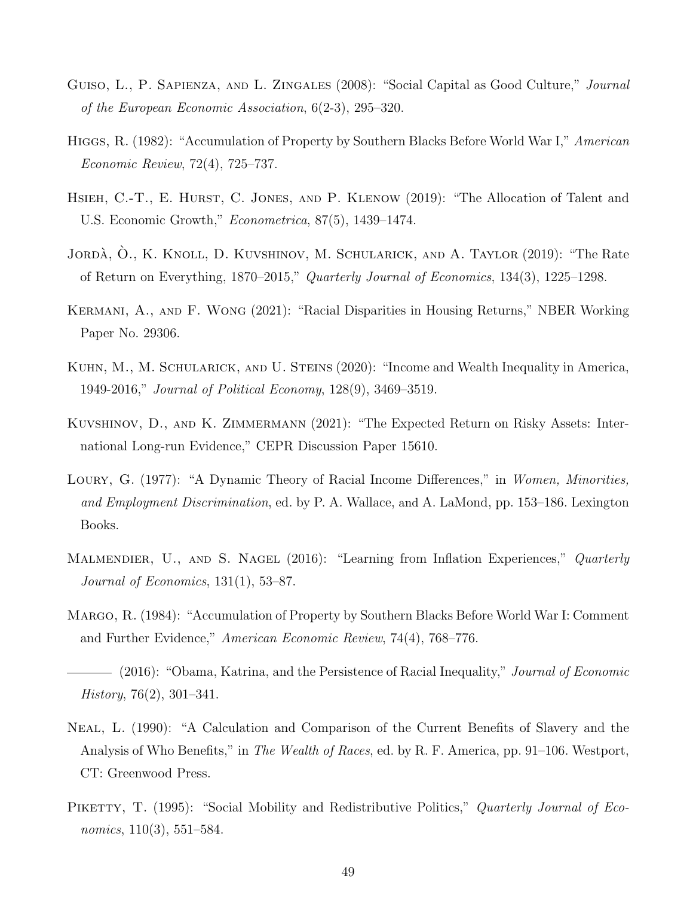Guiso, L., P. Sapienza, and L. Zingales (2008): "Social Capital as Good Culture," *Journal of the European Economic Association*, 6(2-3), 295–320.

Higgs, R. (1982): "Accumulation of Property by Southern Blacks Before World War I," *American Economic Review*, 72(4), 725–737.

Hsieh, C.-T., E. Hurst, C. Jones, and P. Klenow (2019): "The Allocation of Talent and U.S. Economic Growth," *Econometrica*, 87(5), 1439–1474.

Jordà, Ò., K. Knoll, D. Kuvshinov, M. Schularick, and A. Taylor (2019): "The Rate of Return on Everything, 1870–2015," *Quarterly Journal of Economics*, 134(3), 1225–1298.

Kermani, A., and F. Wong (2021): "Racial Disparities in Housing Returns," NBER Working Paper No. 29306.

Kuhn, M., M. Schularick, and U. Steins (2020): "Income and Wealth Inequality in America, 1949-2016," *Journal of Political Economy*, 128(9), 3469–3519.

Kuvshinov, D., and K. Zimmermann (2021): "The Expected Return on Risky Assets: International Long-run Evidence," CEPR Discussion Paper 15610.

Loury, G. (1977): "A Dynamic Theory of Racial Income Differences," in *Women, Minorities, and Employment Discrimination*, ed. by P. A. Wallace, and A. LaMond, pp. 153–186. Lexington Books.

Malmendier, U., and S. Nagel (2016): "Learning from Inflation Experiences," *Quarterly Journal of Economics*, 131(1), 53–87.

Margo, R. (1984): "Accumulation of Property by Southern Blacks Before World War I: Comment and Further Evidence," *American Economic Review*, 74(4), 768–776.

——— (2016): "Obama, Katrina, and the Persistence of Racial Inequality," *Journal of Economic History*, 76(2), 301–341.

Neal, L. (1990): "A Calculation and Comparison of the Current Benefits of Slavery and the Analysis of Who Benefits," in *The Wealth of Races*, ed. by R. F. America, pp. 91–106. Westport, CT: Greenwood Press.

Piketty, T. (1995): "Social Mobility and Redistributive Politics," *Quarterly Journal of Economics*, 110(3), 551–584.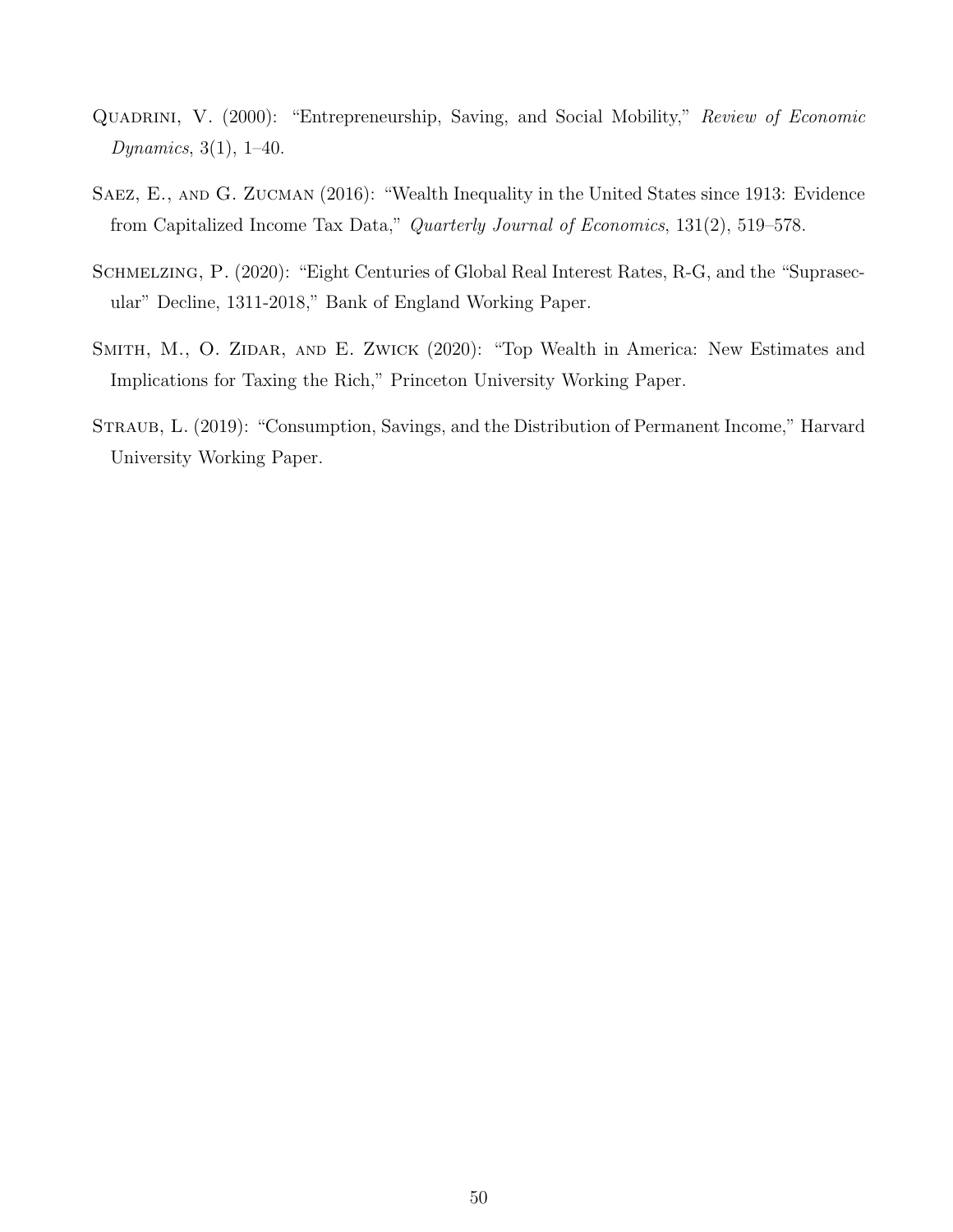Quadrini, V. (2000): "Entrepreneurship, Saving, and Social Mobility," *Review of Economic Dynamics*, 3(1), 1–40.

Saez, E., and G. Zucman (2016): "Wealth Inequality in the United States since 1913: Evidence from Capitalized Income Tax Data," *Quarterly Journal of Economics*, 131(2), 519–578.

Schmelzing, P. (2020): "Eight Centuries of Global Real Interest Rates, R-G, and the "Suprasecular" Decline, 1311-2018," Bank of England Working Paper.

Smith, M., O. Zidar, and E. Zwick (2020): "Top Wealth in America: New Estimates and Implications for Taxing the Rich," Princeton University Working Paper.

Straub, L. (2019): "Consumption, Savings, and the Distribution of Permanent Income," Harvard University Working Paper.